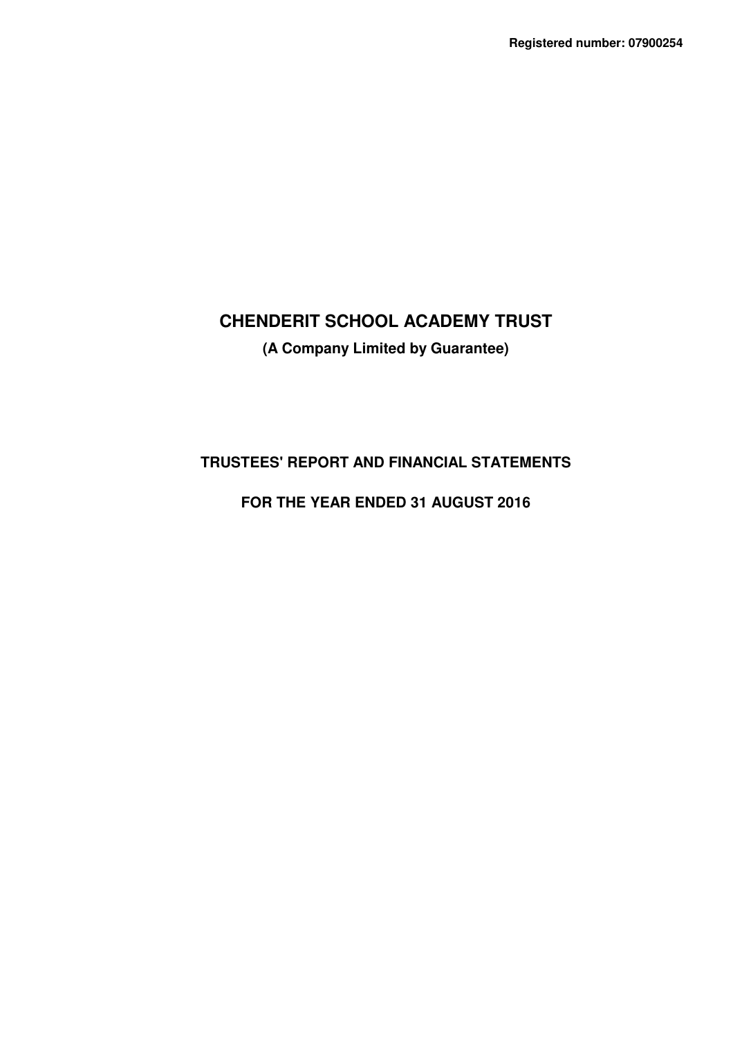**Registered number: 07900254**

# CHENDERIT SCHOOL ACADEMY TRUST

**(A Company Limited by Guarantee)**

## TRUSTEES' REPORT AND FINANCIAL STATEMENTS

## FOR THE YEAR ENDED 31 AUGUST 2016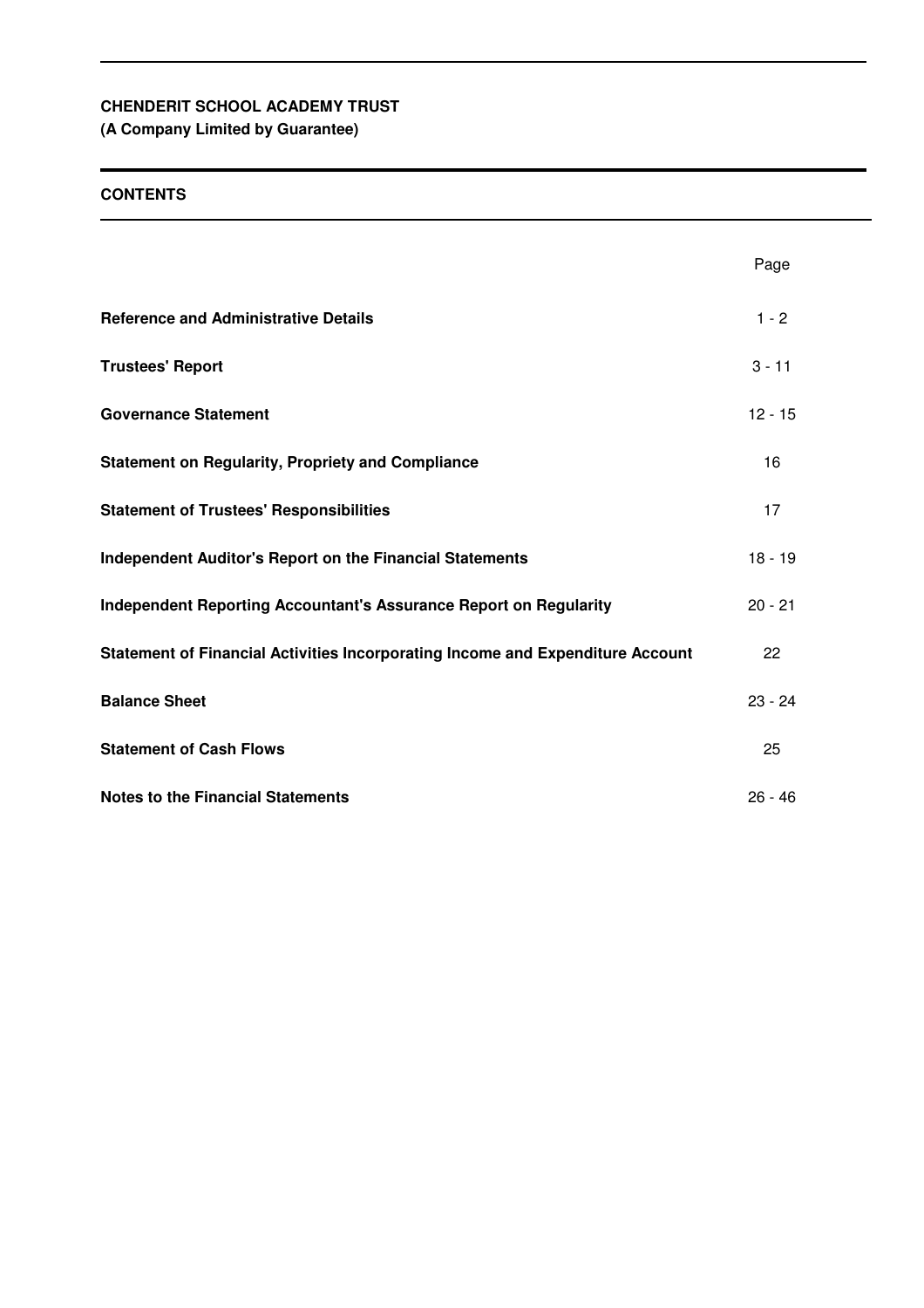**CHENDERIT SCHOOL ACADEMY TRUST**
**(A Company Limited by Guarantee)**

## CONTENTS

| | Page |
|---|---|
| **Reference and Administrative Details** | 1 - 2 |
| **Trustees' Report** | 3 - 11 |
| **Governance Statement** | 12 - 15 |
| **Statement on Regularity, Propriety and Compliance** | 16 |
| **Statement of Trustees' Responsibilities** | 17 |
| **Independent Auditor's Report on the Financial Statements** | 18 - 19 |
| **Independent Reporting Accountant's Assurance Report on Regularity** | 20 - 21 |
| **Statement of Financial Activities Incorporating Income and Expenditure Account** | 22 |
| **Balance Sheet** | 23 - 24 |
| **Statement of Cash Flows** | 25 |
| **Notes to the Financial Statements** | 26 - 46 |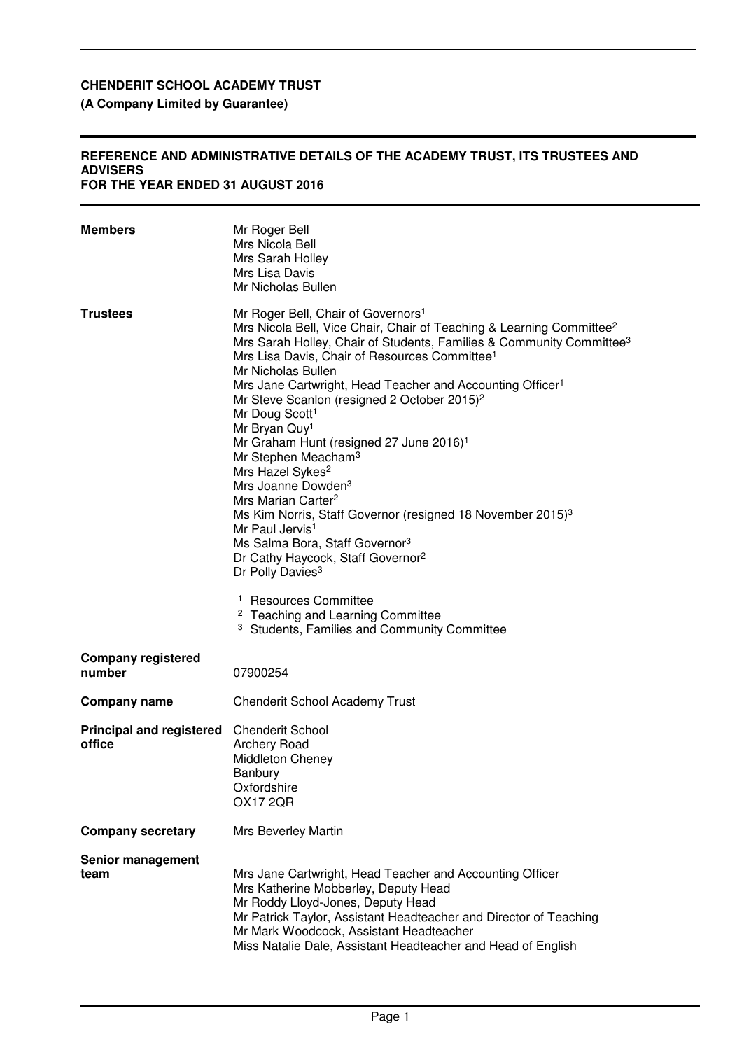**CHENDERIT SCHOOL ACADEMY TRUST**

**(A Company Limited by Guarantee)**

**REFERENCE AND ADMINISTRATIVE DETAILS OF THE ACADEMY TRUST, ITS TRUSTEES AND ADVISERS FOR THE YEAR ENDED 31 AUGUST 2016**

**Members**

Mr Roger Bell
Mrs Nicola Bell
Mrs Sarah Holley
Mrs Lisa Davis
Mr Nicholas Bullen

**Trustees**

Mr Roger Bell, Chair of Governors[1]
Mrs Nicola Bell, Vice Chair, Chair of Teaching & Learning Committee[2]
Mrs Sarah Holley, Chair of Students, Families & Community Committee[3]
Mrs Lisa Davis, Chair of Resources Committee[1]
Mr Nicholas Bullen
Mrs Jane Cartwright, Head Teacher and Accounting Officer[1]
Mr Steve Scanlon (resigned 2 October 2015)[2]
Mr Doug Scott[1]
Mr Bryan Quy[1]
Mr Graham Hunt (resigned 27 June 2016)[1]
Mr Stephen Meacham[3]
Mrs Hazel Sykes[2]
Mrs Joanne Dowden[3]
Mrs Marian Carter[2]
Ms Kim Norris, Staff Governor (resigned 18 November 2015)[3]
Mr Paul Jervis[1]
Ms Salma Bora, Staff Governor[3]
Dr Cathy Haycock, Staff Governor[2]
Dr Polly Davies[3]

[1] Resources Committee
[2] Teaching and Learning Committee
[3] Students, Families and Community Committee

**Company registered number**

07900254

**Company name**

Chenderit School Academy Trust

**Principal and registered office**

Chenderit School
Archery Road
Middleton Cheney
Banbury
Oxfordshire
OX17 2QR

**Company secretary**

Mrs Beverley Martin

**Senior management team**

Mrs Jane Cartwright, Head Teacher and Accounting Officer
Mrs Katherine Mobberley, Deputy Head
Mr Roddy Lloyd-Jones, Deputy Head
Mr Patrick Taylor, Assistant Headteacher and Director of Teaching
Mr Mark Woodcock, Assistant Headteacher
Miss Natalie Dale, Assistant Headteacher and Head of English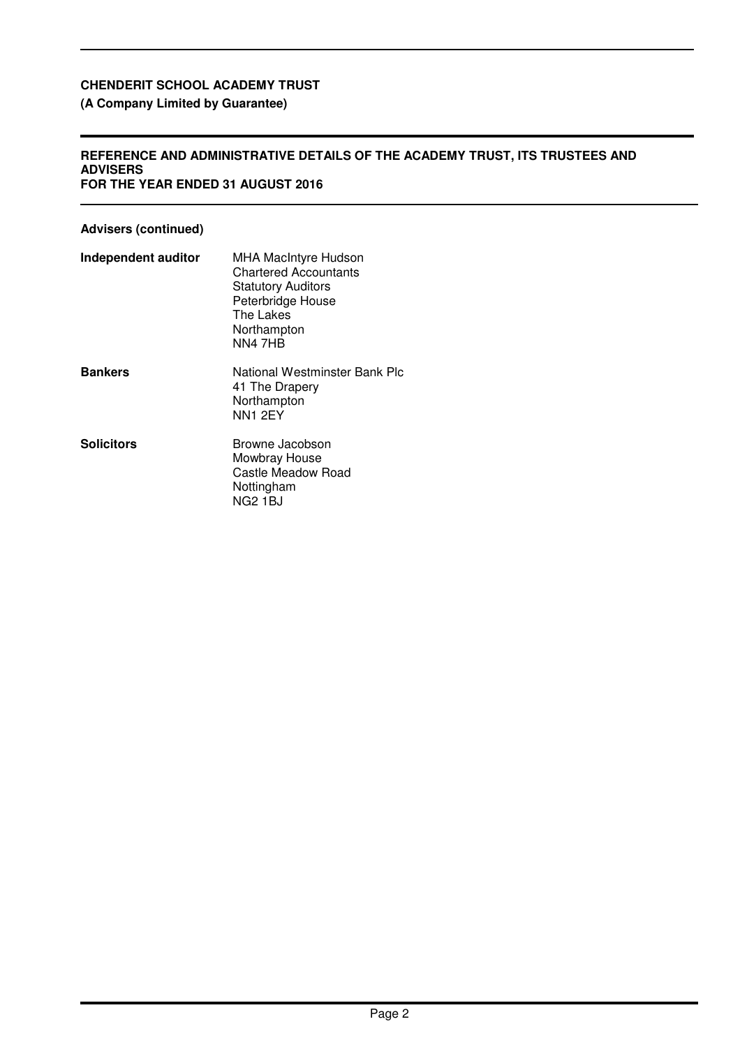**CHENDERIT SCHOOL ACADEMY TRUST**
**(A Company Limited by Guarantee)**

**REFERENCE AND ADMINISTRATIVE DETAILS OF THE ACADEMY TRUST, ITS TRUSTEES AND ADVISERS**
**FOR THE YEAR ENDED 31 AUGUST 2016**

**Advisers (continued)**

**Independent auditor**
MHA MacIntyre Hudson
Chartered Accountants
Statutory Auditors
Peterbridge House
The Lakes
Northampton
NN4 7HB

**Bankers**
National Westminster Bank Plc
41 The Drapery
Northampton
NN1 2EY

**Solicitors**
Browne Jacobson
Mowbray House
Castle Meadow Road
Nottingham
NG2 1BJ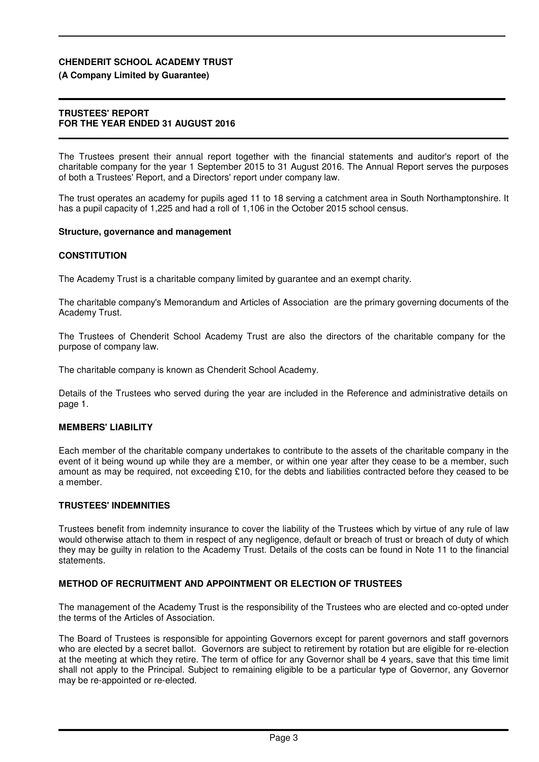**CHENDERIT SCHOOL ACADEMY TRUST**
**(A Company Limited by Guarantee)**

**TRUSTEES' REPORT**
**FOR THE YEAR ENDED 31 AUGUST 2016**

The Trustees present their annual report together with the financial statements and auditor's report of the charitable company for the year 1 September 2015 to 31 August 2016. The Annual Report serves the purposes of both a Trustees' Report, and a Directors' report under company law.

The trust operates an academy for pupils aged 11 to 18 serving a catchment area in South Northamptonshire. It has a pupil capacity of 1,225 and had a roll of 1,106 in the October 2015 school census.

**Structure, governance and management**

**CONSTITUTION**

The Academy Trust is a charitable company limited by guarantee and an exempt charity.

The charitable company's Memorandum and Articles of Association are the primary governing documents of the Academy Trust.

The Trustees of Chenderit School Academy Trust are also the directors of the charitable company for the purpose of company law.

The charitable company is known as Chenderit School Academy.

Details of the Trustees who served during the year are included in the Reference and administrative details on page 1.

**MEMBERS' LIABILITY**

Each member of the charitable company undertakes to contribute to the assets of the charitable company in the event of it being wound up while they are a member, or within one year after they cease to be a member, such amount as may be required, not exceeding £10, for the debts and liabilities contracted before they ceased to be a member.

**TRUSTEES' INDEMNITIES**

Trustees benefit from indemnity insurance to cover the liability of the Trustees which by virtue of any rule of law would otherwise attach to them in respect of any negligence, default or breach of trust or breach of duty of which they may be guilty in relation to the Academy Trust. Details of the costs can be found in Note 11 to the financial statements.

**METHOD OF RECRUITMENT AND APPOINTMENT OR ELECTION OF TRUSTEES**

The management of the Academy Trust is the responsibility of the Trustees who are elected and co-opted under the terms of the Articles of Association.

The Board of Trustees is responsible for appointing Governors except for parent governors and staff governors who are elected by a secret ballot. Governors are subject to retirement by rotation but are eligible for re-election at the meeting at which they retire. The term of office for any Governor shall be 4 years, save that this time limit shall not apply to the Principal. Subject to remaining eligible to be a particular type of Governor, any Governor may be re-appointed or re-elected.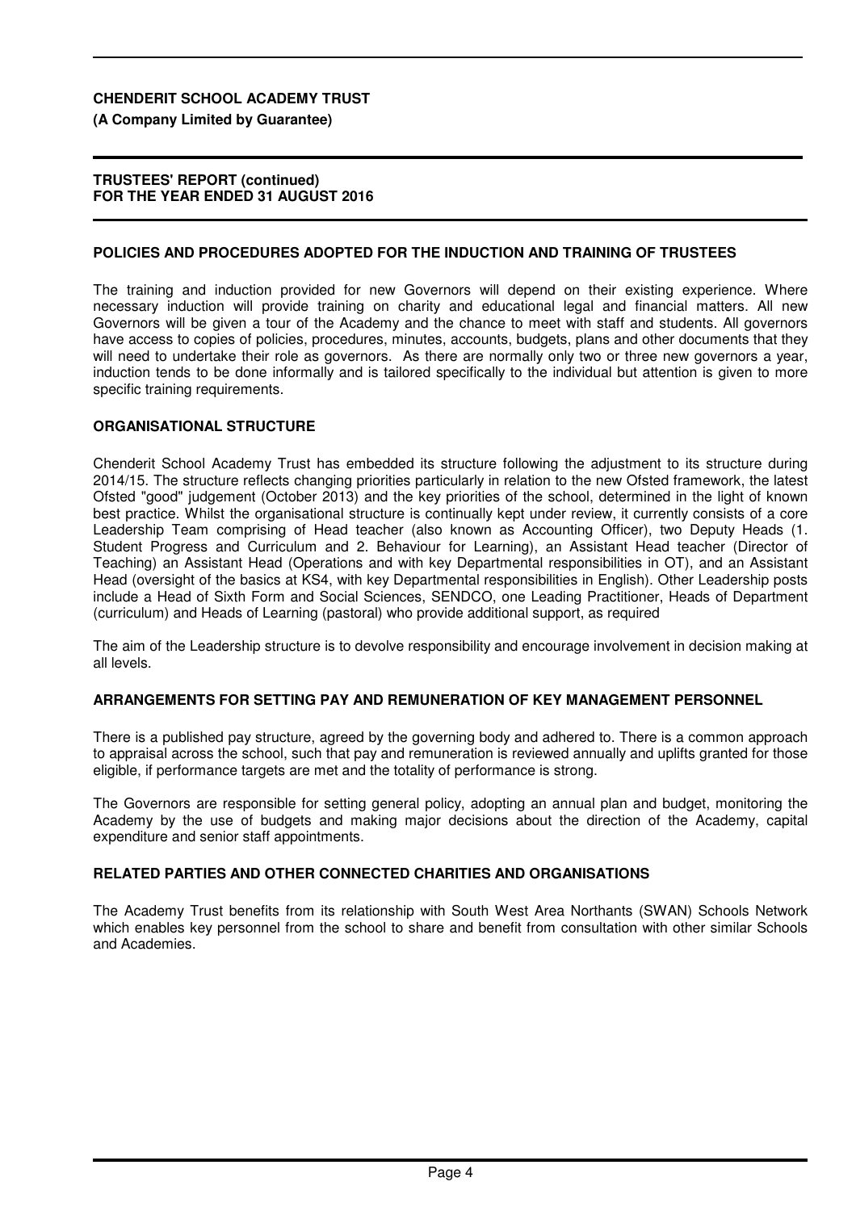## POLICIES AND PROCEDURES ADOPTED FOR THE INDUCTION AND TRAINING OF TRUSTEES

The training and induction provided for new Governors will depend on their existing experience. Where necessary induction will provide training on charity and educational legal and financial matters. All new Governors will be given a tour of the Academy and the chance to meet with staff and students. All governors have access to copies of policies, procedures, minutes, accounts, budgets, plans and other documents that they will need to undertake their role as governors. As there are normally only two or three new governors a year, induction tends to be done informally and is tailored specifically to the individual but attention is given to more specific training requirements.

## ORGANISATIONAL STRUCTURE

Chenderit School Academy Trust has embedded its structure following the adjustment to its structure during 2014/15. The structure reflects changing priorities particularly in relation to the new Ofsted framework, the latest Ofsted "good" judgement (October 2013) and the key priorities of the school, determined in the light of known best practice. Whilst the organisational structure is continually kept under review, it currently consists of a core Leadership Team comprising of Head teacher (also known as Accounting Officer), two Deputy Heads (1. Student Progress and Curriculum and 2. Behaviour for Learning), an Assistant Head teacher (Director of Teaching) an Assistant Head (Operations and with key Departmental responsibilities in OT), and an Assistant Head (oversight of the basics at KS4, with key Departmental responsibilities in English). Other Leadership posts include a Head of Sixth Form and Social Sciences, SENDCO, one Leading Practitioner, Heads of Department (curriculum) and Heads of Learning (pastoral) who provide additional support, as required

The aim of the Leadership structure is to devolve responsibility and encourage involvement in decision making at all levels.

## ARRANGEMENTS FOR SETTING PAY AND REMUNERATION OF KEY MANAGEMENT PERSONNEL

There is a published pay structure, agreed by the governing body and adhered to. There is a common approach to appraisal across the school, such that pay and remuneration is reviewed annually and uplifts granted for those eligible, if performance targets are met and the totality of performance is strong.

The Governors are responsible for setting general policy, adopting an annual plan and budget, monitoring the Academy by the use of budgets and making major decisions about the direction of the Academy, capital expenditure and senior staff appointments.

## RELATED PARTIES AND OTHER CONNECTED CHARITIES AND ORGANISATIONS

The Academy Trust benefits from its relationship with South West Area Northants (SWAN) Schools Network which enables key personnel from the school to share and benefit from consultation with other similar Schools and Academies.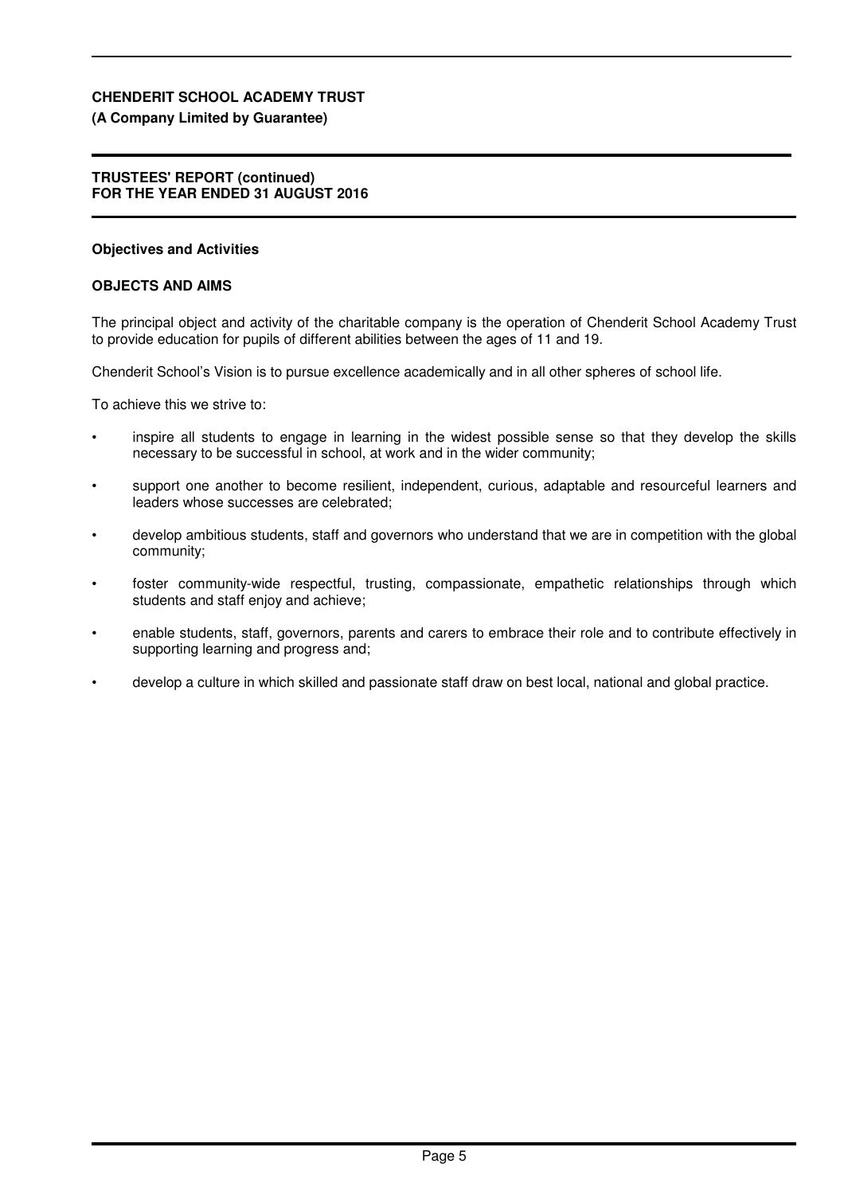## Objectives and Activities

### OBJECTS AND AIMS

The principal object and activity of the charitable company is the operation of Chenderit School Academy Trust to provide education for pupils of different abilities between the ages of 11 and 19.

Chenderit School's Vision is to pursue excellence academically and in all other spheres of school life.

To achieve this we strive to:

- inspire all students to engage in learning in the widest possible sense so that they develop the skills necessary to be successful in school, at work and in the wider community;
- support one another to become resilient, independent, curious, adaptable and resourceful learners and leaders whose successes are celebrated;
- develop ambitious students, staff and governors who understand that we are in competition with the global community;
- foster community-wide respectful, trusting, compassionate, empathetic relationships through which students and staff enjoy and achieve;
- enable students, staff, governors, parents and carers to embrace their role and to contribute effectively in supporting learning and progress and;
- develop a culture in which skilled and passionate staff draw on best local, national and global practice.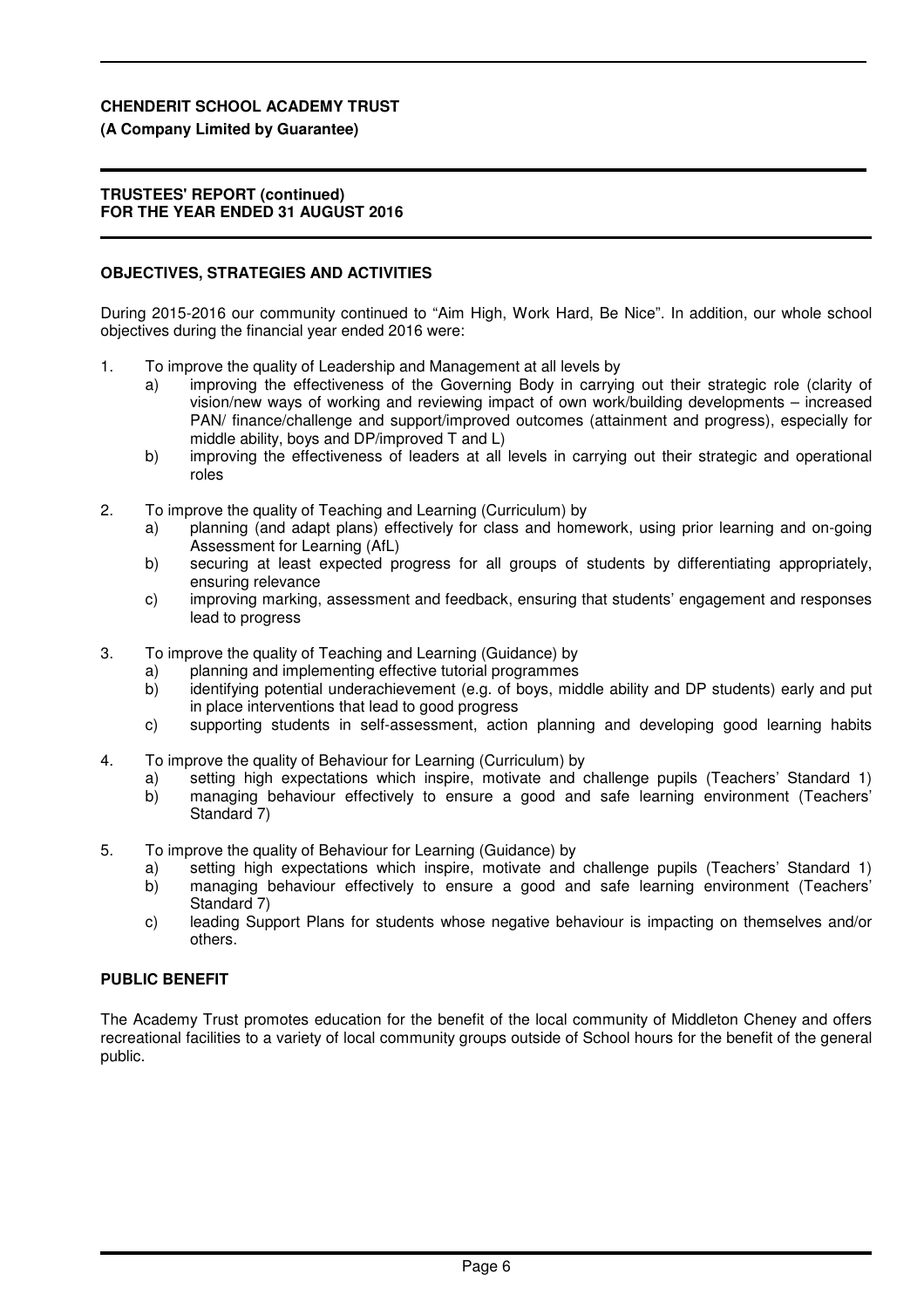**CHENDERIT SCHOOL ACADEMY TRUST**
**(A Company Limited by Guarantee)**

**TRUSTEES' REPORT (continued)**
**FOR THE YEAR ENDED 31 AUGUST 2016**

## OBJECTIVES, STRATEGIES AND ACTIVITIES

During 2015-2016 our community continued to "Aim High, Work Hard, Be Nice". In addition, our whole school objectives during the financial year ended 2016 were:

1. To improve the quality of Leadership and Management at all levels by
   a) improving the effectiveness of the Governing Body in carrying out their strategic role (clarity of vision/new ways of working and reviewing impact of own work/building developments – increased PAN/ finance/challenge and support/improved outcomes (attainment and progress), especially for middle ability, boys and DP/improved T and L)
   b) improving the effectiveness of leaders at all levels in carrying out their strategic and operational roles

2. To improve the quality of Teaching and Learning (Curriculum) by
   a) planning (and adapt plans) effectively for class and homework, using prior learning and on-going Assessment for Learning (AfL)
   b) securing at least expected progress for all groups of students by differentiating appropriately, ensuring relevance
   c) improving marking, assessment and feedback, ensuring that students' engagement and responses lead to progress

3. To improve the quality of Teaching and Learning (Guidance) by
   a) planning and implementing effective tutorial programmes
   b) identifying potential underachievement (e.g. of boys, middle ability and DP students) early and put in place interventions that lead to good progress
   c) supporting students in self-assessment, action planning and developing good learning habits

4. To improve the quality of Behaviour for Learning (Curriculum) by
   a) setting high expectations which inspire, motivate and challenge pupils (Teachers' Standard 1)
   b) managing behaviour effectively to ensure a good and safe learning environment (Teachers' Standard 7)

5. To improve the quality of Behaviour for Learning (Guidance) by
   a) setting high expectations which inspire, motivate and challenge pupils (Teachers' Standard 1)
   b) managing behaviour effectively to ensure a good and safe learning environment (Teachers' Standard 7)
   c) leading Support Plans for students whose negative behaviour is impacting on themselves and/or others.

## PUBLIC BENEFIT

The Academy Trust promotes education for the benefit of the local community of Middleton Cheney and offers recreational facilities to a variety of local community groups outside of School hours for the benefit of the general public.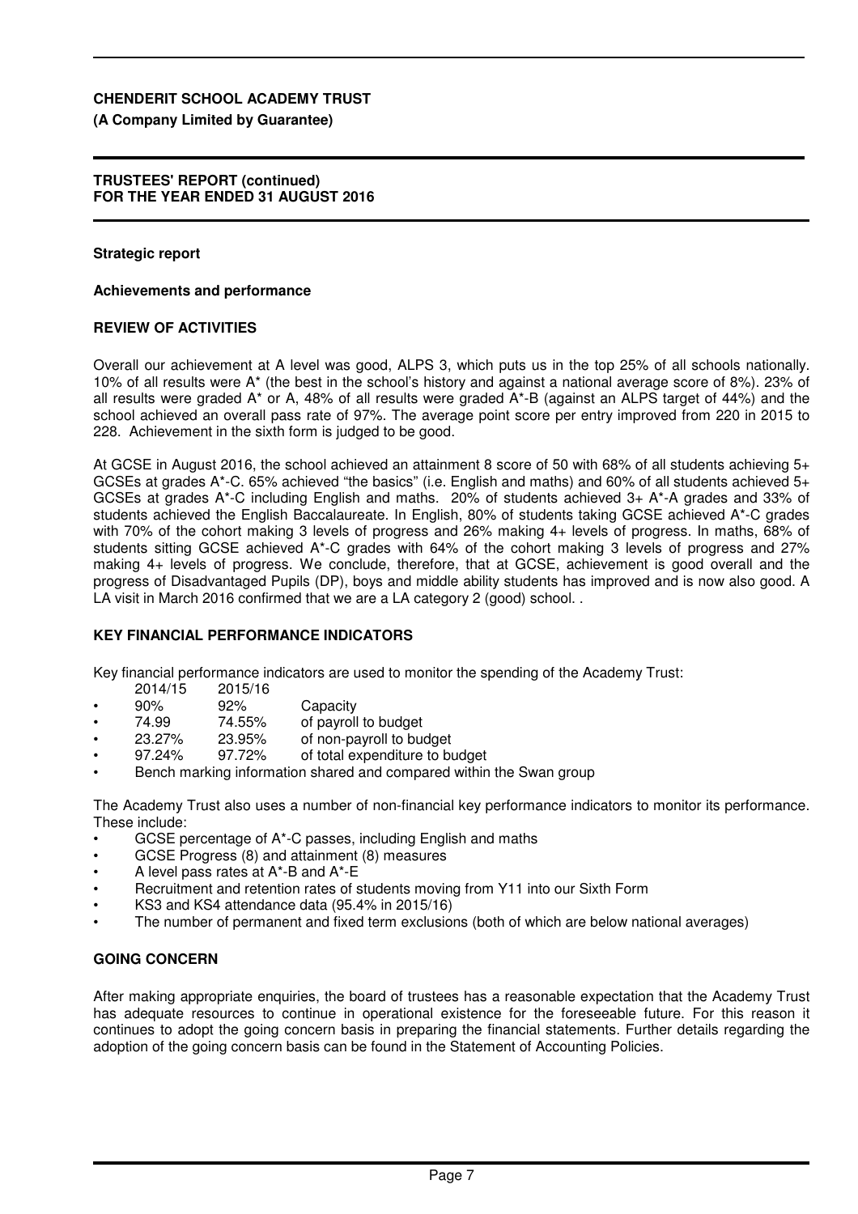**CHENDERIT SCHOOL ACADEMY TRUST**
**(A Company Limited by Guarantee)**

**TRUSTEES' REPORT (continued)**
**FOR THE YEAR ENDED 31 AUGUST 2016**

**Strategic report**

**Achievements and performance**

**REVIEW OF ACTIVITIES**

Overall our achievement at A level was good, ALPS 3, which puts us in the top 25% of all schools nationally. 10% of all results were A* (the best in the school's history and against a national average score of 8%). 23% of all results were graded A* or A, 48% of all results were graded A*-B (against an ALPS target of 44%) and the school achieved an overall pass rate of 97%. The average point score per entry improved from 220 in 2015 to 228. Achievement in the sixth form is judged to be good.

At GCSE in August 2016, the school achieved an attainment 8 score of 50 with 68% of all students achieving 5+ GCSEs at grades A*-C. 65% achieved "the basics" (i.e. English and maths) and 60% of all students achieved 5+ GCSEs at grades A*-C including English and maths. 20% of students achieved 3+ A*-A grades and 33% of students achieved the English Baccalaureate. In English, 80% of students taking GCSE achieved A*-C grades with 70% of the cohort making 3 levels of progress and 26% making 4+ levels of progress. In maths, 68% of students sitting GCSE achieved A*-C grades with 64% of the cohort making 3 levels of progress and 27% making 4+ levels of progress. We conclude, therefore, that at GCSE, achievement is good overall and the progress of Disadvantaged Pupils (DP), boys and middle ability students has improved and is now also good. A LA visit in March 2016 confirmed that we are a LA category 2 (good) school. .

**KEY FINANCIAL PERFORMANCE INDICATORS**

Key financial performance indicators are used to monitor the spending of the Academy Trust:

| 2014/15 | 2015/16 | |
|---|---|---|
| 90% | 92% | Capacity |
| 74.99 | 74.55% | of payroll to budget |
| 23.27% | 23.95% | of non-payroll to budget |
| 97.24% | 97.72% | of total expenditure to budget |

- Bench marking information shared and compared within the Swan group

The Academy Trust also uses a number of non-financial key performance indicators to monitor its performance. These include:

- GCSE percentage of A*-C passes, including English and maths
- GCSE Progress (8) and attainment (8) measures
- A level pass rates at A*-B and A*-E
- Recruitment and retention rates of students moving from Y11 into our Sixth Form
- KS3 and KS4 attendance data (95.4% in 2015/16)
- The number of permanent and fixed term exclusions (both of which are below national averages)

**GOING CONCERN**

After making appropriate enquiries, the board of trustees has a reasonable expectation that the Academy Trust has adequate resources to continue in operational existence for the foreseeable future. For this reason it continues to adopt the going concern basis in preparing the financial statements. Further details regarding the adoption of the going concern basis can be found in the Statement of Accounting Policies.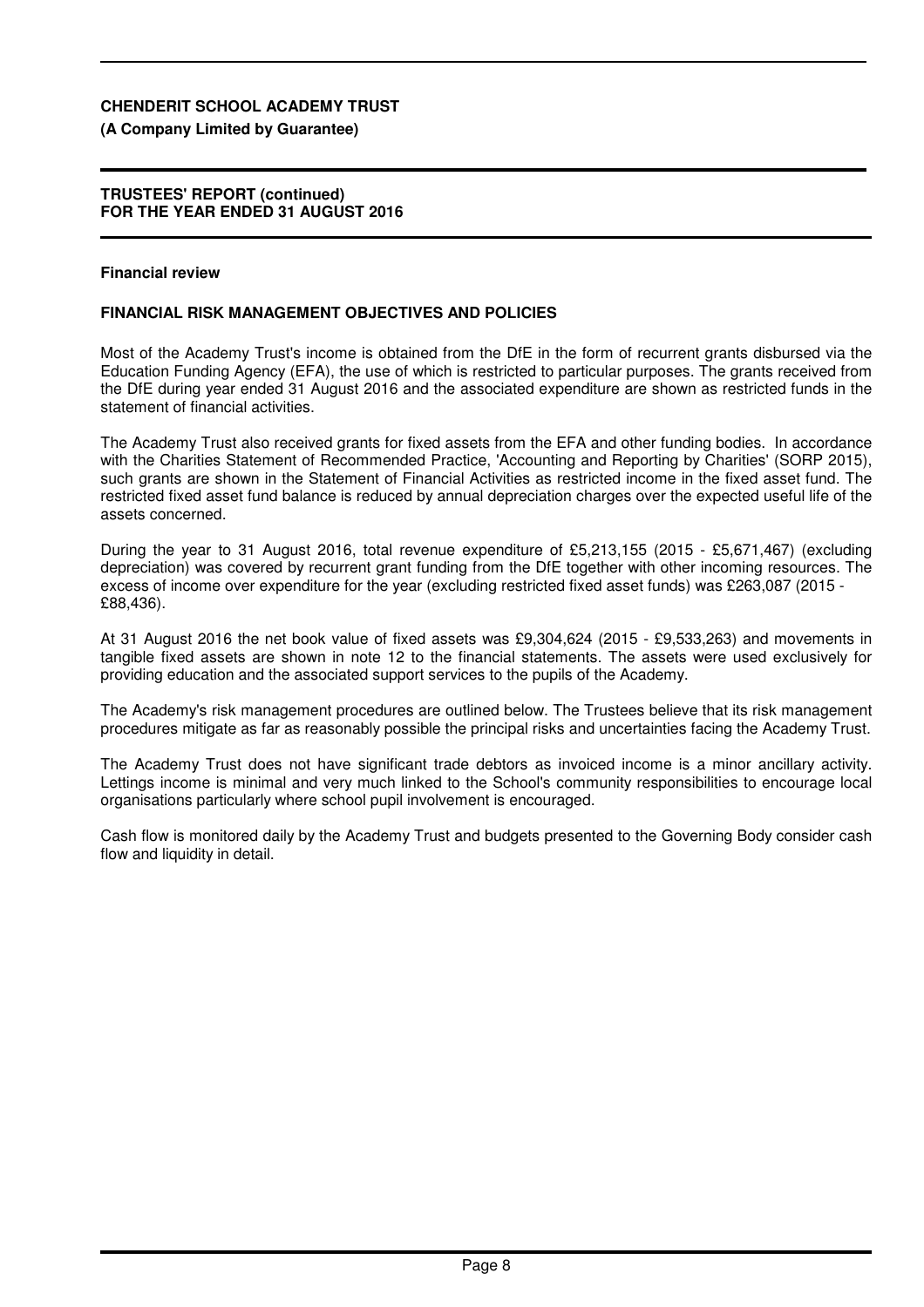## Financial review

### FINANCIAL RISK MANAGEMENT OBJECTIVES AND POLICIES

Most of the Academy Trust's income is obtained from the DfE in the form of recurrent grants disbursed via the Education Funding Agency (EFA), the use of which is restricted to particular purposes. The grants received from the DfE during year ended 31 August 2016 and the associated expenditure are shown as restricted funds in the statement of financial activities.

The Academy Trust also received grants for fixed assets from the EFA and other funding bodies. In accordance with the Charities Statement of Recommended Practice, 'Accounting and Reporting by Charities' (SORP 2015), such grants are shown in the Statement of Financial Activities as restricted income in the fixed asset fund. The restricted fixed asset fund balance is reduced by annual depreciation charges over the expected useful life of the assets concerned.

During the year to 31 August 2016, total revenue expenditure of £5,213,155 (2015 - £5,671,467) (excluding depreciation) was covered by recurrent grant funding from the DfE together with other incoming resources. The excess of income over expenditure for the year (excluding restricted fixed asset funds) was £263,087 (2015 - £88,436).

At 31 August 2016 the net book value of fixed assets was £9,304,624 (2015 - £9,533,263) and movements in tangible fixed assets are shown in note 12 to the financial statements. The assets were used exclusively for providing education and the associated support services to the pupils of the Academy.

The Academy's risk management procedures are outlined below. The Trustees believe that its risk management procedures mitigate as far as reasonably possible the principal risks and uncertainties facing the Academy Trust.

The Academy Trust does not have significant trade debtors as invoiced income is a minor ancillary activity. Lettings income is minimal and very much linked to the School's community responsibilities to encourage local organisations particularly where school pupil involvement is encouraged.

Cash flow is monitored daily by the Academy Trust and budgets presented to the Governing Body consider cash flow and liquidity in detail.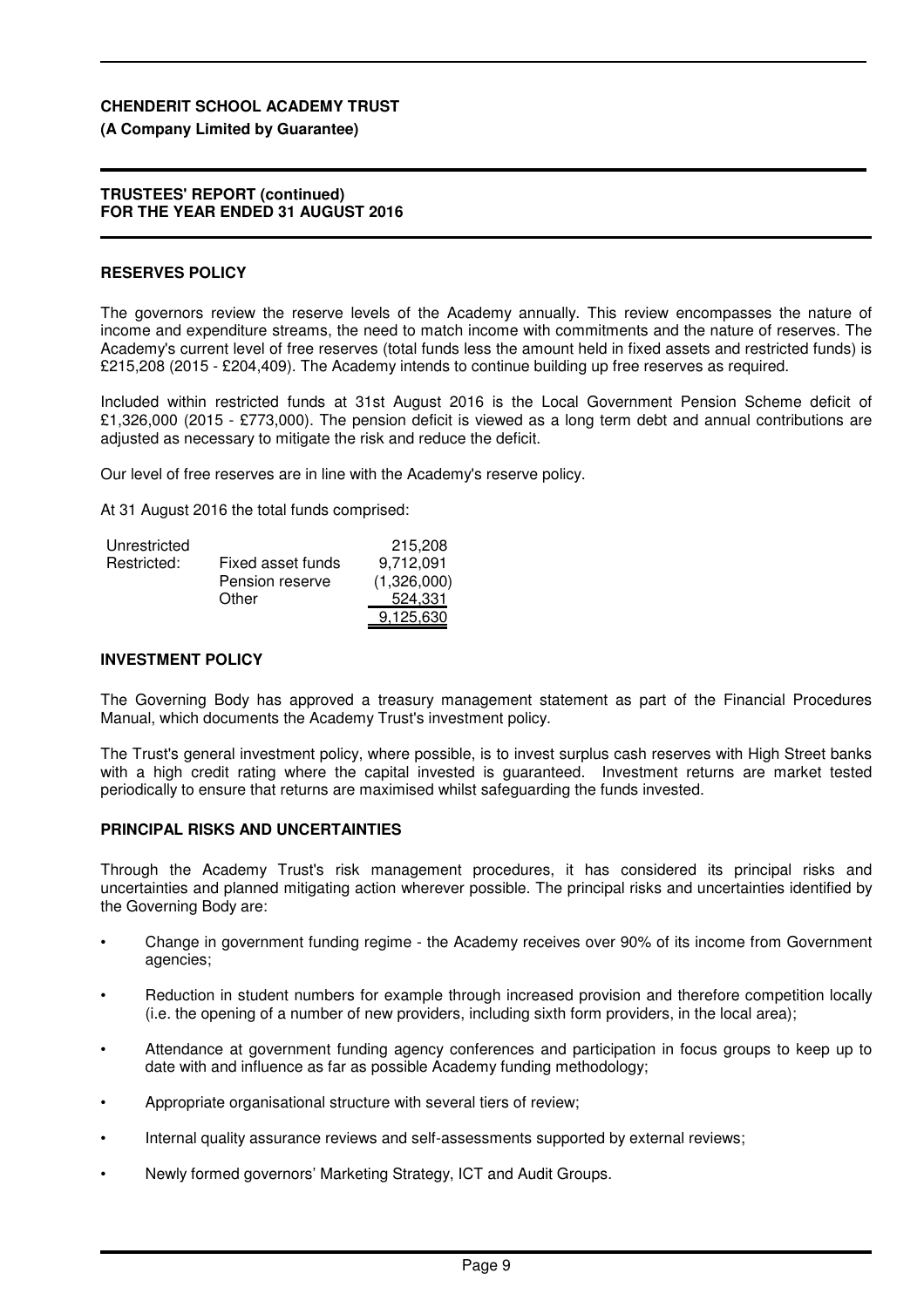**CHENDERIT SCHOOL ACADEMY TRUST**
**(A Company Limited by Guarantee)**

**TRUSTEES' REPORT (continued)**
**FOR THE YEAR ENDED 31 AUGUST 2016**

## RESERVES POLICY

The governors review the reserve levels of the Academy annually. This review encompasses the nature of income and expenditure streams, the need to match income with commitments and the nature of reserves. The Academy's current level of free reserves (total funds less the amount held in fixed assets and restricted funds) is £215,208 (2015 - £204,409). The Academy intends to continue building up free reserves as required.

Included within restricted funds at 31st August 2016 is the Local Government Pension Scheme deficit of £1,326,000 (2015 - £773,000). The pension deficit is viewed as a long term debt and annual contributions are adjusted as necessary to mitigate the risk and reduce the deficit.

Our level of free reserves are in line with the Academy's reserve policy.

At 31 August 2016 the total funds comprised:

| | | |
|---|---|---|
| Unrestricted | | 215,208 |
| Restricted: | Fixed asset funds | 9,712,091 |
| | Pension reserve | (1,326,000) |
| | Other | 524,331 |
| | | 9,125,630 |

## INVESTMENT POLICY

The Governing Body has approved a treasury management statement as part of the Financial Procedures Manual, which documents the Academy Trust's investment policy.

The Trust's general investment policy, where possible, is to invest surplus cash reserves with High Street banks with a high credit rating where the capital invested is guaranteed. Investment returns are market tested periodically to ensure that returns are maximised whilst safeguarding the funds invested.

## PRINCIPAL RISKS AND UNCERTAINTIES

Through the Academy Trust's risk management procedures, it has considered its principal risks and uncertainties and planned mitigating action wherever possible. The principal risks and uncertainties identified by the Governing Body are:

- Change in government funding regime - the Academy receives over 90% of its income from Government agencies;
- Reduction in student numbers for example through increased provision and therefore competition locally (i.e. the opening of a number of new providers, including sixth form providers, in the local area);
- Attendance at government funding agency conferences and participation in focus groups to keep up to date with and influence as far as possible Academy funding methodology;
- Appropriate organisational structure with several tiers of review;
- Internal quality assurance reviews and self-assessments supported by external reviews;
- Newly formed governors' Marketing Strategy, ICT and Audit Groups.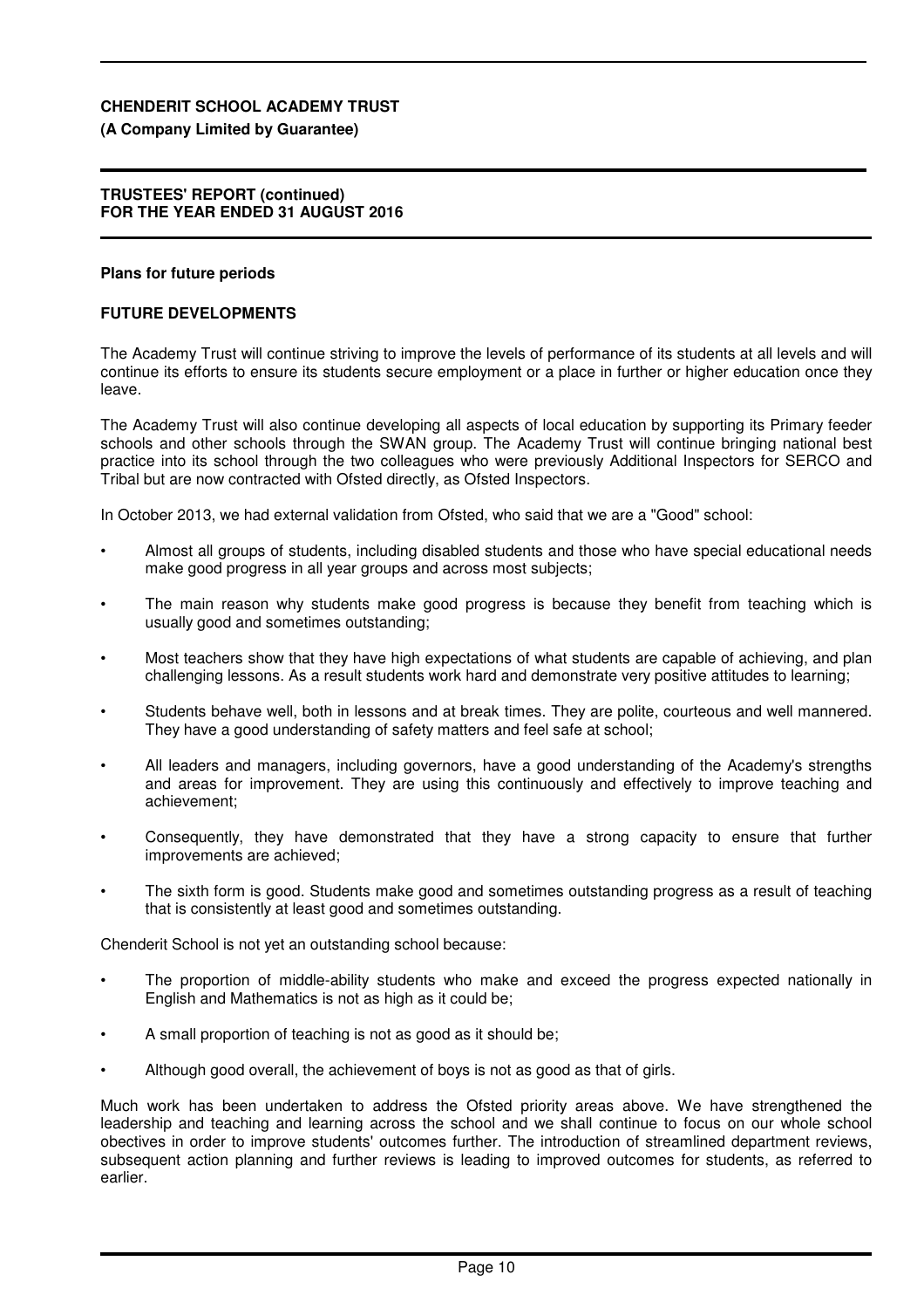**Plans for future periods**

**FUTURE DEVELOPMENTS**

The Academy Trust will continue striving to improve the levels of performance of its students at all levels and will continue its efforts to ensure its students secure employment or a place in further or higher education once they leave.

The Academy Trust will also continue developing all aspects of local education by supporting its Primary feeder schools and other schools through the SWAN group. The Academy Trust will continue bringing national best practice into its school through the two colleagues who were previously Additional Inspectors for SERCO and Tribal but are now contracted with Ofsted directly, as Ofsted Inspectors.

In October 2013, we had external validation from Ofsted, who said that we are a "Good" school:

- Almost all groups of students, including disabled students and those who have special educational needs make good progress in all year groups and across most subjects;
- The main reason why students make good progress is because they benefit from teaching which is usually good and sometimes outstanding;
- Most teachers show that they have high expectations of what students are capable of achieving, and plan challenging lessons. As a result students work hard and demonstrate very positive attitudes to learning;
- Students behave well, both in lessons and at break times. They are polite, courteous and well mannered. They have a good understanding of safety matters and feel safe at school;
- All leaders and managers, including governors, have a good understanding of the Academy's strengths and areas for improvement. They are using this continuously and effectively to improve teaching and achievement;
- Consequently, they have demonstrated that they have a strong capacity to ensure that further improvements are achieved;
- The sixth form is good. Students make good and sometimes outstanding progress as a result of teaching that is consistently at least good and sometimes outstanding.

Chenderit School is not yet an outstanding school because:

- The proportion of middle-ability students who make and exceed the progress expected nationally in English and Mathematics is not as high as it could be;
- A small proportion of teaching is not as good as it should be;
- Although good overall, the achievement of boys is not as good as that of girls.

Much work has been undertaken to address the Ofsted priority areas above. We have strengthened the leadership and teaching and learning across the school and we shall continue to focus on our whole school obectives in order to improve students' outcomes further. The introduction of streamlined department reviews, subsequent action planning and further reviews is leading to improved outcomes for students, as referred to earlier.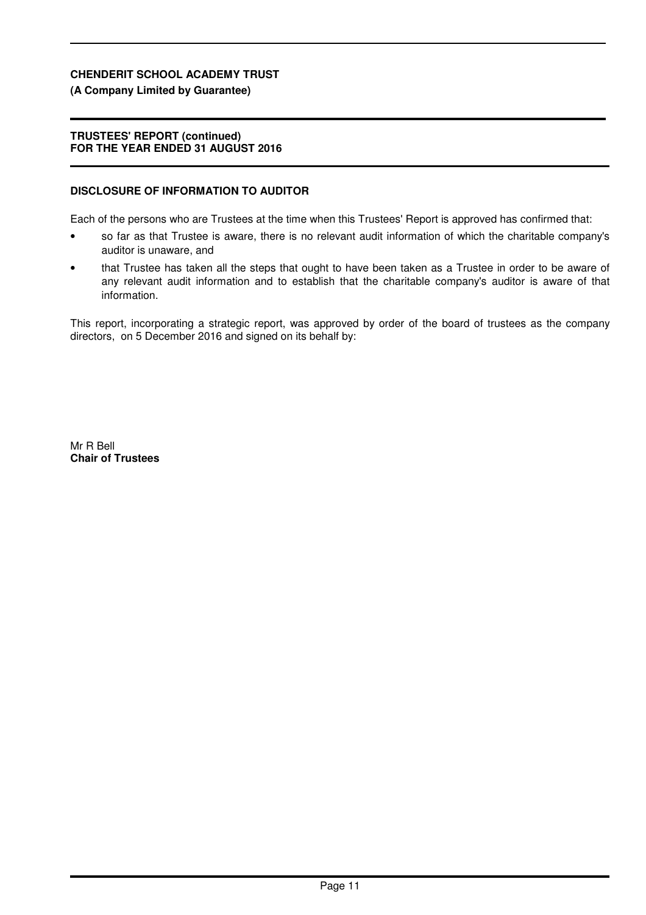## DISCLOSURE OF INFORMATION TO AUDITOR

Each of the persons who are Trustees at the time when this Trustees' Report is approved has confirmed that:

- so far as that Trustee is aware, there is no relevant audit information of which the charitable company's auditor is unaware, and
- that Trustee has taken all the steps that ought to have been taken as a Trustee in order to be aware of any relevant audit information and to establish that the charitable company's auditor is aware of that information.

This report, incorporating a strategic report, was approved by order of the board of trustees as the company directors, on 5 December 2016 and signed on its behalf by:

Mr R Bell
**Chair of Trustees**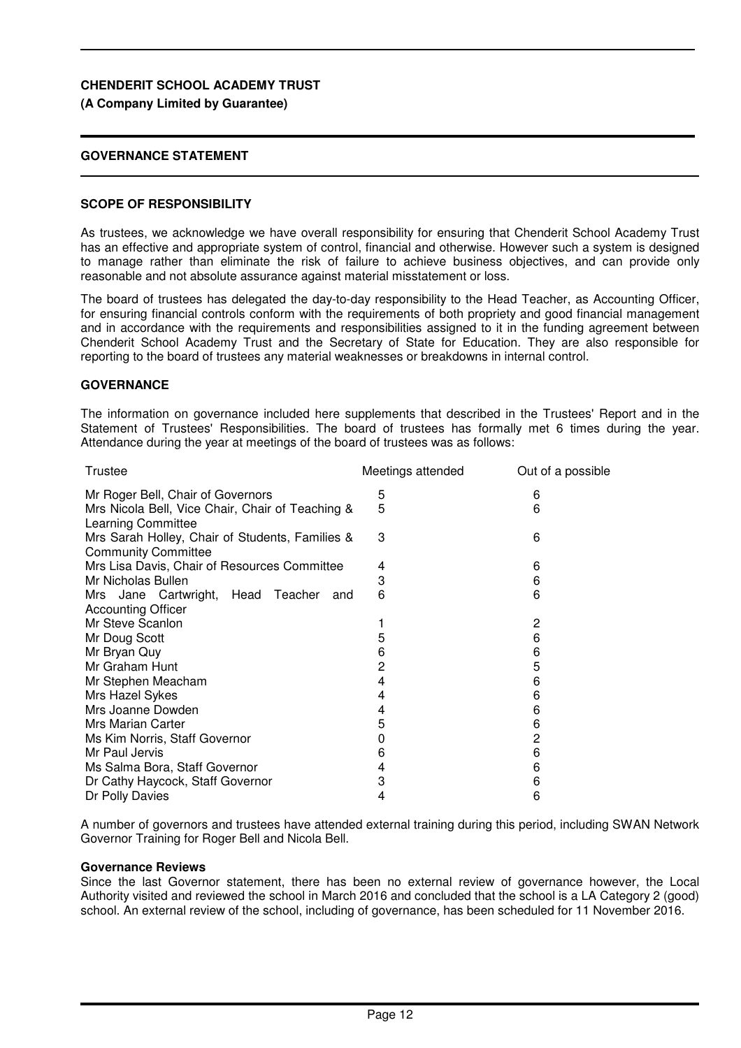**CHENDERIT SCHOOL ACADEMY TRUST**
**(A Company Limited by Guarantee)**

## GOVERNANCE STATEMENT

### SCOPE OF RESPONSIBILITY

As trustees, we acknowledge we have overall responsibility for ensuring that Chenderit School Academy Trust has an effective and appropriate system of control, financial and otherwise. However such a system is designed to manage rather than eliminate the risk of failure to achieve business objectives, and can provide only reasonable and not absolute assurance against material misstatement or loss.

The board of trustees has delegated the day-to-day responsibility to the Head Teacher, as Accounting Officer, for ensuring financial controls conform with the requirements of both propriety and good financial management and in accordance with the requirements and responsibilities assigned to it in the funding agreement between Chenderit School Academy Trust and the Secretary of State for Education. They are also responsible for reporting to the board of trustees any material weaknesses or breakdowns in internal control.

### GOVERNANCE

The information on governance included here supplements that described in the Trustees' Report and in the Statement of Trustees' Responsibilities. The board of trustees has formally met 6 times during the year. Attendance during the year at meetings of the board of trustees was as follows:

| Trustee | Meetings attended | Out of a possible |
|---|---|---|
| Mr Roger Bell, Chair of Governors | 5 | 6 |
| Mrs Nicola Bell, Vice Chair, Chair of Teaching & Learning Committee | 5 | 6 |
| Mrs Sarah Holley, Chair of Students, Families & Community Committee | 3 | 6 |
| Mrs Lisa Davis, Chair of Resources Committee | 4 | 6 |
| Mr Nicholas Bullen | 3 | 6 |
| Mrs Jane Cartwright, Head Teacher and Accounting Officer | 6 | 6 |
| Mr Steve Scanlon | 1 | 2 |
| Mr Doug Scott | 5 | 6 |
| Mr Bryan Quy | 6 | 6 |
| Mr Graham Hunt | 2 | 5 |
| Mr Stephen Meacham | 4 | 6 |
| Mrs Hazel Sykes | 4 | 6 |
| Mrs Joanne Dowden | 4 | 6 |
| Mrs Marian Carter | 5 | 6 |
| Ms Kim Norris, Staff Governor | 0 | 2 |
| Mr Paul Jervis | 6 | 6 |
| Ms Salma Bora, Staff Governor | 4 | 6 |
| Dr Cathy Haycock, Staff Governor | 3 | 6 |
| Dr Polly Davies | 4 | 6 |

A number of governors and trustees have attended external training during this period, including SWAN Network Governor Training for Roger Bell and Nicola Bell.

**Governance Reviews**

Since the last Governor statement, there has been no external review of governance however, the Local Authority visited and reviewed the school in March 2016 and concluded that the school is a LA Category 2 (good) school. An external review of the school, including of governance, has been scheduled for 11 November 2016.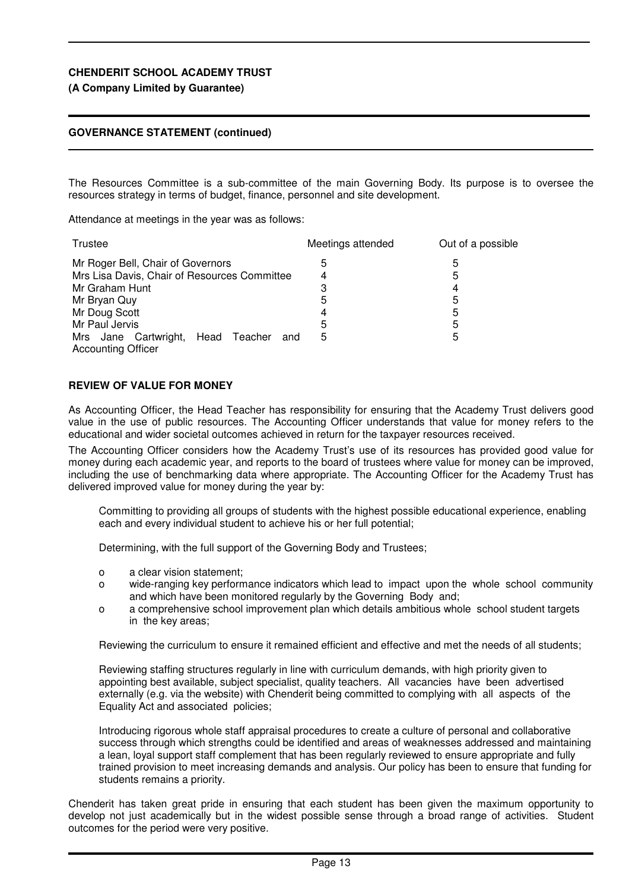**GOVERNANCE STATEMENT (continued)**

The Resources Committee is a sub-committee of the main Governing Body. Its purpose is to oversee the resources strategy in terms of budget, finance, personnel and site development.

Attendance at meetings in the year was as follows:

| Trustee | Meetings attended | Out of a possible |
|---|---|---|
| Mr Roger Bell, Chair of Governors | 5 | 5 |
| Mrs Lisa Davis, Chair of Resources Committee | 4 | 5 |
| Mr Graham Hunt | 3 | 4 |
| Mr Bryan Quy | 5 | 5 |
| Mr Doug Scott | 4 | 5 |
| Mr Paul Jervis | 5 | 5 |
| Mrs Jane Cartwright, Head Teacher and Accounting Officer | 5 | 5 |

## REVIEW OF VALUE FOR MONEY

As Accounting Officer, the Head Teacher has responsibility for ensuring that the Academy Trust delivers good value in the use of public resources. The Accounting Officer understands that value for money refers to the educational and wider societal outcomes achieved in return for the taxpayer resources received.

The Accounting Officer considers how the Academy Trust's use of its resources has provided good value for money during each academic year, and reports to the board of trustees where value for money can be improved, including the use of benchmarking data where appropriate. The Accounting Officer for the Academy Trust has delivered improved value for money during the year by:

Committing to providing all groups of students with the highest possible educational experience, enabling each and every individual student to achieve his or her full potential;

Determining, with the full support of the Governing Body and Trustees;

- a clear vision statement;
- wide-ranging key performance indicators which lead to impact upon the whole school community and which have been monitored regularly by the Governing Body and;
- a comprehensive school improvement plan which details ambitious whole school student targets in the key areas;

Reviewing the curriculum to ensure it remained efficient and effective and met the needs of all students;

Reviewing staffing structures regularly in line with curriculum demands, with high priority given to appointing best available, subject specialist, quality teachers. All vacancies have been advertised externally (e.g. via the website) with Chenderit being committed to complying with all aspects of the Equality Act and associated policies;

Introducing rigorous whole staff appraisal procedures to create a culture of personal and collaborative success through which strengths could be identified and areas of weaknesses addressed and maintaining a lean, loyal support staff complement that has been regularly reviewed to ensure appropriate and fully trained provision to meet increasing demands and analysis. Our policy has been to ensure that funding for students remains a priority.

Chenderit has taken great pride in ensuring that each student has been given the maximum opportunity to develop not just academically but in the widest possible sense through a broad range of activities. Student outcomes for the period were very positive.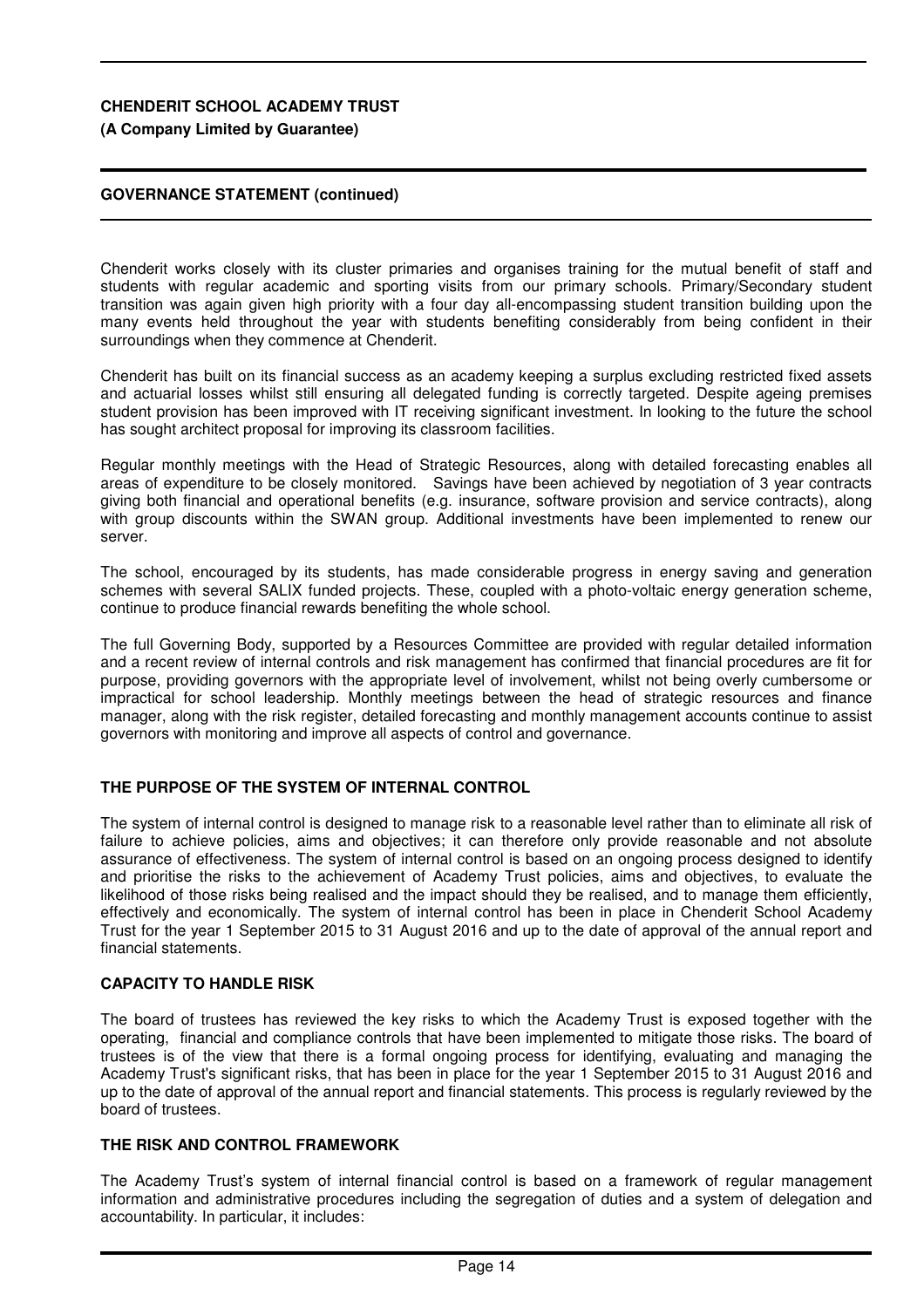**CHENDERIT SCHOOL ACADEMY TRUST**
**(A Company Limited by Guarantee)**

**GOVERNANCE STATEMENT (continued)**

Chenderit works closely with its cluster primaries and organises training for the mutual benefit of staff and students with regular academic and sporting visits from our primary schools. Primary/Secondary student transition was again given high priority with a four day all-encompassing student transition building upon the many events held throughout the year with students benefiting considerably from being confident in their surroundings when they commence at Chenderit.

Chenderit has built on its financial success as an academy keeping a surplus excluding restricted fixed assets and actuarial losses whilst still ensuring all delegated funding is correctly targeted. Despite ageing premises student provision has been improved with IT receiving significant investment. In looking to the future the school has sought architect proposal for improving its classroom facilities.

Regular monthly meetings with the Head of Strategic Resources, along with detailed forecasting enables all areas of expenditure to be closely monitored. Savings have been achieved by negotiation of 3 year contracts giving both financial and operational benefits (e.g. insurance, software provision and service contracts), along with group discounts within the SWAN group. Additional investments have been implemented to renew our server.

The school, encouraged by its students, has made considerable progress in energy saving and generation schemes with several SALIX funded projects. These, coupled with a photo-voltaic energy generation scheme, continue to produce financial rewards benefiting the whole school.

The full Governing Body, supported by a Resources Committee are provided with regular detailed information and a recent review of internal controls and risk management has confirmed that financial procedures are fit for purpose, providing governors with the appropriate level of involvement, whilst not being overly cumbersome or impractical for school leadership. Monthly meetings between the head of strategic resources and finance manager, along with the risk register, detailed forecasting and monthly management accounts continue to assist governors with monitoring and improve all aspects of control and governance.

## THE PURPOSE OF THE SYSTEM OF INTERNAL CONTROL

The system of internal control is designed to manage risk to a reasonable level rather than to eliminate all risk of failure to achieve policies, aims and objectives; it can therefore only provide reasonable and not absolute assurance of effectiveness. The system of internal control is based on an ongoing process designed to identify and prioritise the risks to the achievement of Academy Trust policies, aims and objectives, to evaluate the likelihood of those risks being realised and the impact should they be realised, and to manage them efficiently, effectively and economically. The system of internal control has been in place in Chenderit School Academy Trust for the year 1 September 2015 to 31 August 2016 and up to the date of approval of the annual report and financial statements.

## CAPACITY TO HANDLE RISK

The board of trustees has reviewed the key risks to which the Academy Trust is exposed together with the operating, financial and compliance controls that have been implemented to mitigate those risks. The board of trustees is of the view that there is a formal ongoing process for identifying, evaluating and managing the Academy Trust's significant risks, that has been in place for the year 1 September 2015 to 31 August 2016 and up to the date of approval of the annual report and financial statements. This process is regularly reviewed by the board of trustees.

## THE RISK AND CONTROL FRAMEWORK

The Academy Trust's system of internal financial control is based on a framework of regular management information and administrative procedures including the segregation of duties and a system of delegation and accountability. In particular, it includes: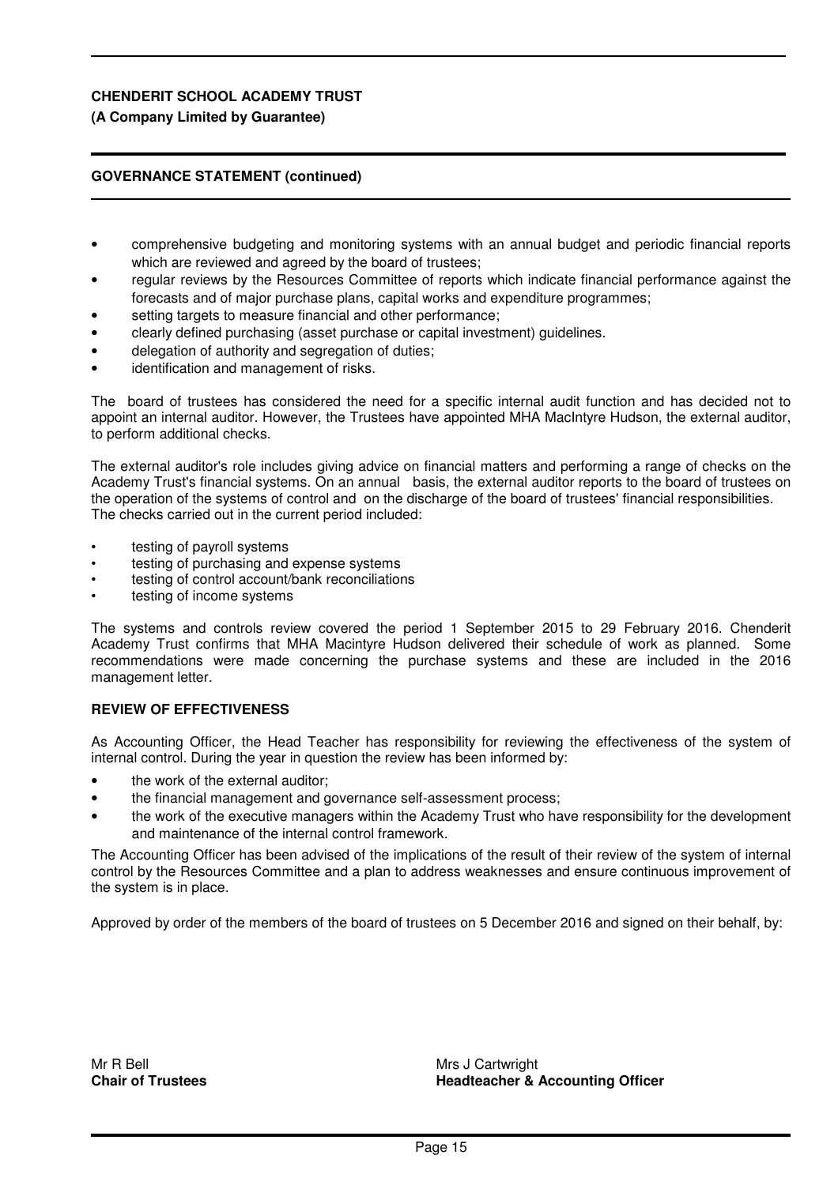**GOVERNANCE STATEMENT (continued)**

- comprehensive budgeting and monitoring systems with an annual budget and periodic financial reports which are reviewed and agreed by the board of trustees;
- regular reviews by the Resources Committee of reports which indicate financial performance against the forecasts and of major purchase plans, capital works and expenditure programmes;
- setting targets to measure financial and other performance;
- clearly defined purchasing (asset purchase or capital investment) guidelines.
- delegation of authority and segregation of duties;
- identification and management of risks.

The board of trustees has considered the need for a specific internal audit function and has decided not to appoint an internal auditor. However, the Trustees have appointed MHA MacIntyre Hudson, the external auditor, to perform additional checks.

The external auditor's role includes giving advice on financial matters and performing a range of checks on the Academy Trust's financial systems. On an annual basis, the external auditor reports to the board of trustees on the operation of the systems of control and on the discharge of the board of trustees' financial responsibilities. The checks carried out in the current period included:

- testing of payroll systems
- testing of purchasing and expense systems
- testing of control account/bank reconciliations
- testing of income systems

The systems and controls review covered the period 1 September 2015 to 29 February 2016. Chenderit Academy Trust confirms that MHA Macintyre Hudson delivered their schedule of work as planned. Some recommendations were made concerning the purchase systems and these are included in the 2016 management letter.

**REVIEW OF EFFECTIVENESS**

As Accounting Officer, the Head Teacher has responsibility for reviewing the effectiveness of the system of internal control. During the year in question the review has been informed by:

- the work of the external auditor;
- the financial management and governance self-assessment process;
- the work of the executive managers within the Academy Trust who have responsibility for the development and maintenance of the internal control framework.

The Accounting Officer has been advised of the implications of the result of their review of the system of internal control by the Resources Committee and a plan to address weaknesses and ensure continuous improvement of the system is in place.

Approved by order of the members of the board of trustees on 5 December 2016 and signed on their behalf, by:

| | |
|---|---|
| Mr R Bell | Mrs J Cartwright |
| **Chair of Trustees** | **Headteacher & Accounting Officer** |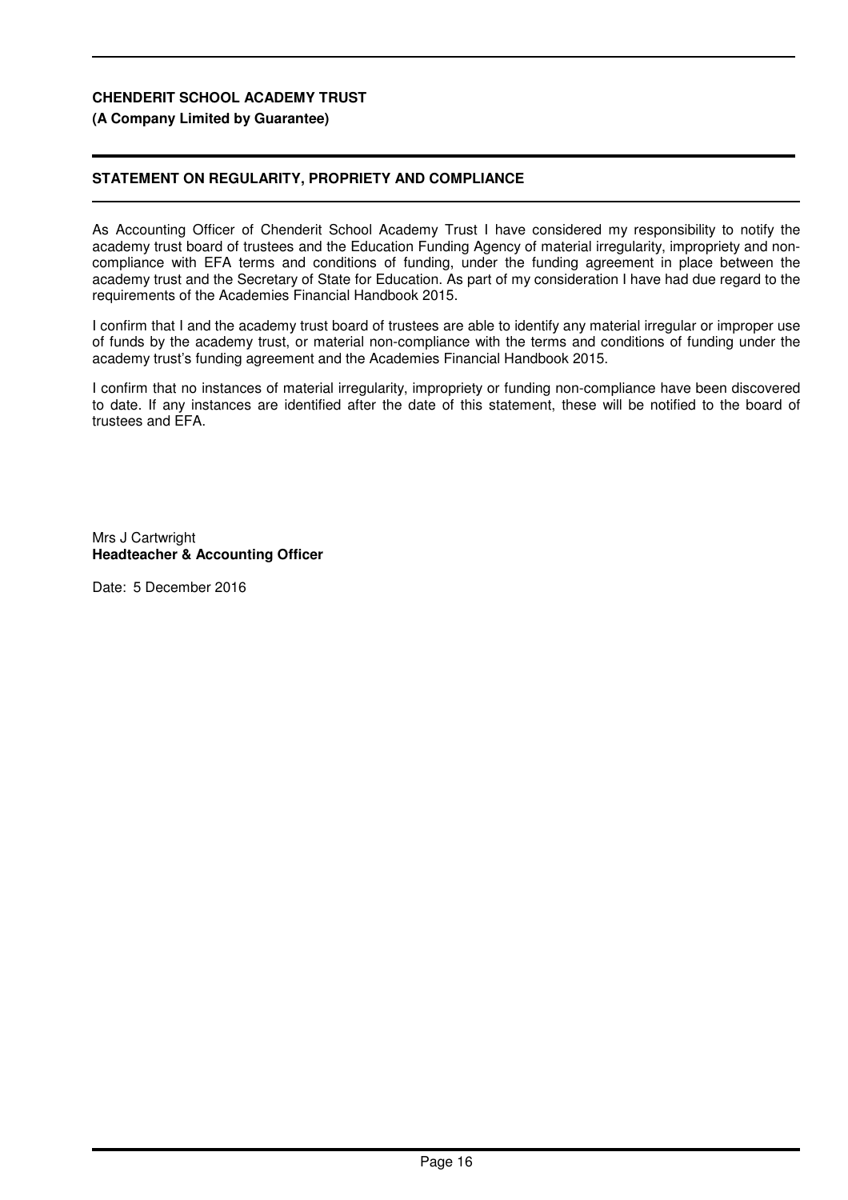**CHENDERIT SCHOOL ACADEMY TRUST**
**(A Company Limited by Guarantee)**

## STATEMENT ON REGULARITY, PROPRIETY AND COMPLIANCE

As Accounting Officer of Chenderit School Academy Trust I have considered my responsibility to notify the academy trust board of trustees and the Education Funding Agency of material irregularity, impropriety and non-compliance with EFA terms and conditions of funding, under the funding agreement in place between the academy trust and the Secretary of State for Education. As part of my consideration I have had due regard to the requirements of the Academies Financial Handbook 2015.

I confirm that I and the academy trust board of trustees are able to identify any material irregular or improper use of funds by the academy trust, or material non-compliance with the terms and conditions of funding under the academy trust's funding agreement and the Academies Financial Handbook 2015.

I confirm that no instances of material irregularity, impropriety or funding non-compliance have been discovered to date. If any instances are identified after the date of this statement, these will be notified to the board of trustees and EFA.

Mrs J Cartwright
**Headteacher & Accounting Officer**

Date: 5 December 2016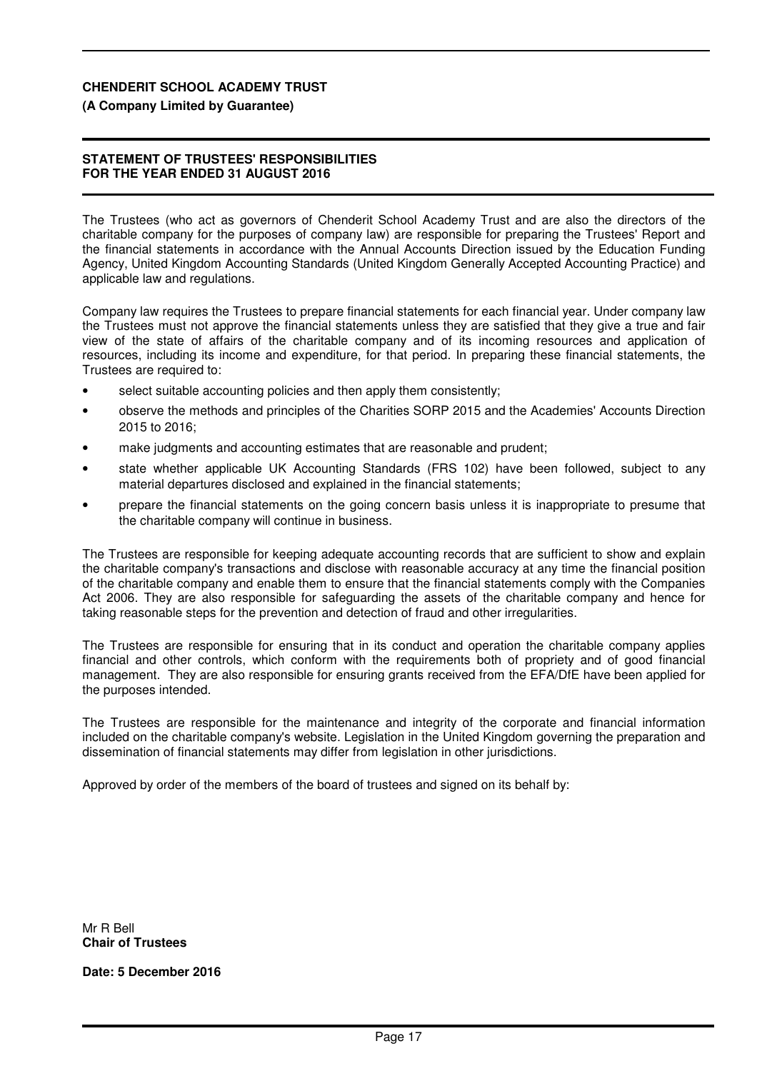**CHENDERIT SCHOOL ACADEMY TRUST**
**(A Company Limited by Guarantee)**

## STATEMENT OF TRUSTEES' RESPONSIBILITIES FOR THE YEAR ENDED 31 AUGUST 2016

The Trustees (who act as governors of Chenderit School Academy Trust and are also the directors of the charitable company for the purposes of company law) are responsible for preparing the Trustees' Report and the financial statements in accordance with the Annual Accounts Direction issued by the Education Funding Agency, United Kingdom Accounting Standards (United Kingdom Generally Accepted Accounting Practice) and applicable law and regulations.

Company law requires the Trustees to prepare financial statements for each financial year. Under company law the Trustees must not approve the financial statements unless they are satisfied that they give a true and fair view of the state of affairs of the charitable company and of its incoming resources and application of resources, including its income and expenditure, for that period. In preparing these financial statements, the Trustees are required to:

- select suitable accounting policies and then apply them consistently;
- observe the methods and principles of the Charities SORP 2015 and the Academies' Accounts Direction 2015 to 2016;
- make judgments and accounting estimates that are reasonable and prudent;
- state whether applicable UK Accounting Standards (FRS 102) have been followed, subject to any material departures disclosed and explained in the financial statements;
- prepare the financial statements on the going concern basis unless it is inappropriate to presume that the charitable company will continue in business.

The Trustees are responsible for keeping adequate accounting records that are sufficient to show and explain the charitable company's transactions and disclose with reasonable accuracy at any time the financial position of the charitable company and enable them to ensure that the financial statements comply with the Companies Act 2006. They are also responsible for safeguarding the assets of the charitable company and hence for taking reasonable steps for the prevention and detection of fraud and other irregularities.

The Trustees are responsible for ensuring that in its conduct and operation the charitable company applies financial and other controls, which conform with the requirements both of propriety and of good financial management. They are also responsible for ensuring grants received from the EFA/DfE have been applied for the purposes intended.

The Trustees are responsible for the maintenance and integrity of the corporate and financial information included on the charitable company's website. Legislation in the United Kingdom governing the preparation and dissemination of financial statements may differ from legislation in other jurisdictions.

Approved by order of the members of the board of trustees and signed on its behalf by:

Mr R Bell
**Chair of Trustees**

**Date: 5 December 2016**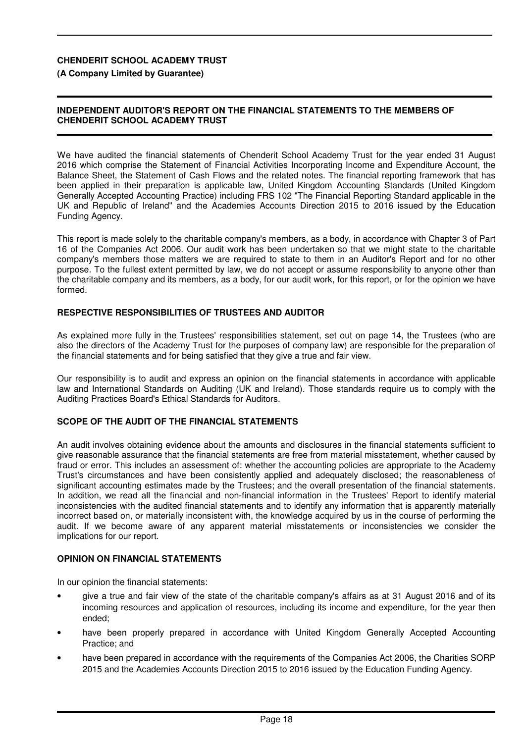**CHENDERIT SCHOOL ACADEMY TRUST**

**(A Company Limited by Guarantee)**

## INDEPENDENT AUDITOR'S REPORT ON THE FINANCIAL STATEMENTS TO THE MEMBERS OF CHENDERIT SCHOOL ACADEMY TRUST

We have audited the financial statements of Chenderit School Academy Trust for the year ended 31 August 2016 which comprise the Statement of Financial Activities Incorporating Income and Expenditure Account, the Balance Sheet, the Statement of Cash Flows and the related notes. The financial reporting framework that has been applied in their preparation is applicable law, United Kingdom Accounting Standards (United Kingdom Generally Accepted Accounting Practice) including FRS 102 "The Financial Reporting Standard applicable in the UK and Republic of Ireland" and the Academies Accounts Direction 2015 to 2016 issued by the Education Funding Agency.

This report is made solely to the charitable company's members, as a body, in accordance with Chapter 3 of Part 16 of the Companies Act 2006. Our audit work has been undertaken so that we might state to the charitable company's members those matters we are required to state to them in an Auditor's Report and for no other purpose. To the fullest extent permitted by law, we do not accept or assume responsibility to anyone other than the charitable company and its members, as a body, for our audit work, for this report, or for the opinion we have formed.

### RESPECTIVE RESPONSIBILITIES OF TRUSTEES AND AUDITOR

As explained more fully in the Trustees' responsibilities statement, set out on page 14, the Trustees (who are also the directors of the Academy Trust for the purposes of company law) are responsible for the preparation of the financial statements and for being satisfied that they give a true and fair view.

Our responsibility is to audit and express an opinion on the financial statements in accordance with applicable law and International Standards on Auditing (UK and Ireland). Those standards require us to comply with the Auditing Practices Board's Ethical Standards for Auditors.

### SCOPE OF THE AUDIT OF THE FINANCIAL STATEMENTS

An audit involves obtaining evidence about the amounts and disclosures in the financial statements sufficient to give reasonable assurance that the financial statements are free from material misstatement, whether caused by fraud or error. This includes an assessment of: whether the accounting policies are appropriate to the Academy Trust's circumstances and have been consistently applied and adequately disclosed; the reasonableness of significant accounting estimates made by the Trustees; and the overall presentation of the financial statements. In addition, we read all the financial and non-financial information in the Trustees' Report to identify material inconsistencies with the audited financial statements and to identify any information that is apparently materially incorrect based on, or materially inconsistent with, the knowledge acquired by us in the course of performing the audit. If we become aware of any apparent material misstatements or inconsistencies we consider the implications for our report.

### OPINION ON FINANCIAL STATEMENTS

In our opinion the financial statements:

- give a true and fair view of the state of the charitable company's affairs as at 31 August 2016 and of its incoming resources and application of resources, including its income and expenditure, for the year then ended;
- have been properly prepared in accordance with United Kingdom Generally Accepted Accounting Practice; and
- have been prepared in accordance with the requirements of the Companies Act 2006, the Charities SORP 2015 and the Academies Accounts Direction 2015 to 2016 issued by the Education Funding Agency.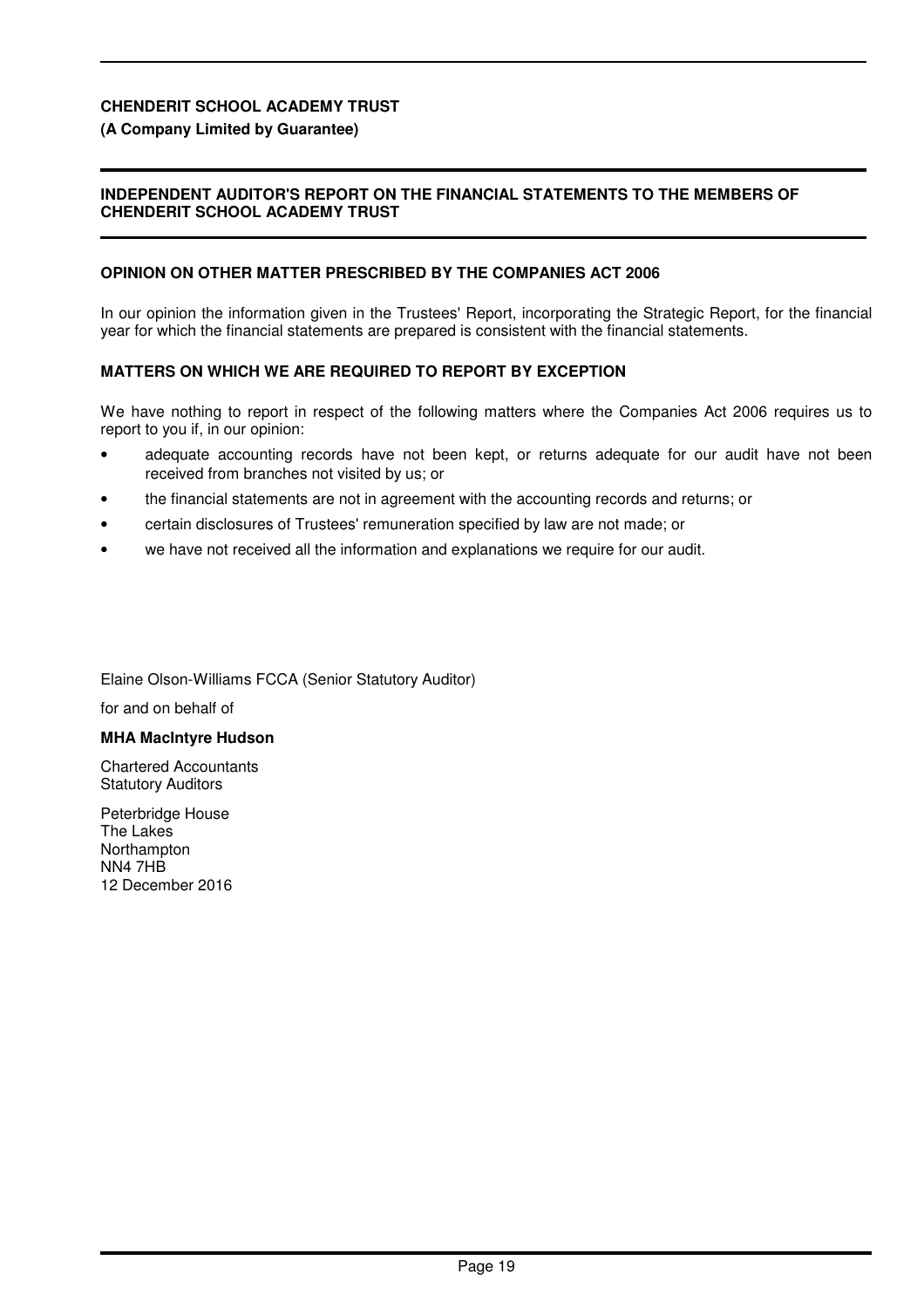**CHENDERIT SCHOOL ACADEMY TRUST**
**(A Company Limited by Guarantee)**

## INDEPENDENT AUDITOR'S REPORT ON THE FINANCIAL STATEMENTS TO THE MEMBERS OF CHENDERIT SCHOOL ACADEMY TRUST

### OPINION ON OTHER MATTER PRESCRIBED BY THE COMPANIES ACT 2006

In our opinion the information given in the Trustees' Report, incorporating the Strategic Report, for the financial year for which the financial statements are prepared is consistent with the financial statements.

### MATTERS ON WHICH WE ARE REQUIRED TO REPORT BY EXCEPTION

We have nothing to report in respect of the following matters where the Companies Act 2006 requires us to report to you if, in our opinion:

- adequate accounting records have not been kept, or returns adequate for our audit have not been received from branches not visited by us; or
- the financial statements are not in agreement with the accounting records and returns; or
- certain disclosures of Trustees' remuneration specified by law are not made; or
- we have not received all the information and explanations we require for our audit.

Elaine Olson-Williams FCCA (Senior Statutory Auditor)

for and on behalf of

**MHA MacIntyre Hudson**

Chartered Accountants
Statutory Auditors

Peterbridge House
The Lakes
Northampton
NN4 7HB
12 December 2016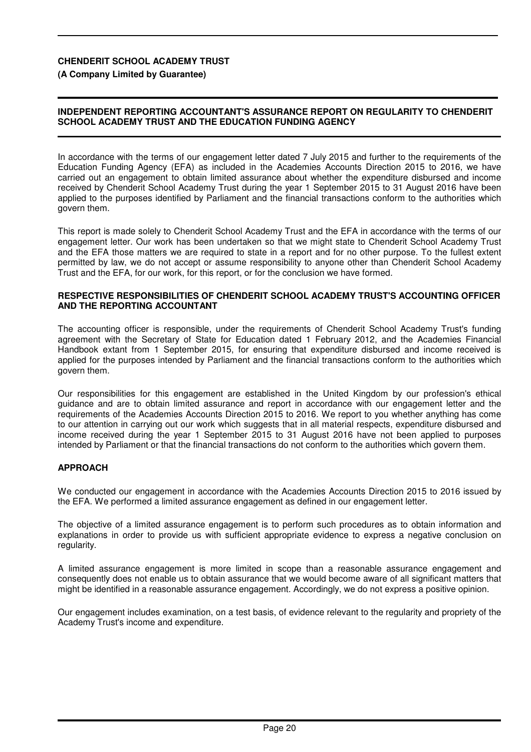**CHENDERIT SCHOOL ACADEMY TRUST**

**(A Company Limited by Guarantee)**

## INDEPENDENT REPORTING ACCOUNTANT'S ASSURANCE REPORT ON REGULARITY TO CHENDERIT SCHOOL ACADEMY TRUST AND THE EDUCATION FUNDING AGENCY

In accordance with the terms of our engagement letter dated 7 July 2015 and further to the requirements of the Education Funding Agency (EFA) as included in the Academies Accounts Direction 2015 to 2016, we have carried out an engagement to obtain limited assurance about whether the expenditure disbursed and income received by Chenderit School Academy Trust during the year 1 September 2015 to 31 August 2016 have been applied to the purposes identified by Parliament and the financial transactions conform to the authorities which govern them.

This report is made solely to Chenderit School Academy Trust and the EFA in accordance with the terms of our engagement letter. Our work has been undertaken so that we might state to Chenderit School Academy Trust and the EFA those matters we are required to state in a report and for no other purpose. To the fullest extent permitted by law, we do not accept or assume responsibility to anyone other than Chenderit School Academy Trust and the EFA, for our work, for this report, or for the conclusion we have formed.

### RESPECTIVE RESPONSIBILITIES OF CHENDERIT SCHOOL ACADEMY TRUST'S ACCOUNTING OFFICER AND THE REPORTING ACCOUNTANT

The accounting officer is responsible, under the requirements of Chenderit School Academy Trust's funding agreement with the Secretary of State for Education dated 1 February 2012, and the Academies Financial Handbook extant from 1 September 2015, for ensuring that expenditure disbursed and income received is applied for the purposes intended by Parliament and the financial transactions conform to the authorities which govern them.

Our responsibilities for this engagement are established in the United Kingdom by our profession's ethical guidance and are to obtain limited assurance and report in accordance with our engagement letter and the requirements of the Academies Accounts Direction 2015 to 2016. We report to you whether anything has come to our attention in carrying out our work which suggests that in all material respects, expenditure disbursed and income received during the year 1 September 2015 to 31 August 2016 have not been applied to purposes intended by Parliament or that the financial transactions do not conform to the authorities which govern them.

### APPROACH

We conducted our engagement in accordance with the Academies Accounts Direction 2015 to 2016 issued by the EFA. We performed a limited assurance engagement as defined in our engagement letter.

The objective of a limited assurance engagement is to perform such procedures as to obtain information and explanations in order to provide us with sufficient appropriate evidence to express a negative conclusion on regularity.

A limited assurance engagement is more limited in scope than a reasonable assurance engagement and consequently does not enable us to obtain assurance that we would become aware of all significant matters that might be identified in a reasonable assurance engagement. Accordingly, we do not express a positive opinion.

Our engagement includes examination, on a test basis, of evidence relevant to the regularity and propriety of the Academy Trust's income and expenditure.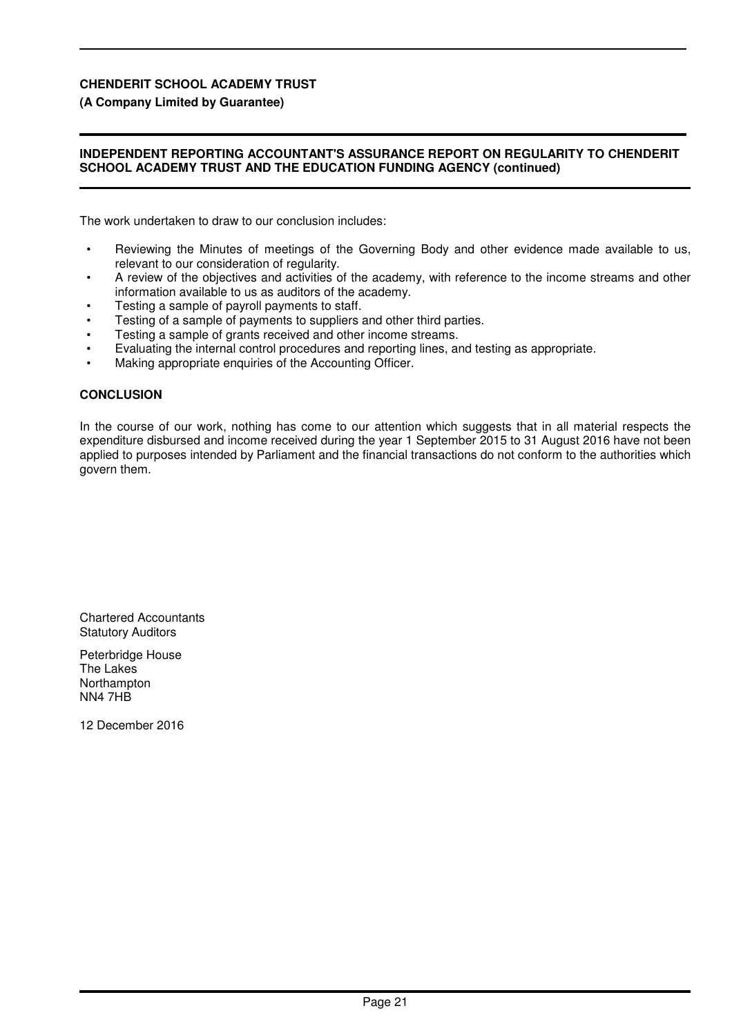**CHENDERIT SCHOOL ACADEMY TRUST**
**(A Company Limited by Guarantee)**

**INDEPENDENT REPORTING ACCOUNTANT'S ASSURANCE REPORT ON REGULARITY TO CHENDERIT SCHOOL ACADEMY TRUST AND THE EDUCATION FUNDING AGENCY (continued)**

The work undertaken to draw to our conclusion includes:

- Reviewing the Minutes of meetings of the Governing Body and other evidence made available to us, relevant to our consideration of regularity.
- A review of the objectives and activities of the academy, with reference to the income streams and other information available to us as auditors of the academy.
- Testing a sample of payroll payments to staff.
- Testing of a sample of payments to suppliers and other third parties.
- Testing a sample of grants received and other income streams.
- Evaluating the internal control procedures and reporting lines, and testing as appropriate.
- Making appropriate enquiries of the Accounting Officer.

## CONCLUSION

In the course of our work, nothing has come to our attention which suggests that in all material respects the expenditure disbursed and income received during the year 1 September 2015 to 31 August 2016 have not been applied to purposes intended by Parliament and the financial transactions do not conform to the authorities which govern them.

Chartered Accountants
Statutory Auditors

Peterbridge House
The Lakes
Northampton
NN4 7HB

12 December 2016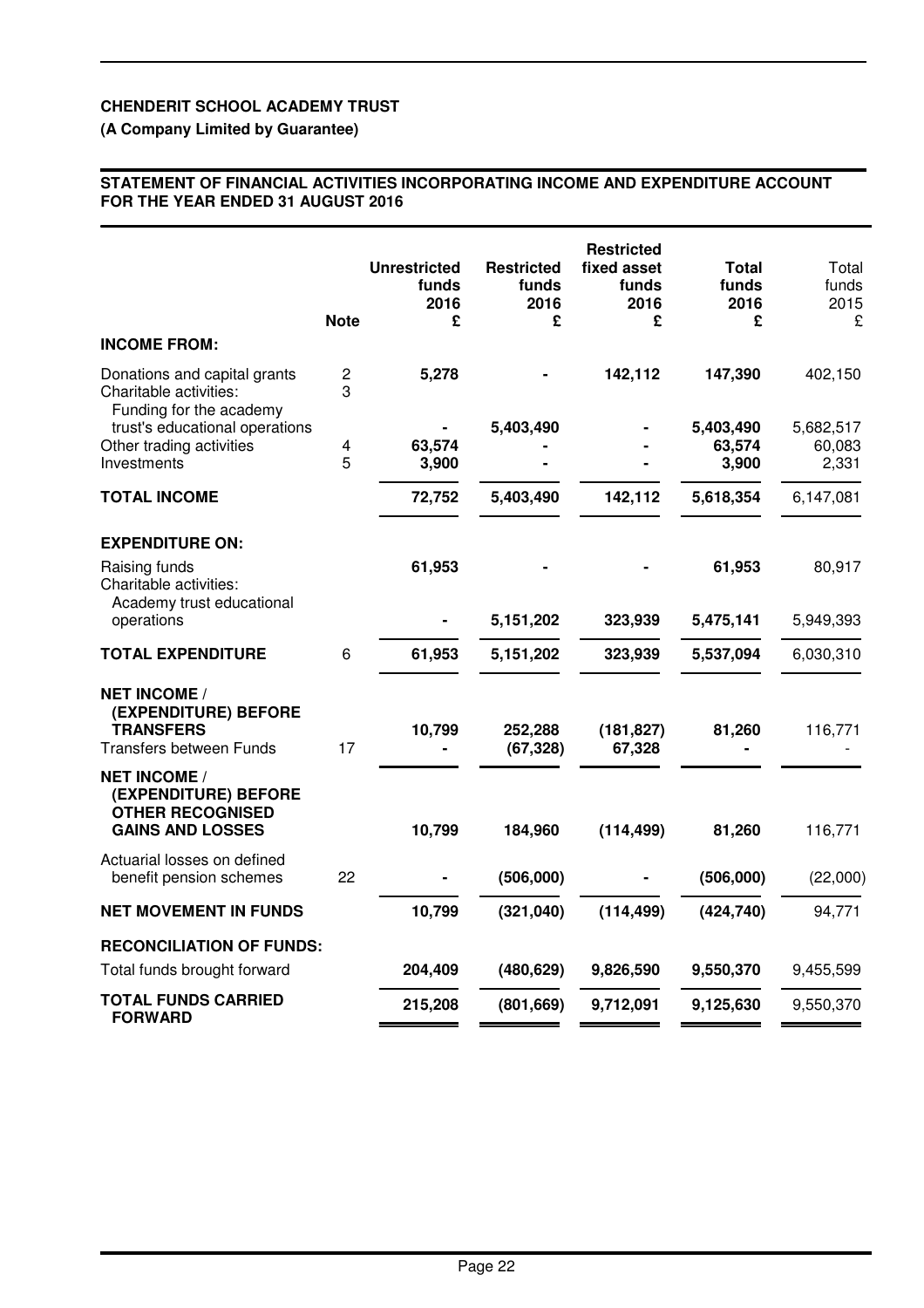**CHENDERIT SCHOOL ACADEMY TRUST**

**(A Company Limited by Guarantee)**

**STATEMENT OF FINANCIAL ACTIVITIES INCORPORATING INCOME AND EXPENDITURE ACCOUNT FOR THE YEAR ENDED 31 AUGUST 2016**

| | Note | Unrestricted funds 2016 £ | Restricted funds 2016 £ | Restricted fixed asset funds 2016 £ | Total funds 2016 £ | Total funds 2015 £ |
|---|---|---|---|---|---|---|
| **INCOME FROM:** | | | | | | |
| Donations and capital grants | 2 | 5,278 | - | 142,112 | 147,390 | 402,150 |
| Charitable activities: | 3 | | | | | |
| Funding for the academy trust's educational operations | | - | 5,403,490 | - | 5,403,490 | 5,682,517 |
| Other trading activities | 4 | 63,574 | - | - | 63,574 | 60,083 |
| Investments | 5 | 3,900 | - | - | 3,900 | 2,331 |
| **TOTAL INCOME** | | 72,752 | 5,403,490 | 142,112 | 5,618,354 | 6,147,081 |
| **EXPENDITURE ON:** | | | | | | |
| Raising funds | | 61,953 | - | - | 61,953 | 80,917 |
| Charitable activities: | | | | | | |
| Academy trust educational operations | | - | 5,151,202 | 323,939 | 5,475,141 | 5,949,393 |
| **TOTAL EXPENDITURE** | 6 | 61,953 | 5,151,202 | 323,939 | 5,537,094 | 6,030,310 |
| **NET INCOME / (EXPENDITURE) BEFORE TRANSFERS** | | 10,799 | 252,288 | (181,827) | 81,260 | 116,771 |
| Transfers between Funds | 17 | - | (67,328) | 67,328 | - | - |
| **NET INCOME / (EXPENDITURE) BEFORE OTHER RECOGNISED GAINS AND LOSSES** | | 10,799 | 184,960 | (114,499) | 81,260 | 116,771 |
| Actuarial losses on defined benefit pension schemes | 22 | - | (506,000) | - | (506,000) | (22,000) |
| **NET MOVEMENT IN FUNDS** | | 10,799 | (321,040) | (114,499) | (424,740) | 94,771 |
| **RECONCILIATION OF FUNDS:** | | | | | | |
| Total funds brought forward | | 204,409 | (480,629) | 9,826,590 | 9,550,370 | 9,455,599 |
| **TOTAL FUNDS CARRIED FORWARD** | | 215,208 | (801,669) | 9,712,091 | 9,125,630 | 9,550,370 |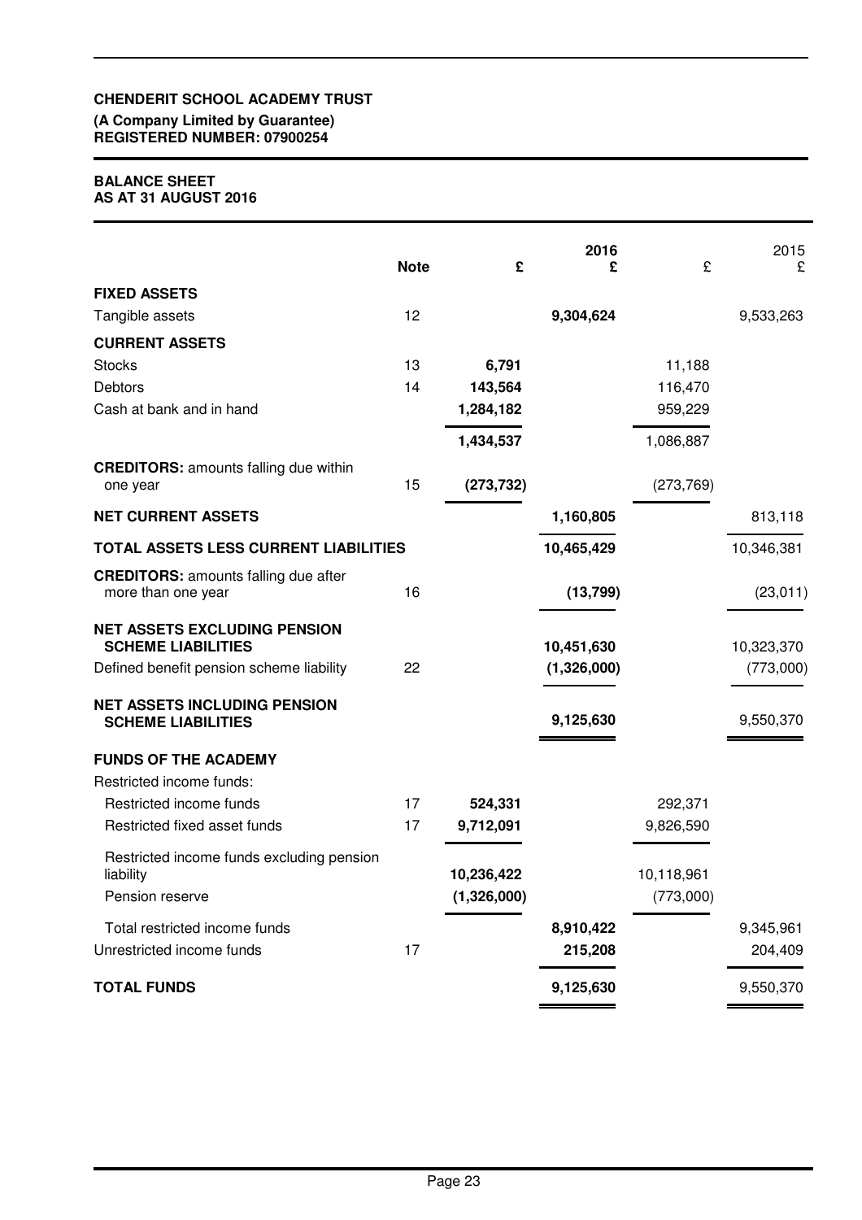**CHENDERIT SCHOOL ACADEMY TRUST**
**(A Company Limited by Guarantee)**
**REGISTERED NUMBER: 07900254**

**BALANCE SHEET**
**AS AT 31 AUGUST 2016**

| | Note | £ | 2016 £ | £ | 2015 £ |
|---|---|---|---|---|---|
| **FIXED ASSETS** | | | | | |
| Tangible assets | 12 | | **9,304,624** | | 9,533,263 |
| **CURRENT ASSETS** | | | | | |
| Stocks | 13 | **6,791** | | 11,188 | |
| Debtors | 14 | **143,564** | | 116,470 | |
| Cash at bank and in hand | | **1,284,182** | | 959,229 | |
| | | **1,434,537** | | 1,086,887 | |
| **CREDITORS:** amounts falling due within one year | 15 | **(273,732)** | | (273,769) | |
| **NET CURRENT ASSETS** | | | **1,160,805** | | 813,118 |
| **TOTAL ASSETS LESS CURRENT LIABILITIES** | | | **10,465,429** | | 10,346,381 |
| **CREDITORS:** amounts falling due after more than one year | 16 | | **(13,799)** | | (23,011) |
| **NET ASSETS EXCLUDING PENSION SCHEME LIABILITIES** | | | **10,451,630** | | 10,323,370 |
| Defined benefit pension scheme liability | 22 | | **(1,326,000)** | | (773,000) |
| **NET ASSETS INCLUDING PENSION SCHEME LIABILITIES** | | | **9,125,630** | | 9,550,370 |
| **FUNDS OF THE ACADEMY** | | | | | |
| Restricted income funds: | | | | | |
| Restricted income funds | 17 | **524,331** | | 292,371 | |
| Restricted fixed asset funds | 17 | **9,712,091** | | 9,826,590 | |
| Restricted income funds excluding pension liability | | **10,236,422** | | 10,118,961 | |
| Pension reserve | | **(1,326,000)** | | (773,000) | |
| Total restricted income funds | | | **8,910,422** | | 9,345,961 |
| Unrestricted income funds | 17 | | **215,208** | | 204,409 |
| **TOTAL FUNDS** | | | **9,125,630** | | 9,550,370 |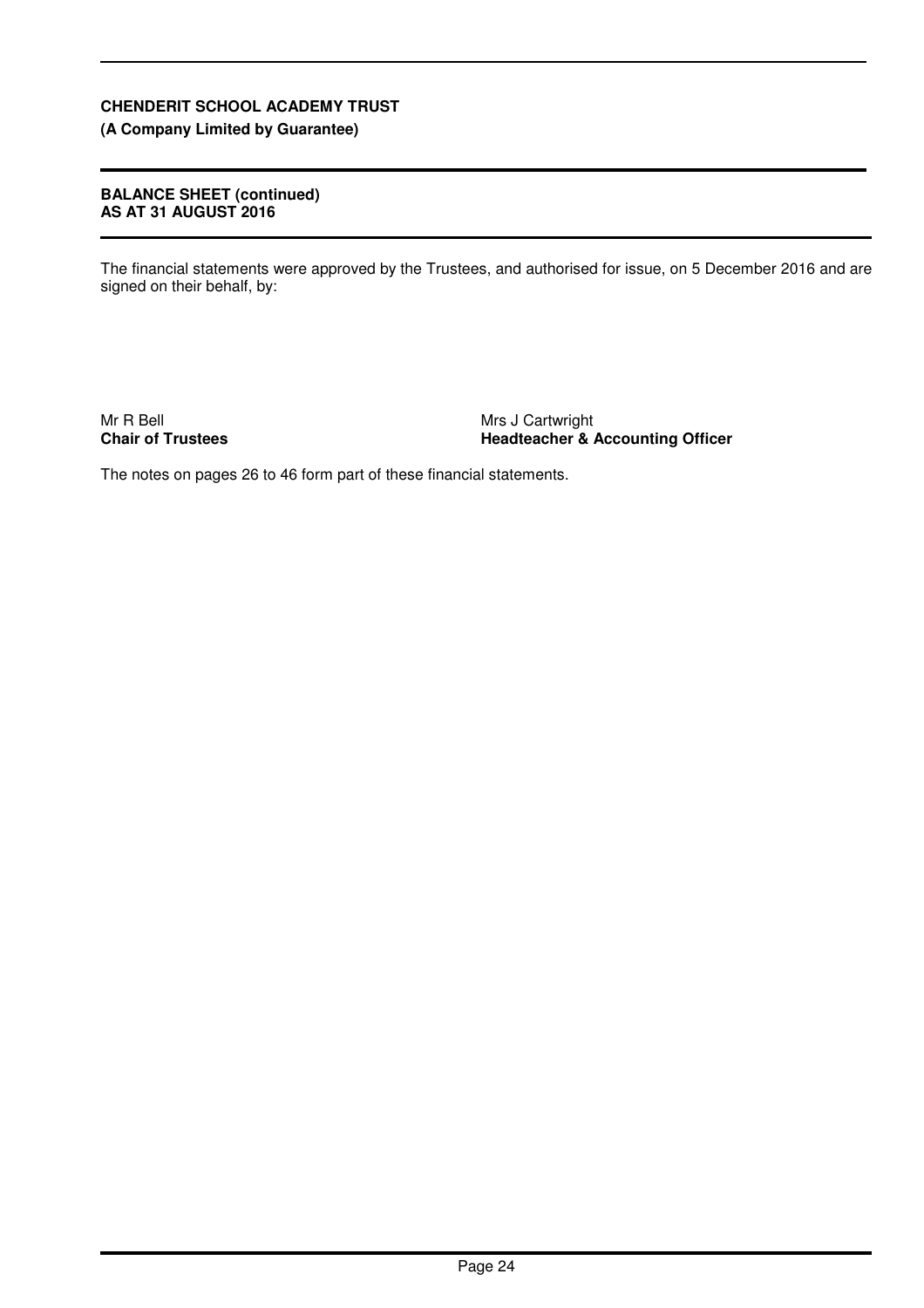**CHENDERIT SCHOOL ACADEMY TRUST**
**(A Company Limited by Guarantee)**

**BALANCE SHEET (continued)**
**AS AT 31 AUGUST 2016**

The financial statements were approved by the Trustees, and authorised for issue, on 5 December 2016 and are signed on their behalf, by:

Mr R Bell
**Chair of Trustees**

Mrs J Cartwright
**Headteacher & Accounting Officer**

The notes on pages 26 to 46 form part of these financial statements.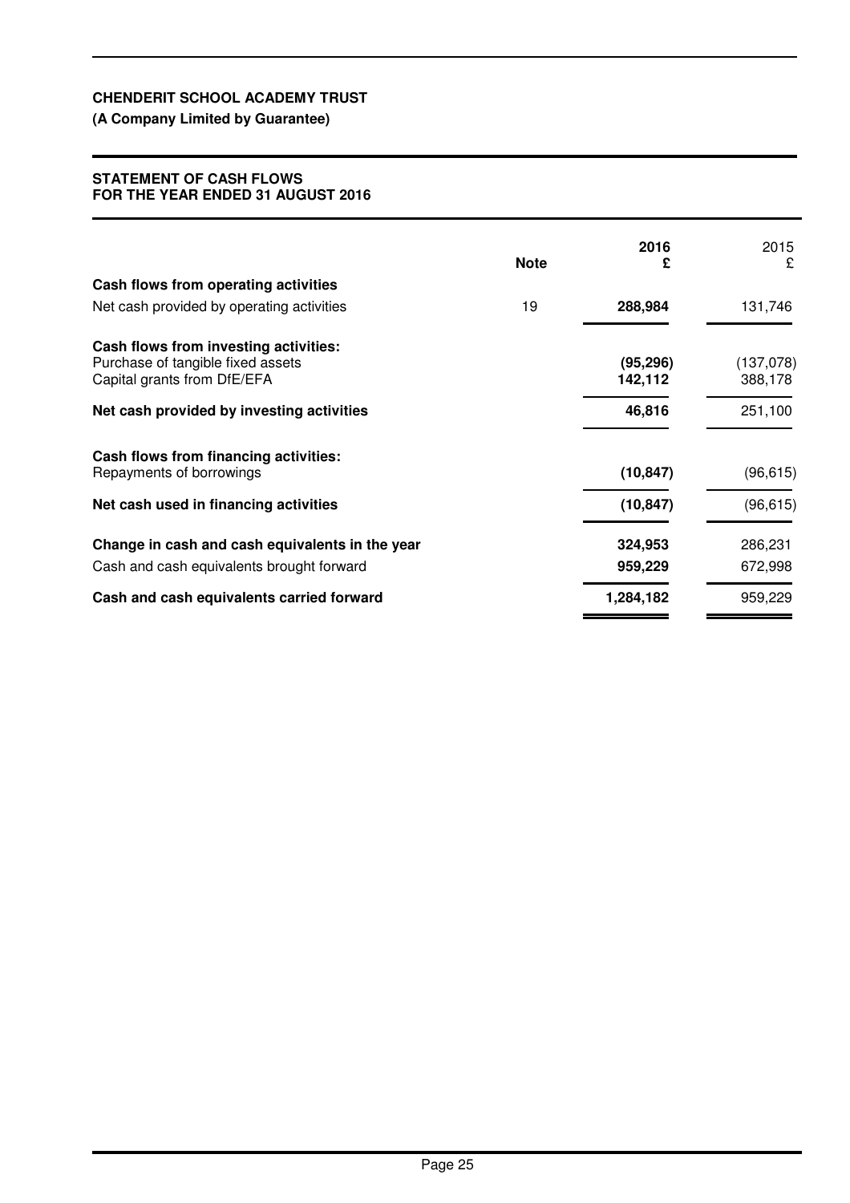**CHENDERIT SCHOOL ACADEMY TRUST**

**(A Company Limited by Guarantee)**

## STATEMENT OF CASH FLOWS FOR THE YEAR ENDED 31 AUGUST 2016

| | Note | 2016 £ | 2015 £ |
|---|---|---|---|
| **Cash flows from operating activities** | | | |
| Net cash provided by operating activities | 19 | **288,984** | 131,746 |
| **Cash flows from investing activities:** | | | |
| Purchase of tangible fixed assets | | **(95,296)** | (137,078) |
| Capital grants from DfE/EFA | | **142,112** | 388,178 |
| **Net cash provided by investing activities** | | **46,816** | 251,100 |
| **Cash flows from financing activities:** | | | |
| Repayments of borrowings | | **(10,847)** | (96,615) |
| **Net cash used in financing activities** | | **(10,847)** | (96,615) |
| **Change in cash and cash equivalents in the year** | | **324,953** | 286,231 |
| Cash and cash equivalents brought forward | | **959,229** | 672,998 |
| **Cash and cash equivalents carried forward** | | **1,284,182** | 959,229 |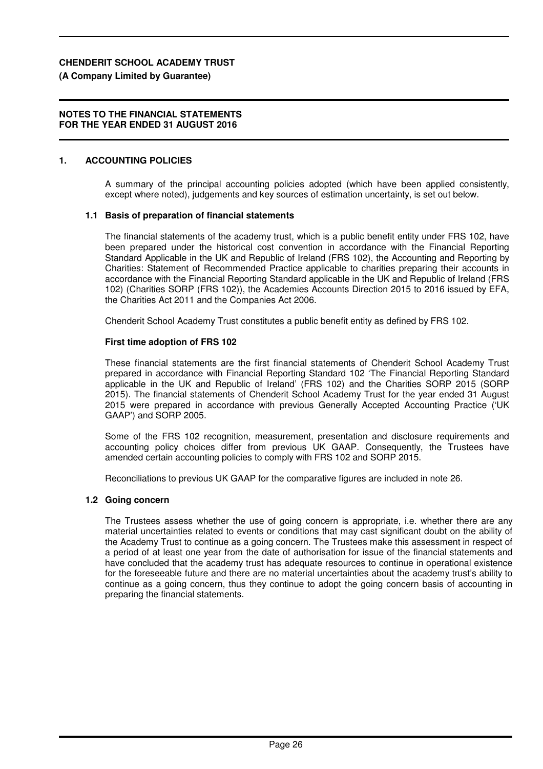**CHENDERIT SCHOOL ACADEMY TRUST**
**(A Company Limited by Guarantee)**

**NOTES TO THE FINANCIAL STATEMENTS**
**FOR THE YEAR ENDED 31 AUGUST 2016**

## 1. ACCOUNTING POLICIES

A summary of the principal accounting policies adopted (which have been applied consistently, except where noted), judgements and key sources of estimation uncertainty, is set out below.

### 1.1 Basis of preparation of financial statements

The financial statements of the academy trust, which is a public benefit entity under FRS 102, have been prepared under the historical cost convention in accordance with the Financial Reporting Standard Applicable in the UK and Republic of Ireland (FRS 102), the Accounting and Reporting by Charities: Statement of Recommended Practice applicable to charities preparing their accounts in accordance with the Financial Reporting Standard applicable in the UK and Republic of Ireland (FRS 102) (Charities SORP (FRS 102)), the Academies Accounts Direction 2015 to 2016 issued by EFA, the Charities Act 2011 and the Companies Act 2006.

Chenderit School Academy Trust constitutes a public benefit entity as defined by FRS 102.

**First time adoption of FRS 102**

These financial statements are the first financial statements of Chenderit School Academy Trust prepared in accordance with Financial Reporting Standard 102 'The Financial Reporting Standard applicable in the UK and Republic of Ireland' (FRS 102) and the Charities SORP 2015 (SORP 2015). The financial statements of Chenderit School Academy Trust for the year ended 31 August 2015 were prepared in accordance with previous Generally Accepted Accounting Practice ('UK GAAP') and SORP 2005.

Some of the FRS 102 recognition, measurement, presentation and disclosure requirements and accounting policy choices differ from previous UK GAAP. Consequently, the Trustees have amended certain accounting policies to comply with FRS 102 and SORP 2015.

Reconciliations to previous UK GAAP for the comparative figures are included in note 26.

### 1.2 Going concern

The Trustees assess whether the use of going concern is appropriate, i.e. whether there are any material uncertainties related to events or conditions that may cast significant doubt on the ability of the Academy Trust to continue as a going concern. The Trustees make this assessment in respect of a period of at least one year from the date of authorisation for issue of the financial statements and have concluded that the academy trust has adequate resources to continue in operational existence for the foreseeable future and there are no material uncertainties about the academy trust's ability to continue as a going concern, thus they continue to adopt the going concern basis of accounting in preparing the financial statements.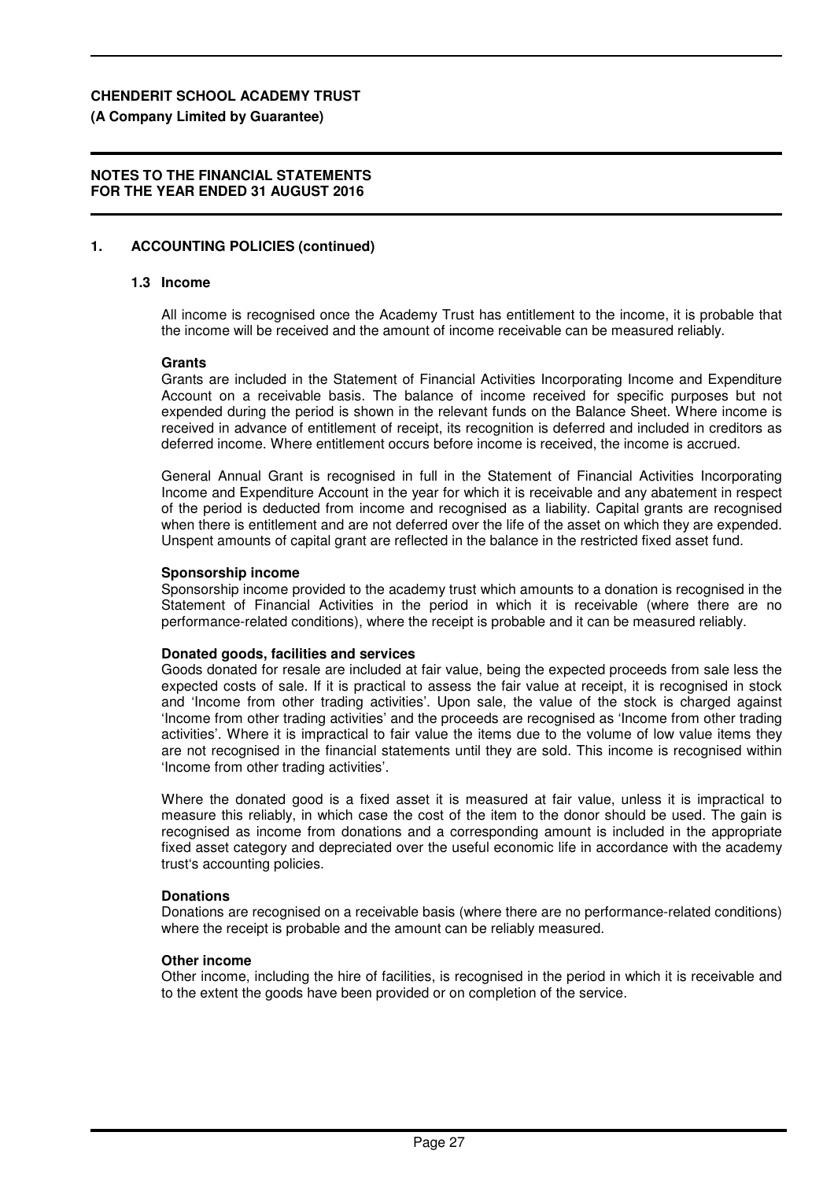**CHENDERIT SCHOOL ACADEMY TRUST**
**(A Company Limited by Guarantee)**

**NOTES TO THE FINANCIAL STATEMENTS**
**FOR THE YEAR ENDED 31 AUGUST 2016**

## 1. ACCOUNTING POLICIES (continued)

### 1.3 Income

All income is recognised once the Academy Trust has entitlement to the income, it is probable that the income will be received and the amount of income receivable can be measured reliably.

**Grants**

Grants are included in the Statement of Financial Activities Incorporating Income and Expenditure Account on a receivable basis. The balance of income received for specific purposes but not expended during the period is shown in the relevant funds on the Balance Sheet. Where income is received in advance of entitlement of receipt, its recognition is deferred and included in creditors as deferred income. Where entitlement occurs before income is received, the income is accrued.

General Annual Grant is recognised in full in the Statement of Financial Activities Incorporating Income and Expenditure Account in the year for which it is receivable and any abatement in respect of the period is deducted from income and recognised as a liability. Capital grants are recognised when there is entitlement and are not deferred over the life of the asset on which they are expended. Unspent amounts of capital grant are reflected in the balance in the restricted fixed asset fund.

**Sponsorship income**

Sponsorship income provided to the academy trust which amounts to a donation is recognised in the Statement of Financial Activities in the period in which it is receivable (where there are no performance-related conditions), where the receipt is probable and it can be measured reliably.

**Donated goods, facilities and services**

Goods donated for resale are included at fair value, being the expected proceeds from sale less the expected costs of sale. If it is practical to assess the fair value at receipt, it is recognised in stock and 'Income from other trading activities'. Upon sale, the value of the stock is charged against 'Income from other trading activities' and the proceeds are recognised as 'Income from other trading activities'. Where it is impractical to fair value the items due to the volume of low value items they are not recognised in the financial statements until they are sold. This income is recognised within 'Income from other trading activities'.

Where the donated good is a fixed asset it is measured at fair value, unless it is impractical to measure this reliably, in which case the cost of the item to the donor should be used. The gain is recognised as income from donations and a corresponding amount is included in the appropriate fixed asset category and depreciated over the useful economic life in accordance with the academy trust's accounting policies.

**Donations**

Donations are recognised on a receivable basis (where there are no performance-related conditions) where the receipt is probable and the amount can be reliably measured.

**Other income**

Other income, including the hire of facilities, is recognised in the period in which it is receivable and to the extent the goods have been provided or on completion of the service.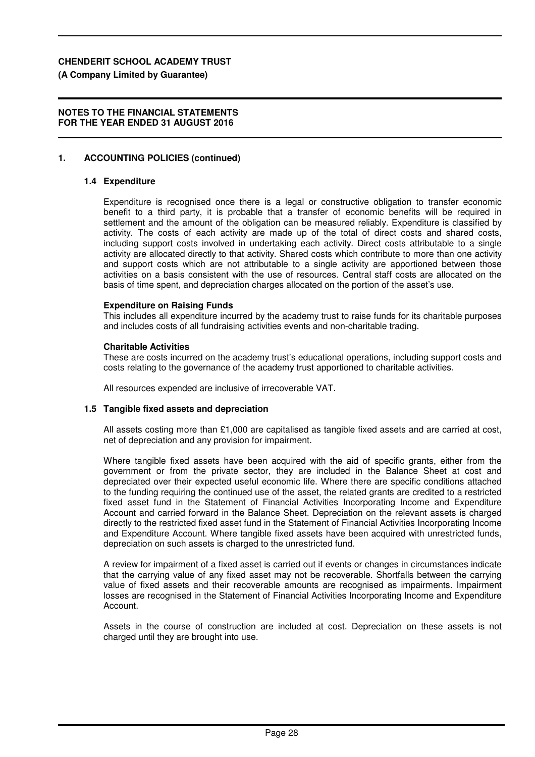## 1. ACCOUNTING POLICIES (continued)

### 1.4 Expenditure

Expenditure is recognised once there is a legal or constructive obligation to transfer economic benefit to a third party, it is probable that a transfer of economic benefits will be required in settlement and the amount of the obligation can be measured reliably. Expenditure is classified by activity. The costs of each activity are made up of the total of direct costs and shared costs, including support costs involved in undertaking each activity. Direct costs attributable to a single activity are allocated directly to that activity. Shared costs which contribute to more than one activity and support costs which are not attributable to a single activity are apportioned between those activities on a basis consistent with the use of resources. Central staff costs are allocated on the basis of time spent, and depreciation charges allocated on the portion of the asset's use.

**Expenditure on Raising Funds**

This includes all expenditure incurred by the academy trust to raise funds for its charitable purposes and includes costs of all fundraising activities events and non-charitable trading.

**Charitable Activities**

These are costs incurred on the academy trust's educational operations, including support costs and costs relating to the governance of the academy trust apportioned to charitable activities.

All resources expended are inclusive of irrecoverable VAT.

### 1.5 Tangible fixed assets and depreciation

All assets costing more than £1,000 are capitalised as tangible fixed assets and are carried at cost, net of depreciation and any provision for impairment.

Where tangible fixed assets have been acquired with the aid of specific grants, either from the government or from the private sector, they are included in the Balance Sheet at cost and depreciated over their expected useful economic life. Where there are specific conditions attached to the funding requiring the continued use of the asset, the related grants are credited to a restricted fixed asset fund in the Statement of Financial Activities Incorporating Income and Expenditure Account and carried forward in the Balance Sheet. Depreciation on the relevant assets is charged directly to the restricted fixed asset fund in the Statement of Financial Activities Incorporating Income and Expenditure Account. Where tangible fixed assets have been acquired with unrestricted funds, depreciation on such assets is charged to the unrestricted fund.

A review for impairment of a fixed asset is carried out if events or changes in circumstances indicate that the carrying value of any fixed asset may not be recoverable. Shortfalls between the carrying value of fixed assets and their recoverable amounts are recognised as impairments. Impairment losses are recognised in the Statement of Financial Activities Incorporating Income and Expenditure Account.

Assets in the course of construction are included at cost. Depreciation on these assets is not charged until they are brought into use.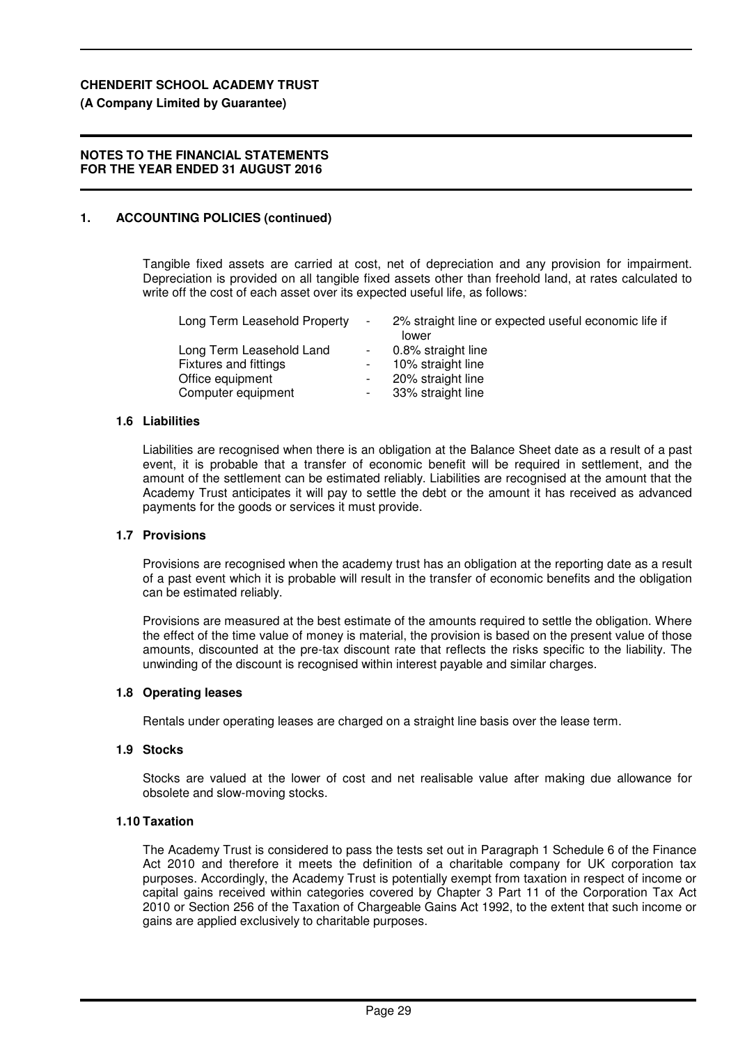**CHENDERIT SCHOOL ACADEMY TRUST**
**(A Company Limited by Guarantee)**

**NOTES TO THE FINANCIAL STATEMENTS**
**FOR THE YEAR ENDED 31 AUGUST 2016**

## 1. ACCOUNTING POLICIES (continued)

Tangible fixed assets are carried at cost, net of depreciation and any provision for impairment. Depreciation is provided on all tangible fixed assets other than freehold land, at rates calculated to write off the cost of each asset over its expected useful life, as follows:

| | | |
|---|---|---|
| Long Term Leasehold Property | - | 2% straight line or expected useful economic life if lower |
| Long Term Leasehold Land | - | 0.8% straight line |
| Fixtures and fittings | - | 10% straight line |
| Office equipment | - | 20% straight line |
| Computer equipment | - | 33% straight line |

### 1.6 Liabilities

Liabilities are recognised when there is an obligation at the Balance Sheet date as a result of a past event, it is probable that a transfer of economic benefit will be required in settlement, and the amount of the settlement can be estimated reliably. Liabilities are recognised at the amount that the Academy Trust anticipates it will pay to settle the debt or the amount it has received as advanced payments for the goods or services it must provide.

### 1.7 Provisions

Provisions are recognised when the academy trust has an obligation at the reporting date as a result of a past event which it is probable will result in the transfer of economic benefits and the obligation can be estimated reliably.

Provisions are measured at the best estimate of the amounts required to settle the obligation. Where the effect of the time value of money is material, the provision is based on the present value of those amounts, discounted at the pre-tax discount rate that reflects the risks specific to the liability. The unwinding of the discount is recognised within interest payable and similar charges.

### 1.8 Operating leases

Rentals under operating leases are charged on a straight line basis over the lease term.

### 1.9 Stocks

Stocks are valued at the lower of cost and net realisable value after making due allowance for obsolete and slow-moving stocks.

### 1.10 Taxation

The Academy Trust is considered to pass the tests set out in Paragraph 1 Schedule 6 of the Finance Act 2010 and therefore it meets the definition of a charitable company for UK corporation tax purposes. Accordingly, the Academy Trust is potentially exempt from taxation in respect of income or capital gains received within categories covered by Chapter 3 Part 11 of the Corporation Tax Act 2010 or Section 256 of the Taxation of Chargeable Gains Act 1992, to the extent that such income or gains are applied exclusively to charitable purposes.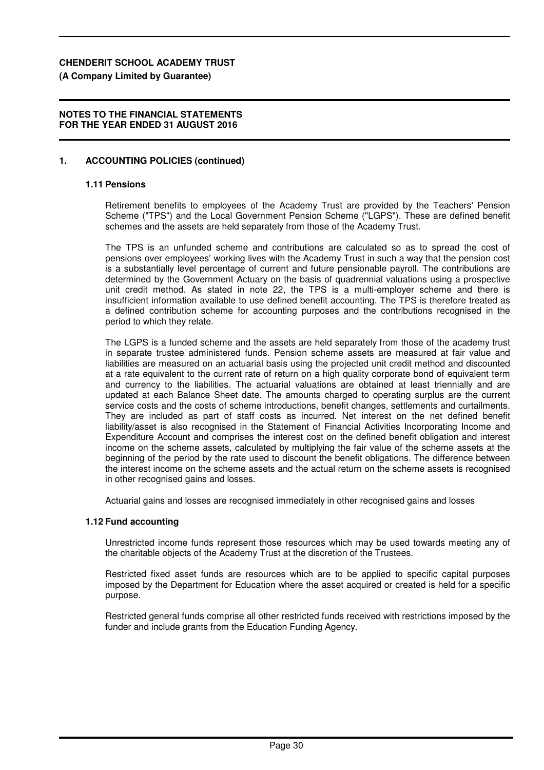## 1. ACCOUNTING POLICIES (continued)

### 1.11 Pensions

Retirement benefits to employees of the Academy Trust are provided by the Teachers' Pension Scheme ("TPS") and the Local Government Pension Scheme ("LGPS"). These are defined benefit schemes and the assets are held separately from those of the Academy Trust.

The TPS is an unfunded scheme and contributions are calculated so as to spread the cost of pensions over employees' working lives with the Academy Trust in such a way that the pension cost is a substantially level percentage of current and future pensionable payroll. The contributions are determined by the Government Actuary on the basis of quadrennial valuations using a prospective unit credit method. As stated in note 22, the TPS is a multi-employer scheme and there is insufficient information available to use defined benefit accounting. The TPS is therefore treated as a defined contribution scheme for accounting purposes and the contributions recognised in the period to which they relate.

The LGPS is a funded scheme and the assets are held separately from those of the academy trust in separate trustee administered funds. Pension scheme assets are measured at fair value and liabilities are measured on an actuarial basis using the projected unit credit method and discounted at a rate equivalent to the current rate of return on a high quality corporate bond of equivalent term and currency to the liabilities. The actuarial valuations are obtained at least triennially and are updated at each Balance Sheet date. The amounts charged to operating surplus are the current service costs and the costs of scheme introductions, benefit changes, settlements and curtailments. They are included as part of staff costs as incurred. Net interest on the net defined benefit liability/asset is also recognised in the Statement of Financial Activities Incorporating Income and Expenditure Account and comprises the interest cost on the defined benefit obligation and interest income on the scheme assets, calculated by multiplying the fair value of the scheme assets at the beginning of the period by the rate used to discount the benefit obligations. The difference between the interest income on the scheme assets and the actual return on the scheme assets is recognised in other recognised gains and losses.

Actuarial gains and losses are recognised immediately in other recognised gains and losses

### 1.12 Fund accounting

Unrestricted income funds represent those resources which may be used towards meeting any of the charitable objects of the Academy Trust at the discretion of the Trustees.

Restricted fixed asset funds are resources which are to be applied to specific capital purposes imposed by the Department for Education where the asset acquired or created is held for a specific purpose.

Restricted general funds comprise all other restricted funds received with restrictions imposed by the funder and include grants from the Education Funding Agency.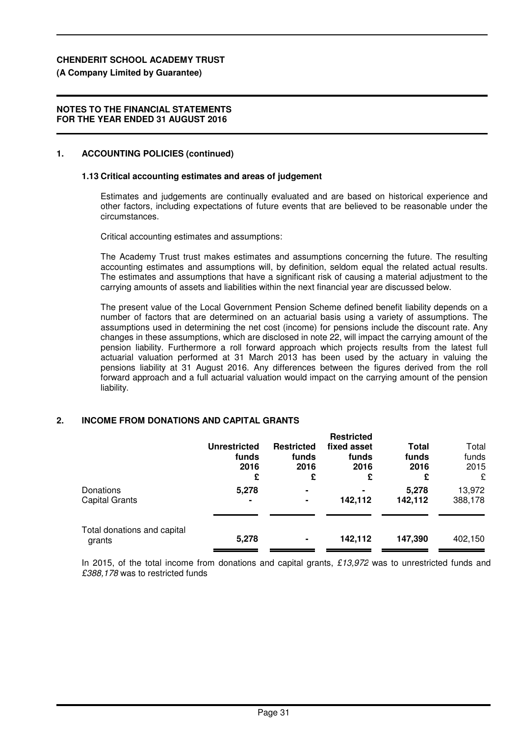**CHENDERIT SCHOOL ACADEMY TRUST**
**(A Company Limited by Guarantee)**

**NOTES TO THE FINANCIAL STATEMENTS**
**FOR THE YEAR ENDED 31 AUGUST 2016**

## 1. ACCOUNTING POLICIES (continued)

### 1.13 Critical accounting estimates and areas of judgement

Estimates and judgements are continually evaluated and are based on historical experience and other factors, including expectations of future events that are believed to be reasonable under the circumstances.

Critical accounting estimates and assumptions:

The Academy Trust trust makes estimates and assumptions concerning the future. The resulting accounting estimates and assumptions will, by definition, seldom equal the related actual results. The estimates and assumptions that have a significant risk of causing a material adjustment to the carrying amounts of assets and liabilities within the next financial year are discussed below.

The present value of the Local Government Pension Scheme defined benefit liability depends on a number of factors that are determined on an actuarial basis using a variety of assumptions. The assumptions used in determining the net cost (income) for pensions include the discount rate. Any changes in these assumptions, which are disclosed in note 22, will impact the carrying amount of the pension liability. Furthermore a roll forward approach which projects results from the latest full actuarial valuation performed at 31 March 2013 has been used by the actuary in valuing the pensions liability at 31 August 2016. Any differences between the figures derived from the roll forward approach and a full actuarial valuation would impact on the carrying amount of the pension liability.

## 2. INCOME FROM DONATIONS AND CAPITAL GRANTS

| | **Unrestricted funds 2016 £** | **Restricted funds 2016 £** | **Restricted fixed asset funds 2016 £** | **Total funds 2016 £** | Total funds 2015 £ |
|---|---|---|---|---|---|
| Donations | **5,278** | **-** | **-** | **5,278** | 13,972 |
| Capital Grants | **-** | **-** | **142,112** | **142,112** | 388,178 |
| Total donations and capital grants | **5,278** | **-** | **142,112** | **147,390** | 402,150 |

In 2015, of the total income from donations and capital grants, *£13,972* was to unrestricted funds and *£388,178* was to restricted funds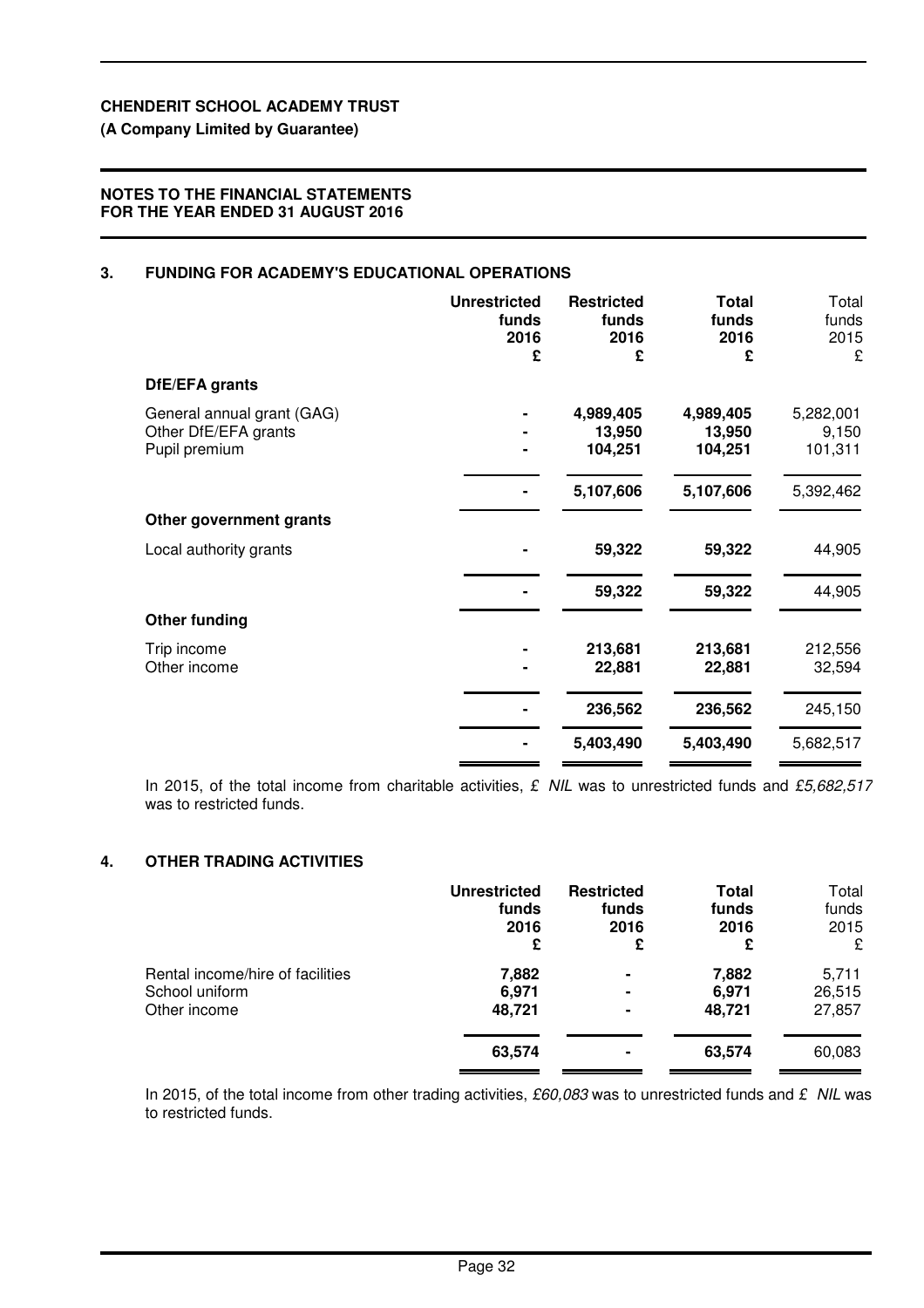**CHENDERIT SCHOOL ACADEMY TRUST**

**(A Company Limited by Guarantee)**

**NOTES TO THE FINANCIAL STATEMENTS FOR THE YEAR ENDED 31 AUGUST 2016**

## 3. FUNDING FOR ACADEMY'S EDUCATIONAL OPERATIONS

| | Unrestricted funds 2016 £ | Restricted funds 2016 £ | Total funds 2016 £ | Total funds 2015 £ |
|---|---|---|---|---|
| **DfE/EFA grants** | | | | |
| General annual grant (GAG) | - | 4,989,405 | 4,989,405 | 5,282,001 |
| Other DfE/EFA grants | - | 13,950 | 13,950 | 9,150 |
| Pupil premium | - | 104,251 | 104,251 | 101,311 |
| | - | 5,107,606 | 5,107,606 | 5,392,462 |
| **Other government grants** | | | | |
| Local authority grants | - | 59,322 | 59,322 | 44,905 |
| | - | 59,322 | 59,322 | 44,905 |
| **Other funding** | | | | |
| Trip income | - | 213,681 | 213,681 | 212,556 |
| Other income | - | 22,881 | 22,881 | 32,594 |
| | - | 236,562 | 236,562 | 245,150 |
| | - | 5,403,490 | 5,403,490 | 5,682,517 |

In 2015, of the total income from charitable activities, £ *NIL* was to unrestricted funds and *£5,682,517* was to restricted funds.

## 4. OTHER TRADING ACTIVITIES

| | Unrestricted funds 2016 £ | Restricted funds 2016 £ | Total funds 2016 £ | Total funds 2015 £ |
|---|---|---|---|---|
| Rental income/hire of facilities | 7,882 | - | 7,882 | 5,711 |
| School uniform | 6,971 | - | 6,971 | 26,515 |
| Other income | 48,721 | - | 48,721 | 27,857 |
| | 63,574 | - | 63,574 | 60,083 |

In 2015, of the total income from other trading activities, *£60,083* was to unrestricted funds and £ *NIL* was to restricted funds.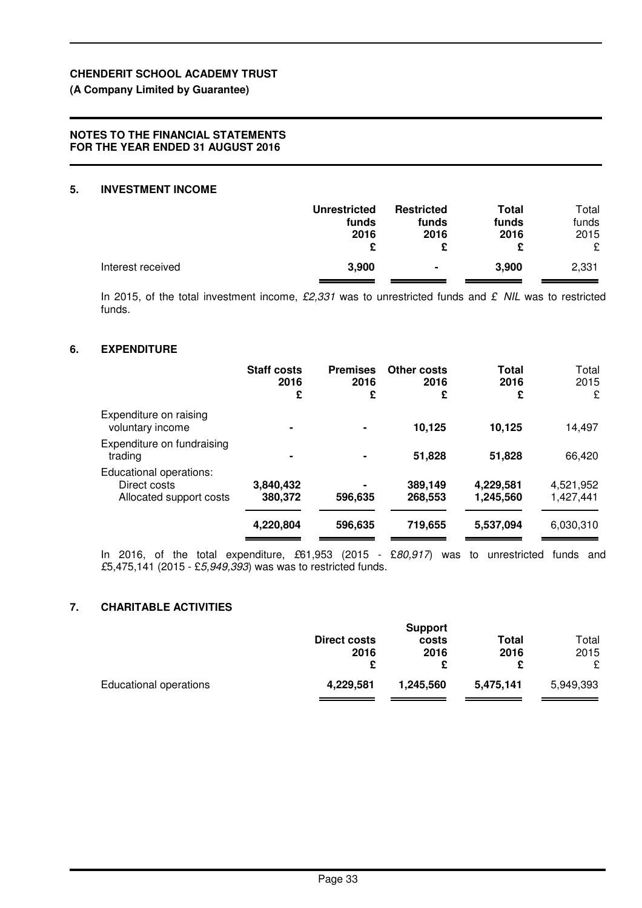**CHENDERIT SCHOOL ACADEMY TRUST**
**(A Company Limited by Guarantee)**

**NOTES TO THE FINANCIAL STATEMENTS**
**FOR THE YEAR ENDED 31 AUGUST 2016**

## 5. INVESTMENT INCOME

| | **Unrestricted funds 2016 £** | **Restricted funds 2016 £** | **Total funds 2016 £** | Total funds 2015 £ |
|---|---|---|---|---|
| Interest received | **3,900** | **-** | **3,900** | 2,331 |

In 2015, of the total investment income, *£2,331* was to unrestricted funds and *£ NIL* was to restricted funds.

## 6. EXPENDITURE

| | **Staff costs 2016 £** | **Premises 2016 £** | **Other costs 2016 £** | **Total 2016 £** | Total 2015 £ |
|---|---|---|---|---|---|
| Expenditure on raising voluntary income | **-** | **-** | **10,125** | **10,125** | 14,497 |
| Expenditure on fundraising trading | **-** | **-** | **51,828** | **51,828** | 66,420 |
| Educational operations: | | | | | |
| Direct costs | **3,840,432** | **-** | **389,149** | **4,229,581** | 4,521,952 |
| Allocated support costs | **380,372** | **596,635** | **268,553** | **1,245,560** | 1,427,441 |
| | **4,220,804** | **596,635** | **719,655** | **5,537,094** | 6,030,310 |

In 2016, of the total expenditure, £61,953 (2015 - £*80,917*) was to unrestricted funds and £5,475,141 (2015 - £*5,949,393*) was was to restricted funds.

## 7. CHARITABLE ACTIVITIES

| | **Direct costs 2016 £** | **Support costs 2016 £** | **Total 2016 £** | Total 2015 £ |
|---|---|---|---|---|
| Educational operations | **4,229,581** | **1,245,560** | **5,475,141** | 5,949,393 |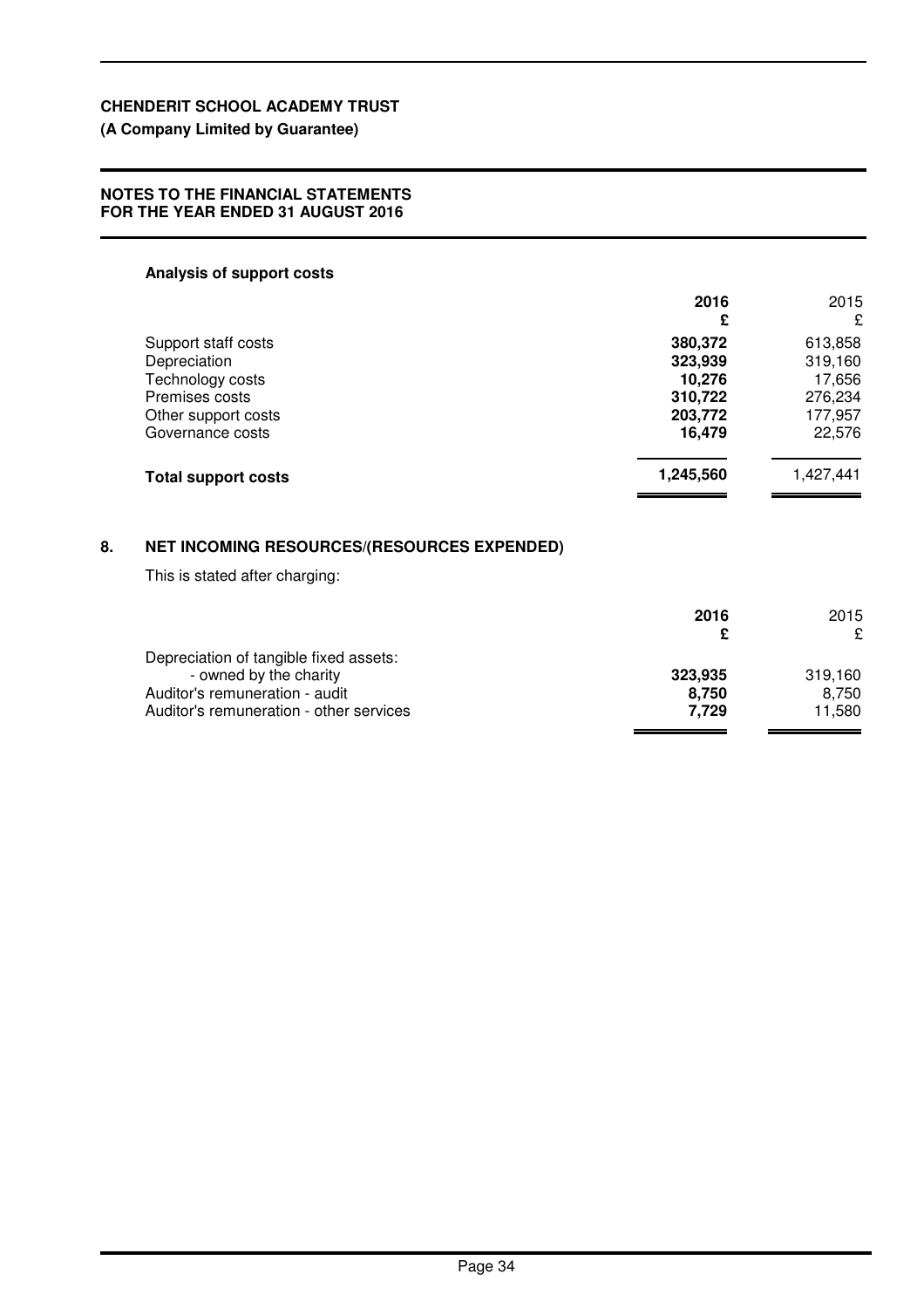**CHENDERIT SCHOOL ACADEMY TRUST**
**(A Company Limited by Guarantee)**

**NOTES TO THE FINANCIAL STATEMENTS FOR THE YEAR ENDED 31 AUGUST 2016**

**Analysis of support costs**

| | **2016** **£** | 2015 £ |
|---|---|---|
| Support staff costs | **380,372** | 613,858 |
| Depreciation | **323,939** | 319,160 |
| Technology costs | **10,276** | 17,656 |
| Premises costs | **310,722** | 276,234 |
| Other support costs | **203,772** | 177,957 |
| Governance costs | **16,479** | 22,576 |
| **Total support costs** | **1,245,560** | 1,427,441 |

## 8. NET INCOMING RESOURCES/(RESOURCES EXPENDED)

This is stated after charging:

| | **2016** **£** | 2015 £ |
|---|---|---|
| Depreciation of tangible fixed assets: | | |
| - owned by the charity | **323,935** | 319,160 |
| Auditor's remuneration - audit | **8,750** | 8,750 |
| Auditor's remuneration - other services | **7,729** | 11,580 |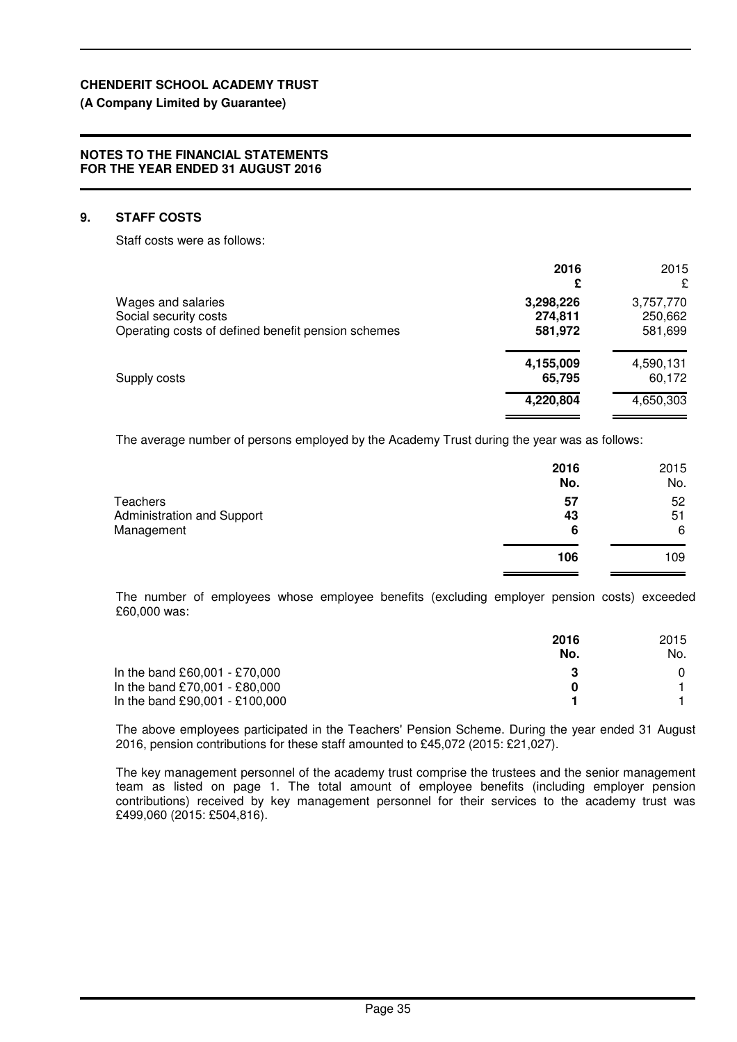**CHENDERIT SCHOOL ACADEMY TRUST**

**(A Company Limited by Guarantee)**

**NOTES TO THE FINANCIAL STATEMENTS**
**FOR THE YEAR ENDED 31 AUGUST 2016**

## 9. STAFF COSTS

Staff costs were as follows:

| | **2016** | 2015 |
|---|---|---|
| | **£** | £ |
| Wages and salaries | **3,298,226** | 3,757,770 |
| Social security costs | **274,811** | 250,662 |
| Operating costs of defined benefit pension schemes | **581,972** | 581,699 |
| | **4,155,009** | 4,590,131 |
| Supply costs | **65,795** | 60,172 |
| | **4,220,804** | 4,650,303 |

The average number of persons employed by the Academy Trust during the year was as follows:

| | **2016** | 2015 |
|---|---|---|
| | **No.** | No. |
| Teachers | **57** | 52 |
| Administration and Support | **43** | 51 |
| Management | **6** | 6 |
| | **106** | 109 |

The number of employees whose employee benefits (excluding employer pension costs) exceeded £60,000 was:

| | **2016** | 2015 |
|---|---|---|
| | **No.** | No. |
| In the band £60,001 - £70,000 | **3** | 0 |
| In the band £70,001 - £80,000 | **0** | 1 |
| In the band £90,001 - £100,000 | **1** | 1 |

The above employees participated in the Teachers' Pension Scheme. During the year ended 31 August 2016, pension contributions for these staff amounted to £45,072 (2015: £21,027).

The key management personnel of the academy trust comprise the trustees and the senior management team as listed on page 1. The total amount of employee benefits (including employer pension contributions) received by key management personnel for their services to the academy trust was £499,060 (2015: £504,816).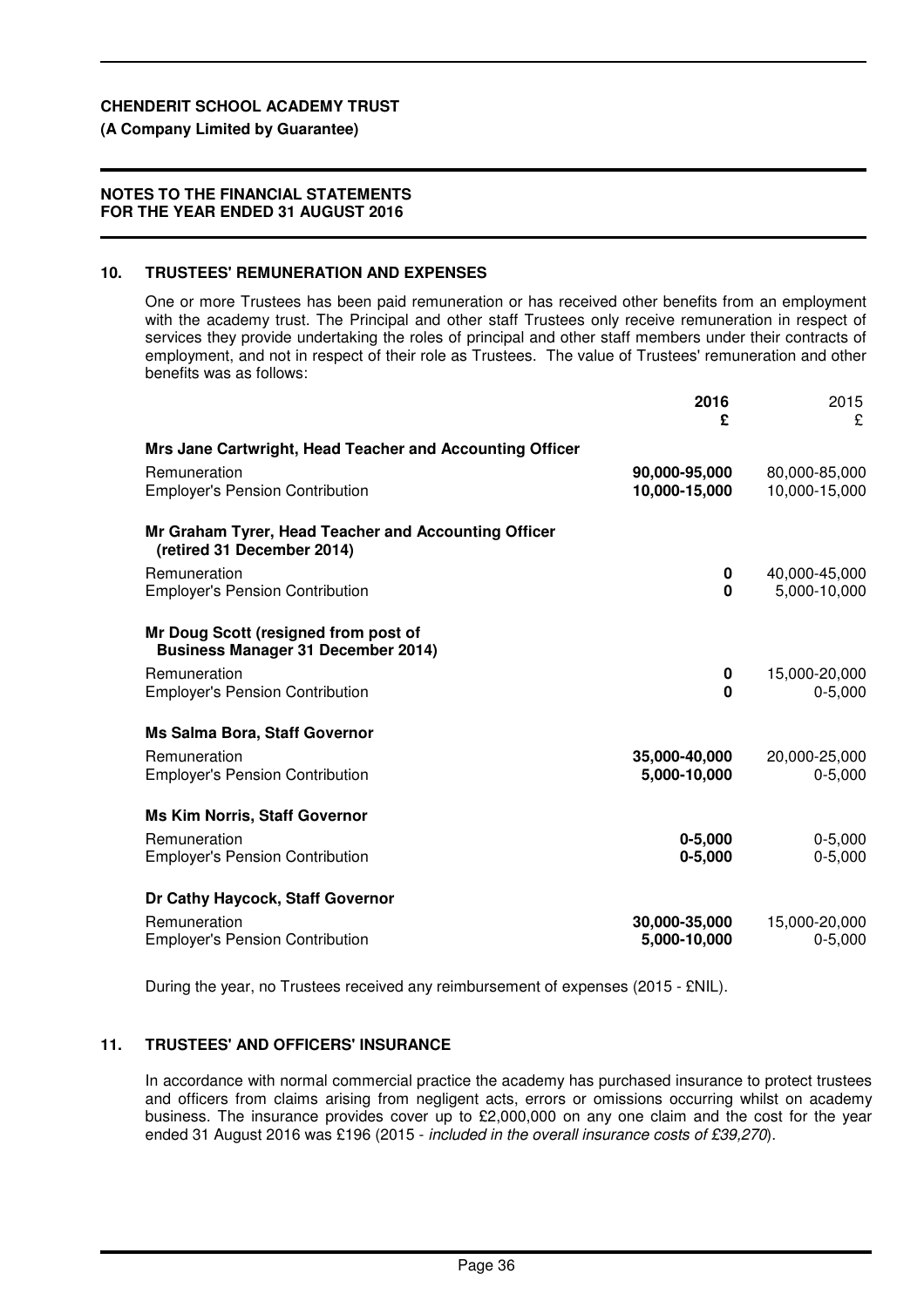**CHENDERIT SCHOOL ACADEMY TRUST**

**(A Company Limited by Guarantee)**

**NOTES TO THE FINANCIAL STATEMENTS FOR THE YEAR ENDED 31 AUGUST 2016**

## 10. TRUSTEES' REMUNERATION AND EXPENSES

One or more Trustees has been paid remuneration or has received other benefits from an employment with the academy trust. The Principal and other staff Trustees only receive remuneration in respect of services they provide undertaking the roles of principal and other staff members under their contracts of employment, and not in respect of their role as Trustees. The value of Trustees' remuneration and other benefits was as follows:

| | **2016** £ | 2015 £ |
|---|---|---|
| **Mrs Jane Cartwright, Head Teacher and Accounting Officer** | | |
| Remuneration | **90,000-95,000** | 80,000-85,000 |
| Employer's Pension Contribution | **10,000-15,000** | 10,000-15,000 |
| **Mr Graham Tyrer, Head Teacher and Accounting Officer (retired 31 December 2014)** | | |
| Remuneration | **0** | 40,000-45,000 |
| Employer's Pension Contribution | **0** | 5,000-10,000 |
| **Mr Doug Scott (resigned from post of Business Manager 31 December 2014)** | | |
| Remuneration | **0** | 15,000-20,000 |
| Employer's Pension Contribution | **0** | 0-5,000 |
| **Ms Salma Bora, Staff Governor** | | |
| Remuneration | **35,000-40,000** | 20,000-25,000 |
| Employer's Pension Contribution | **5,000-10,000** | 0-5,000 |
| **Ms Kim Norris, Staff Governor** | | |
| Remuneration | **0-5,000** | 0-5,000 |
| Employer's Pension Contribution | **0-5,000** | 0-5,000 |
| **Dr Cathy Haycock, Staff Governor** | | |
| Remuneration | **30,000-35,000** | 15,000-20,000 |
| Employer's Pension Contribution | **5,000-10,000** | 0-5,000 |

During the year, no Trustees received any reimbursement of expenses (2015 - £NIL).

## 11. TRUSTEES' AND OFFICERS' INSURANCE

In accordance with normal commercial practice the academy has purchased insurance to protect trustees and officers from claims arising from negligent acts, errors or omissions occurring whilst on academy business. The insurance provides cover up to £2,000,000 on any one claim and the cost for the year ended 31 August 2016 was £196 (2015 - *included in the overall insurance costs of £39,270*).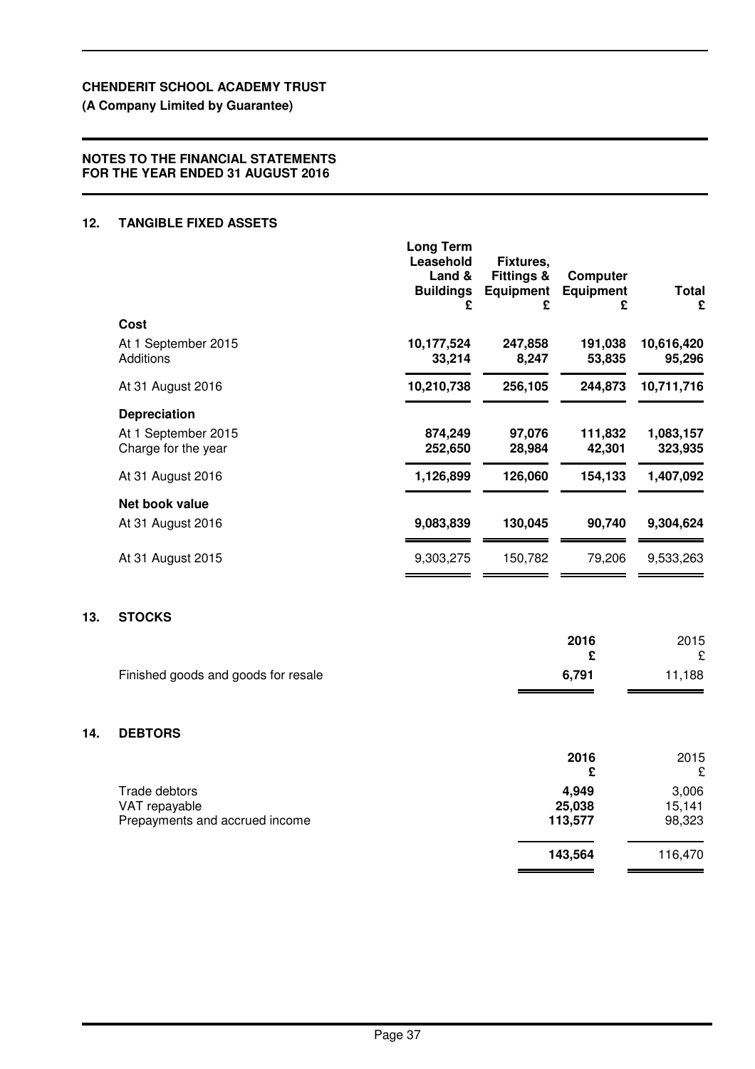**CHENDERIT SCHOOL ACADEMY TRUST**

**(A Company Limited by Guarantee)**

**NOTES TO THE FINANCIAL STATEMENTS FOR THE YEAR ENDED 31 AUGUST 2016**

## 12. TANGIBLE FIXED ASSETS

| | Long Term Leasehold Land & Buildings £ | Fixtures, Fittings & Equipment £ | Computer Equipment £ | Total £ |
|---|---|---|---|---|
| **Cost** | | | | |
| At 1 September 2015 | 10,177,524 | 247,858 | 191,038 | 10,616,420 |
| Additions | 33,214 | 8,247 | 53,835 | 95,296 |
| At 31 August 2016 | 10,210,738 | 256,105 | 244,873 | 10,711,716 |
| **Depreciation** | | | | |
| At 1 September 2015 | 874,249 | 97,076 | 111,832 | 1,083,157 |
| Charge for the year | 252,650 | 28,984 | 42,301 | 323,935 |
| At 31 August 2016 | 1,126,899 | 126,060 | 154,133 | 1,407,092 |
| **Net book value** | | | | |
| At 31 August 2016 | 9,083,839 | 130,045 | 90,740 | 9,304,624 |
| At 31 August 2015 | 9,303,275 | 150,782 | 79,206 | 9,533,263 |

## 13. STOCKS

| | 2016 £ | 2015 £ |
|---|---|---|
| Finished goods and goods for resale | 6,791 | 11,188 |

## 14. DEBTORS

| | 2016 £ | 2015 £ |
|---|---|---|
| Trade debtors | 4,949 | 3,006 |
| VAT repayable | 25,038 | 15,141 |
| Prepayments and accrued income | 113,577 | 98,323 |
| | 143,564 | 116,470 |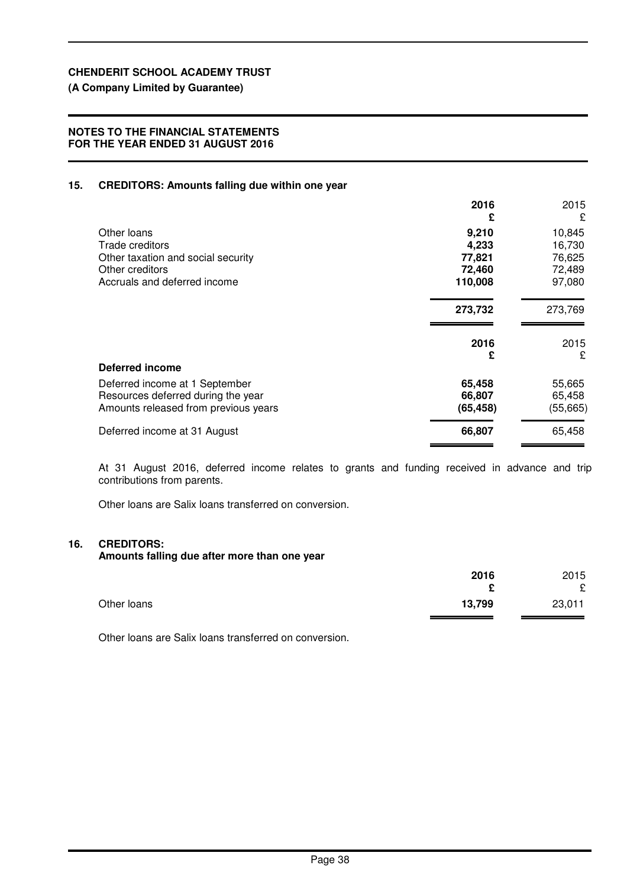**CHENDERIT SCHOOL ACADEMY TRUST**

**(A Company Limited by Guarantee)**

**NOTES TO THE FINANCIAL STATEMENTS FOR THE YEAR ENDED 31 AUGUST 2016**

## 15. CREDITORS: Amounts falling due within one year

| | 2016 £ | 2015 £ |
|---|---|---|
| Other loans | **9,210** | 10,845 |
| Trade creditors | **4,233** | 16,730 |
| Other taxation and social security | **77,821** | 76,625 |
| Other creditors | **72,460** | 72,489 |
| Accruals and deferred income | **110,008** | 97,080 |
| | **273,732** | 273,769 |

| | 2016 £ | 2015 £ |
|---|---|---|
| **Deferred income** | | |
| Deferred income at 1 September | **65,458** | 55,665 |
| Resources deferred during the year | **66,807** | 65,458 |
| Amounts released from previous years | **(65,458)** | (55,665) |
| Deferred income at 31 August | **66,807** | 65,458 |

At 31 August 2016, deferred income relates to grants and funding received in advance and trip contributions from parents.

Other loans are Salix loans transferred on conversion.

## 16. CREDITORS: Amounts falling due after more than one year

| | 2016 £ | 2015 £ |
|---|---|---|
| Other loans | **13,799** | 23,011 |

Other loans are Salix loans transferred on conversion.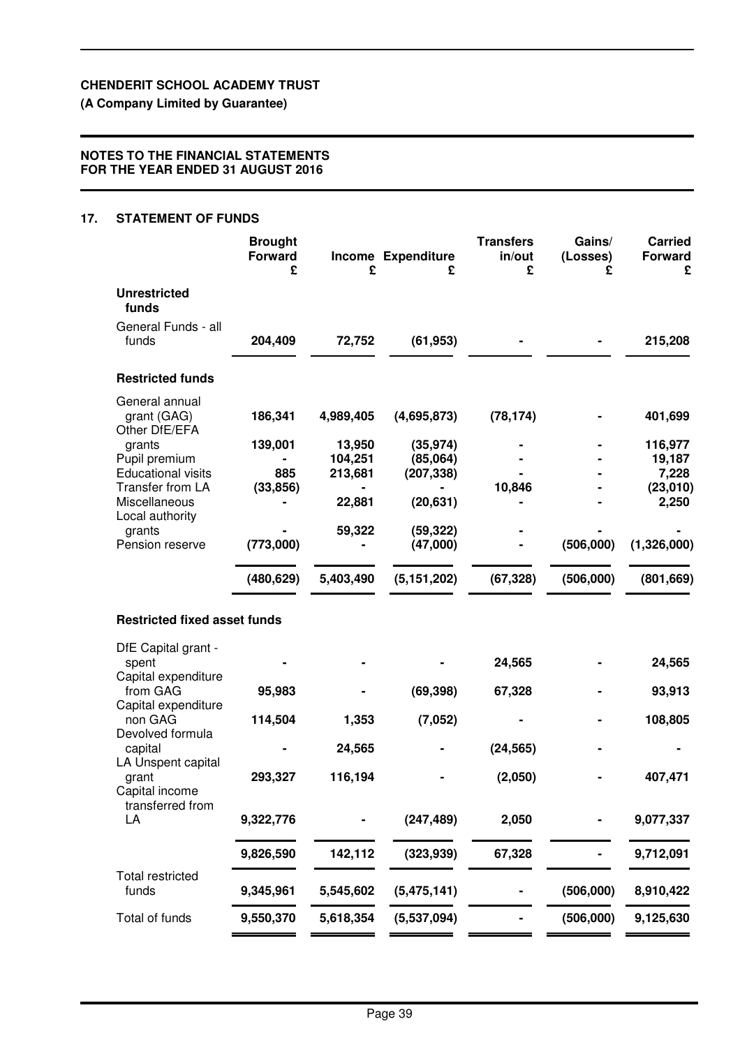**CHENDERIT SCHOOL ACADEMY TRUST**

**(A Company Limited by Guarantee)**

**NOTES TO THE FINANCIAL STATEMENTS FOR THE YEAR ENDED 31 AUGUST 2016**

## 17. STATEMENT OF FUNDS

| | Brought Forward £ | Income £ | Expenditure £ | Transfers in/out £ | Gains/ (Losses) £ | Carried Forward £ |
|---|---|---|---|---|---|---|
| **Unrestricted funds** | | | | | | |
| General Funds - all funds | **204,409** | **72,752** | **(61,953)** | **-** | **-** | **215,208** |
| **Restricted funds** | | | | | | |
| General annual grant (GAG) | **186,341** | **4,989,405** | **(4,695,873)** | **(78,174)** | **-** | **401,699** |
| Other DfE/EFA grants | **139,001** | **13,950** | **(35,974)** | **-** | **-** | **116,977** |
| Pupil premium | **-** | **104,251** | **(85,064)** | **-** | **-** | **19,187** |
| Educational visits | **885** | **213,681** | **(207,338)** | **-** | **-** | **7,228** |
| Transfer from LA | **(33,856)** | **-** | **-** | **10,846** | **-** | **(23,010)** |
| Miscellaneous | **-** | **22,881** | **(20,631)** | **-** | **-** | **2,250** |
| Local authority grants | **-** | **59,322** | **(59,322)** | **-** | **-** | **-** |
| Pension reserve | **(773,000)** | **-** | **(47,000)** | **-** | **(506,000)** | **(1,326,000)** |
| | **(480,629)** | **5,403,490** | **(5,151,202)** | **(67,328)** | **(506,000)** | **(801,669)** |
| **Restricted fixed asset funds** | | | | | | |
| DfE Capital grant - spent | **-** | **-** | **-** | **24,565** | **-** | **24,565** |
| Capital expenditure from GAG | **95,983** | **-** | **(69,398)** | **67,328** | **-** | **93,913** |
| Capital expenditure non GAG | **114,504** | **1,353** | **(7,052)** | **-** | **-** | **108,805** |
| Devolved formula capital | **-** | **24,565** | **-** | **(24,565)** | **-** | **-** |
| LA Unspent capital grant | **293,327** | **116,194** | **-** | **(2,050)** | **-** | **407,471** |
| Capital income transferred from LA | **9,322,776** | **-** | **(247,489)** | **2,050** | **-** | **9,077,337** |
| | **9,826,590** | **142,112** | **(323,939)** | **67,328** | **-** | **9,712,091** |
| Total restricted funds | **9,345,961** | **5,545,602** | **(5,475,141)** | **-** | **(506,000)** | **8,910,422** |
| Total of funds | **9,550,370** | **5,618,354** | **(5,537,094)** | **-** | **(506,000)** | **9,125,630** |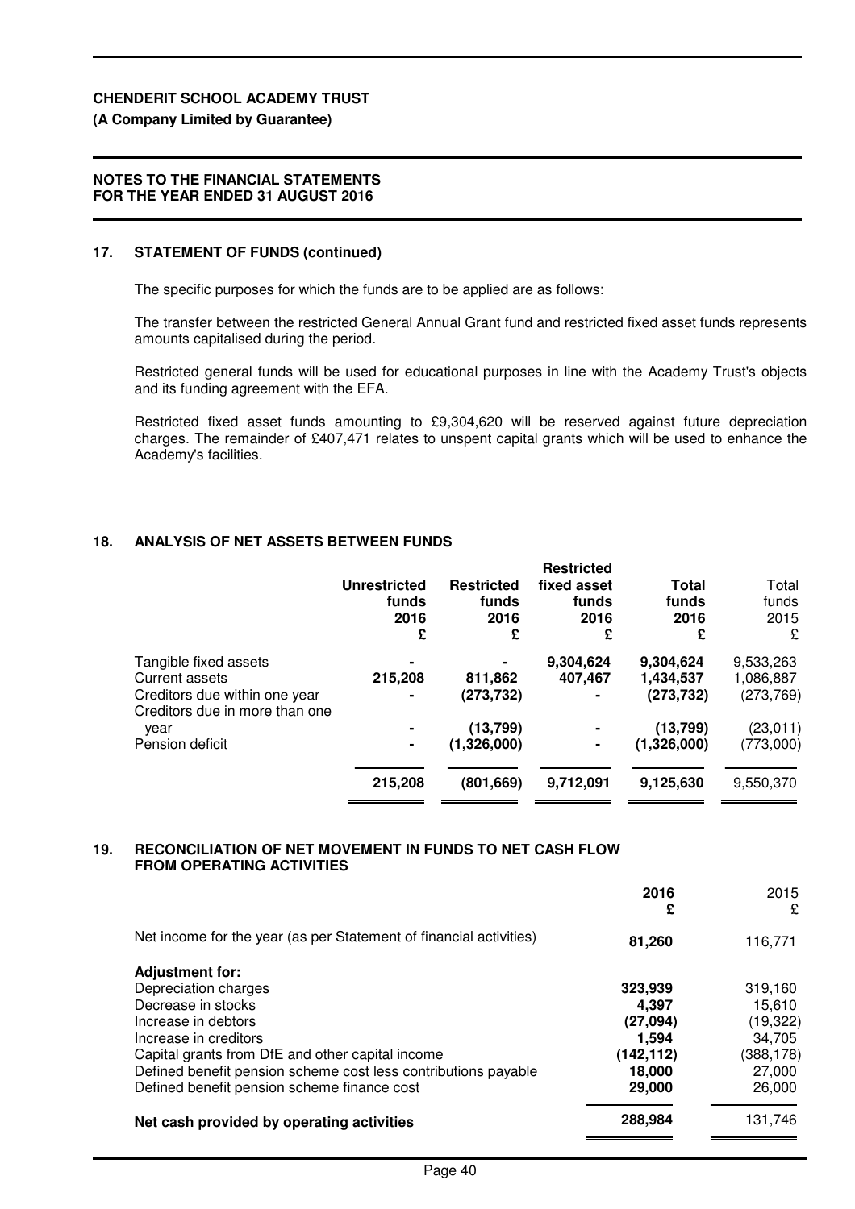## 17. STATEMENT OF FUNDS (continued)

The specific purposes for which the funds are to be applied are as follows:

The transfer between the restricted General Annual Grant fund and restricted fixed asset funds represents amounts capitalised during the period.

Restricted general funds will be used for educational purposes in line with the Academy Trust's objects and its funding agreement with the EFA.

Restricted fixed asset funds amounting to £9,304,620 will be reserved against future depreciation charges. The remainder of £407,471 relates to unspent capital grants which will be used to enhance the Academy's facilities.

## 18. ANALYSIS OF NET ASSETS BETWEEN FUNDS

| | **Unrestricted funds 2016 £** | **Restricted funds 2016 £** | **Restricted fixed asset funds 2016 £** | **Total funds 2016 £** | Total funds 2015 £ |
|---|---|---|---|---|---|
| Tangible fixed assets | - | - | **9,304,624** | **9,304,624** | 9,533,263 |
| Current assets | **215,208** | **811,862** | **407,467** | **1,434,537** | 1,086,887 |
| Creditors due within one year | - | **(273,732)** | - | **(273,732)** | (273,769) |
| Creditors due in more than one year | - | **(13,799)** | - | **(13,799)** | (23,011) |
| Pension deficit | - | **(1,326,000)** | - | **(1,326,000)** | (773,000) |
| | **215,208** | **(801,669)** | **9,712,091** | **9,125,630** | 9,550,370 |

## 19. RECONCILIATION OF NET MOVEMENT IN FUNDS TO NET CASH FLOW FROM OPERATING ACTIVITIES

| | **2016 £** | 2015 £ |
|---|---|---|
| Net income for the year (as per Statement of financial activities) | **81,260** | 116,771 |
| **Adjustment for:** | | |
| Depreciation charges | **323,939** | 319,160 |
| Decrease in stocks | **4,397** | 15,610 |
| Increase in debtors | **(27,094)** | (19,322) |
| Increase in creditors | **1,594** | 34,705 |
| Capital grants from DfE and other capital income | **(142,112)** | (388,178) |
| Defined benefit pension scheme cost less contributions payable | **18,000** | 27,000 |
| Defined benefit pension scheme finance cost | **29,000** | 26,000 |
| **Net cash provided by operating activities** | **288,984** | 131,746 |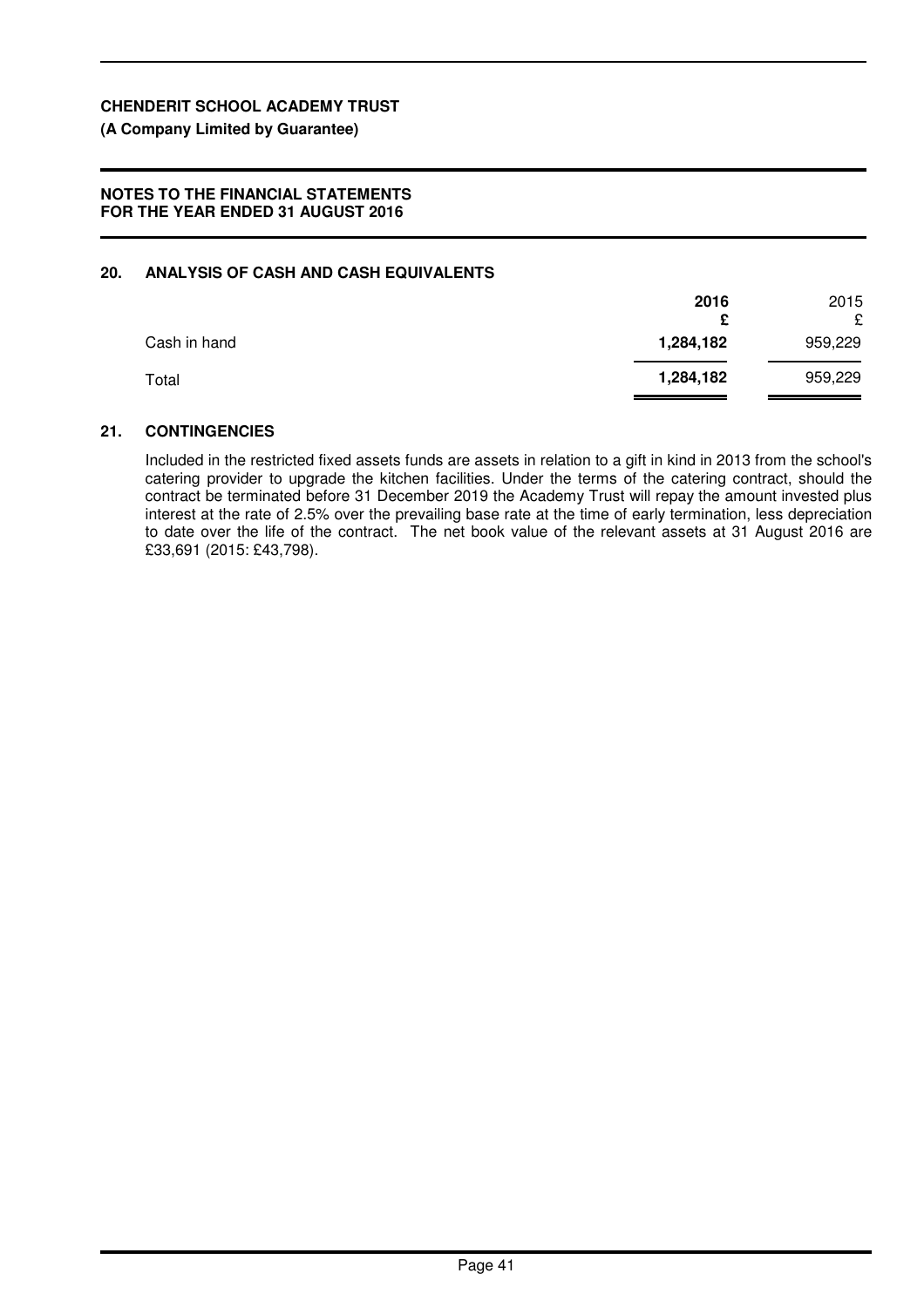**CHENDERIT SCHOOL ACADEMY TRUST**

**(A Company Limited by Guarantee)**

**NOTES TO THE FINANCIAL STATEMENTS FOR THE YEAR ENDED 31 AUGUST 2016**

## 20. ANALYSIS OF CASH AND CASH EQUIVALENTS

| | **2016** | 2015 |
|---|---|---|
| | **£** | £ |
| Cash in hand | **1,284,182** | 959,229 |
| Total | **1,284,182** | 959,229 |

## 21. CONTINGENCIES

Included in the restricted fixed assets funds are assets in relation to a gift in kind in 2013 from the school's catering provider to upgrade the kitchen facilities. Under the terms of the catering contract, should the contract be terminated before 31 December 2019 the Academy Trust will repay the amount invested plus interest at the rate of 2.5% over the prevailing base rate at the time of early termination, less depreciation to date over the life of the contract. The net book value of the relevant assets at 31 August 2016 are £33,691 (2015: £43,798).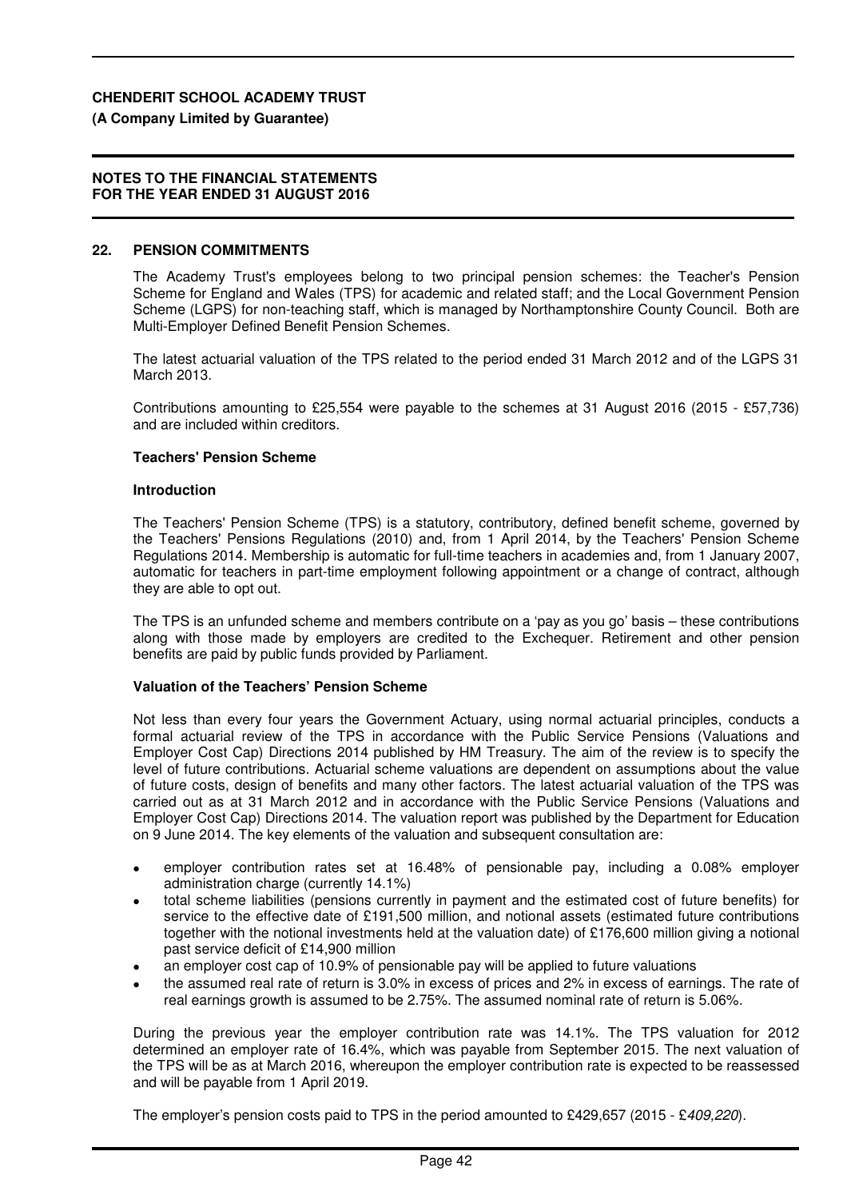**CHENDERIT SCHOOL ACADEMY TRUST**

**(A Company Limited by Guarantee)**

**NOTES TO THE FINANCIAL STATEMENTS FOR THE YEAR ENDED 31 AUGUST 2016**

## 22. PENSION COMMITMENTS

The Academy Trust's employees belong to two principal pension schemes: the Teacher's Pension Scheme for England and Wales (TPS) for academic and related staff; and the Local Government Pension Scheme (LGPS) for non-teaching staff, which is managed by Northamptonshire County Council. Both are Multi-Employer Defined Benefit Pension Schemes.

The latest actuarial valuation of the TPS related to the period ended 31 March 2012 and of the LGPS 31 March 2013.

Contributions amounting to £25,554 were payable to the schemes at 31 August 2016 (2015 - £57,736) and are included within creditors.

### Teachers' Pension Scheme

**Introduction**

The Teachers' Pension Scheme (TPS) is a statutory, contributory, defined benefit scheme, governed by the Teachers' Pensions Regulations (2010) and, from 1 April 2014, by the Teachers' Pension Scheme Regulations 2014. Membership is automatic for full-time teachers in academies and, from 1 January 2007, automatic for teachers in part-time employment following appointment or a change of contract, although they are able to opt out.

The TPS is an unfunded scheme and members contribute on a 'pay as you go' basis – these contributions along with those made by employers are credited to the Exchequer. Retirement and other pension benefits are paid by public funds provided by Parliament.

**Valuation of the Teachers' Pension Scheme**

Not less than every four years the Government Actuary, using normal actuarial principles, conducts a formal actuarial review of the TPS in accordance with the Public Service Pensions (Valuations and Employer Cost Cap) Directions 2014 published by HM Treasury. The aim of the review is to specify the level of future contributions. Actuarial scheme valuations are dependent on assumptions about the value of future costs, design of benefits and many other factors. The latest actuarial valuation of the TPS was carried out as at 31 March 2012 and in accordance with the Public Service Pensions (Valuations and Employer Cost Cap) Directions 2014. The valuation report was published by the Department for Education on 9 June 2014. The key elements of the valuation and subsequent consultation are:

- employer contribution rates set at 16.48% of pensionable pay, including a 0.08% employer administration charge (currently 14.1%)
- total scheme liabilities (pensions currently in payment and the estimated cost of future benefits) for service to the effective date of £191,500 million, and notional assets (estimated future contributions together with the notional investments held at the valuation date) of £176,600 million giving a notional past service deficit of £14,900 million
- an employer cost cap of 10.9% of pensionable pay will be applied to future valuations
- the assumed real rate of return is 3.0% in excess of prices and 2% in excess of earnings. The rate of real earnings growth is assumed to be 2.75%. The assumed nominal rate of return is 5.06%.

During the previous year the employer contribution rate was 14.1%. The TPS valuation for 2012 determined an employer rate of 16.4%, which was payable from September 2015. The next valuation of the TPS will be as at March 2016, whereupon the employer contribution rate is expected to be reassessed and will be payable from 1 April 2019.

The employer's pension costs paid to TPS in the period amounted to £429,657 (2015 - £*409,220*).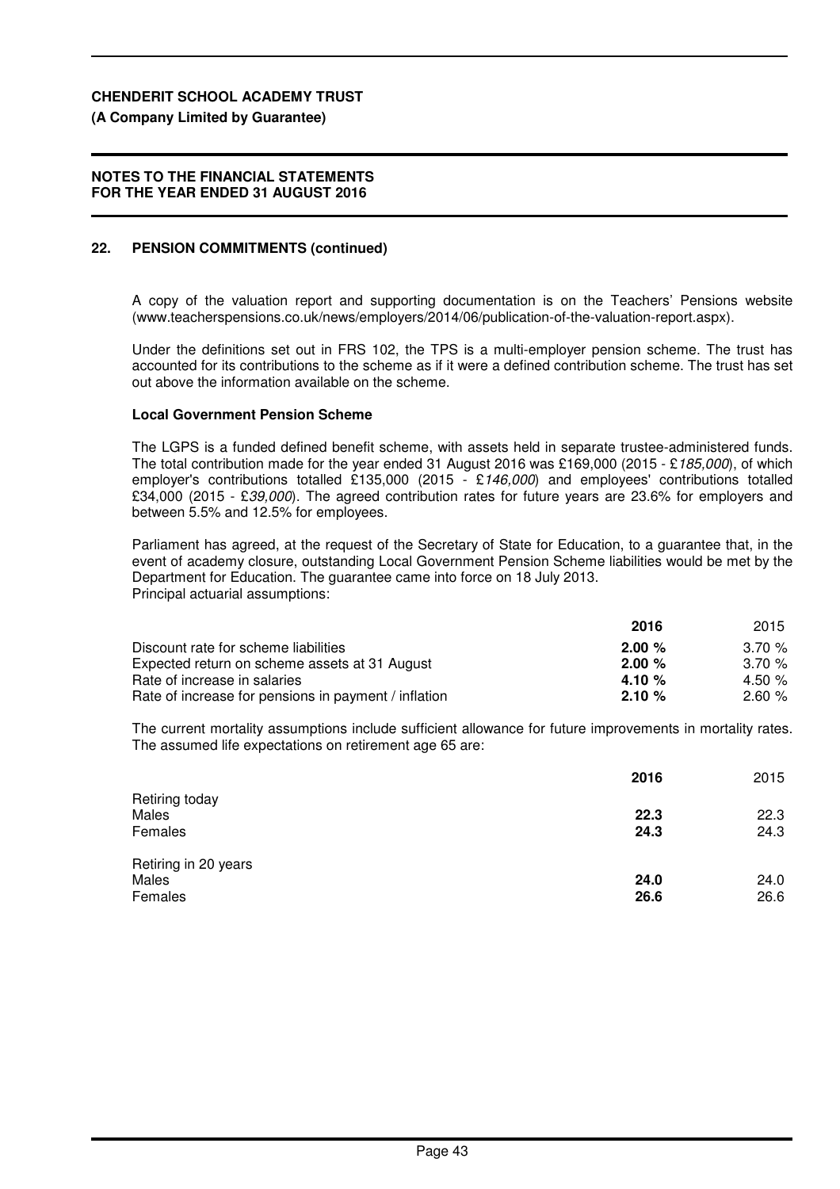## 22. PENSION COMMITMENTS (continued)

A copy of the valuation report and supporting documentation is on the Teachers' Pensions website (www.teacherspensions.co.uk/news/employers/2014/06/publication-of-the-valuation-report.aspx).

Under the definitions set out in FRS 102, the TPS is a multi-employer pension scheme. The trust has accounted for its contributions to the scheme as if it were a defined contribution scheme. The trust has set out above the information available on the scheme.

### Local Government Pension Scheme

The LGPS is a funded defined benefit scheme, with assets held in separate trustee-administered funds. The total contribution made for the year ended 31 August 2016 was £169,000 (2015 - £*185,000*), of which employer's contributions totalled £135,000 (2015 - £*146,000*) and employees' contributions totalled £34,000 (2015 - £*39,000*). The agreed contribution rates for future years are 23.6% for employers and between 5.5% and 12.5% for employees.

Parliament has agreed, at the request of the Secretary of State for Education, to a guarantee that, in the event of academy closure, outstanding Local Government Pension Scheme liabilities would be met by the Department for Education. The guarantee came into force on 18 July 2013.

Principal actuarial assumptions:

| | **2016** | 2015 |
|---|---|---|
| Discount rate for scheme liabilities | **2.00 %** | 3.70 % |
| Expected return on scheme assets at 31 August | **2.00 %** | 3.70 % |
| Rate of increase in salaries | **4.10 %** | 4.50 % |
| Rate of increase for pensions in payment / inflation | **2.10 %** | 2.60 % |

The current mortality assumptions include sufficient allowance for future improvements in mortality rates. The assumed life expectations on retirement age 65 are:

| | **2016** | 2015 |
|---|---|---|
| Retiring today | | |
| Males | **22.3** | 22.3 |
| Females | **24.3** | 24.3 |
| Retiring in 20 years | | |
| Males | **24.0** | 24.0 |
| Females | **26.6** | 26.6 |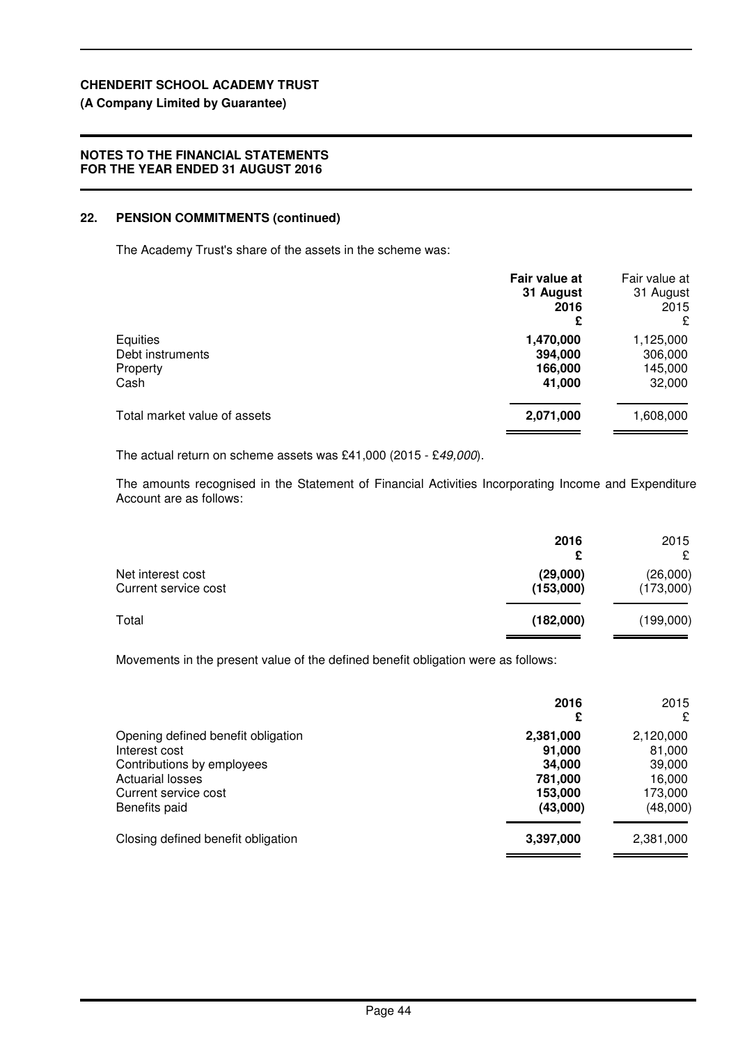**CHENDERIT SCHOOL ACADEMY TRUST**
**(A Company Limited by Guarantee)**

**NOTES TO THE FINANCIAL STATEMENTS FOR THE YEAR ENDED 31 AUGUST 2016**

## 22. PENSION COMMITMENTS (continued)

The Academy Trust's share of the assets in the scheme was:

| | **Fair value at 31 August 2016 £** | Fair value at 31 August 2015 £ |
|---|---|---|
| Equities | **1,470,000** | 1,125,000 |
| Debt instruments | **394,000** | 306,000 |
| Property | **166,000** | 145,000 |
| Cash | **41,000** | 32,000 |
| Total market value of assets | **2,071,000** | 1,608,000 |

The actual return on scheme assets was £41,000 (2015 - £*49,000*).

The amounts recognised in the Statement of Financial Activities Incorporating Income and Expenditure Account are as follows:

| | **2016 £** | 2015 £ |
|---|---|---|
| Net interest cost | **(29,000)** | (26,000) |
| Current service cost | **(153,000)** | (173,000) |
| Total | **(182,000)** | (199,000) |

Movements in the present value of the defined benefit obligation were as follows:

| | **2016 £** | 2015 £ |
|---|---|---|
| Opening defined benefit obligation | **2,381,000** | 2,120,000 |
| Interest cost | **91,000** | 81,000 |
| Contributions by employees | **34,000** | 39,000 |
| Actuarial losses | **781,000** | 16,000 |
| Current service cost | **153,000** | 173,000 |
| Benefits paid | **(43,000)** | (48,000) |
| Closing defined benefit obligation | **3,397,000** | 2,381,000 |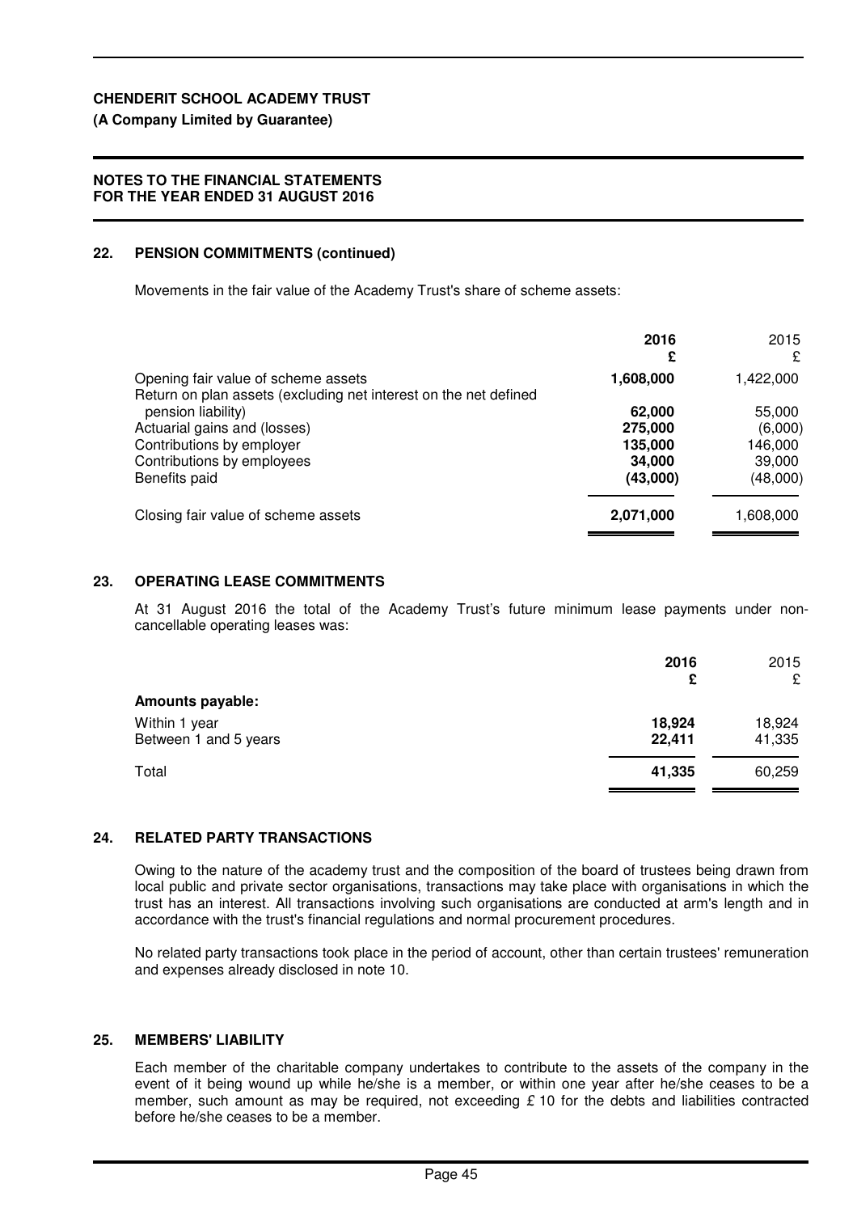## 22. PENSION COMMITMENTS (continued)

Movements in the fair value of the Academy Trust's share of scheme assets:

| | 2016 £ | 2015 £ |
|---|---|---|
| Opening fair value of scheme assets | **1,608,000** | 1,422,000 |
| Return on plan assets (excluding net interest on the net defined pension liability) | **62,000** | 55,000 |
| Actuarial gains and (losses) | **275,000** | (6,000) |
| Contributions by employer | **135,000** | 146,000 |
| Contributions by employees | **34,000** | 39,000 |
| Benefits paid | **(43,000)** | (48,000) |
| Closing fair value of scheme assets | **2,071,000** | 1,608,000 |

## 23. OPERATING LEASE COMMITMENTS

At 31 August 2016 the total of the Academy Trust's future minimum lease payments under non-cancellable operating leases was:

| | 2016 £ | 2015 £ |
|---|---|---|
| **Amounts payable:** | | |
| Within 1 year | **18,924** | 18,924 |
| Between 1 and 5 years | **22,411** | 41,335 |
| Total | **41,335** | 60,259 |

## 24. RELATED PARTY TRANSACTIONS

Owing to the nature of the academy trust and the composition of the board of trustees being drawn from local public and private sector organisations, transactions may take place with organisations in which the trust has an interest. All transactions involving such organisations are conducted at arm's length and in accordance with the trust's financial regulations and normal procurement procedures.

No related party transactions took place in the period of account, other than certain trustees' remuneration and expenses already disclosed in note 10.

## 25. MEMBERS' LIABILITY

Each member of the charitable company undertakes to contribute to the assets of the company in the event of it being wound up while he/she is a member, or within one year after he/she ceases to be a member, such amount as may be required, not exceeding £ 10 for the debts and liabilities contracted before he/she ceases to be a member.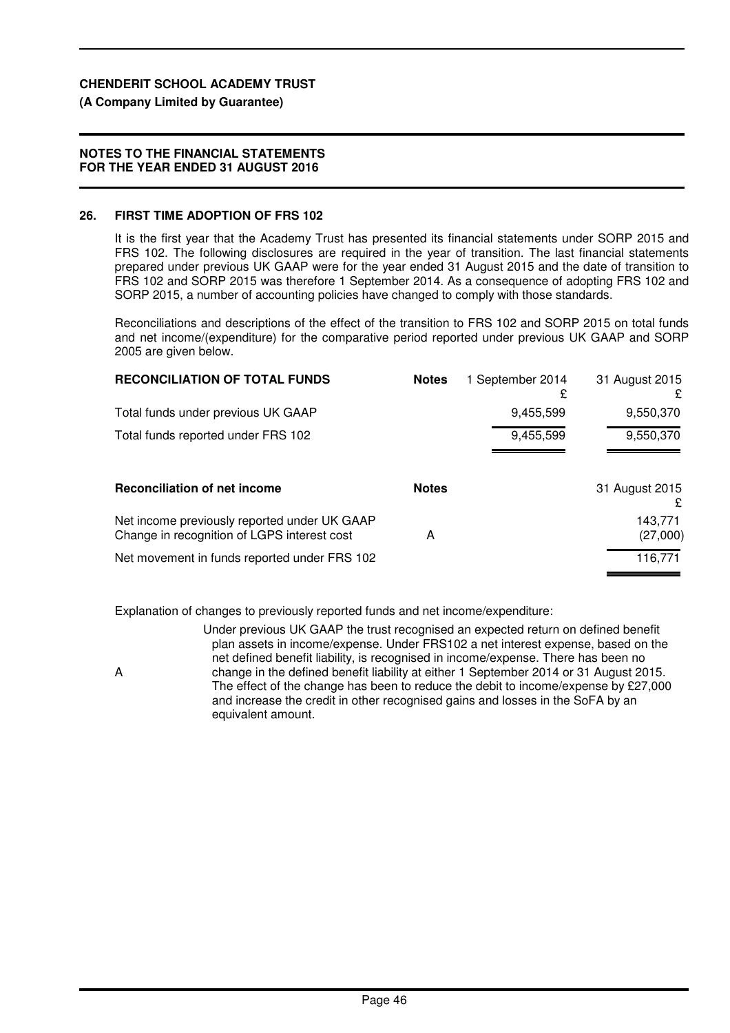**CHENDERIT SCHOOL ACADEMY TRUST**

**(A Company Limited by Guarantee)**

**NOTES TO THE FINANCIAL STATEMENTS FOR THE YEAR ENDED 31 AUGUST 2016**

## 26. FIRST TIME ADOPTION OF FRS 102

It is the first year that the Academy Trust has presented its financial statements under SORP 2015 and FRS 102. The following disclosures are required in the year of transition. The last financial statements prepared under previous UK GAAP were for the year ended 31 August 2015 and the date of transition to FRS 102 and SORP 2015 was therefore 1 September 2014. As a consequence of adopting FRS 102 and SORP 2015, a number of accounting policies have changed to comply with those standards.

Reconciliations and descriptions of the effect of the transition to FRS 102 and SORP 2015 on total funds and net income/(expenditure) for the comparative period reported under previous UK GAAP and SORP 2005 are given below.

| **RECONCILIATION OF TOTAL FUNDS** | **Notes** | 1 September 2014 £ | 31 August 2015 £ |
|---|---|---|---|
| Total funds under previous UK GAAP | | 9,455,599 | 9,550,370 |
| Total funds reported under FRS 102 | | 9,455,599 | 9,550,370 |

| **Reconciliation of net income** | **Notes** | 31 August 2015 £ |
|---|---|---|
| Net income previously reported under UK GAAP | | 143,771 |
| Change in recognition of LGPS interest cost | A | (27,000) |
| Net movement in funds reported under FRS 102 | | 116,771 |

Explanation of changes to previously reported funds and net income/expenditure:

A Under previous UK GAAP the trust recognised an expected return on defined benefit plan assets in income/expense. Under FRS102 a net interest expense, based on the net defined benefit liability, is recognised in income/expense. There has been no change in the defined benefit liability at either 1 September 2014 or 31 August 2015. The effect of the change has been to reduce the debit to income/expense by £27,000 and increase the credit in other recognised gains and losses in the SoFA by an equivalent amount.